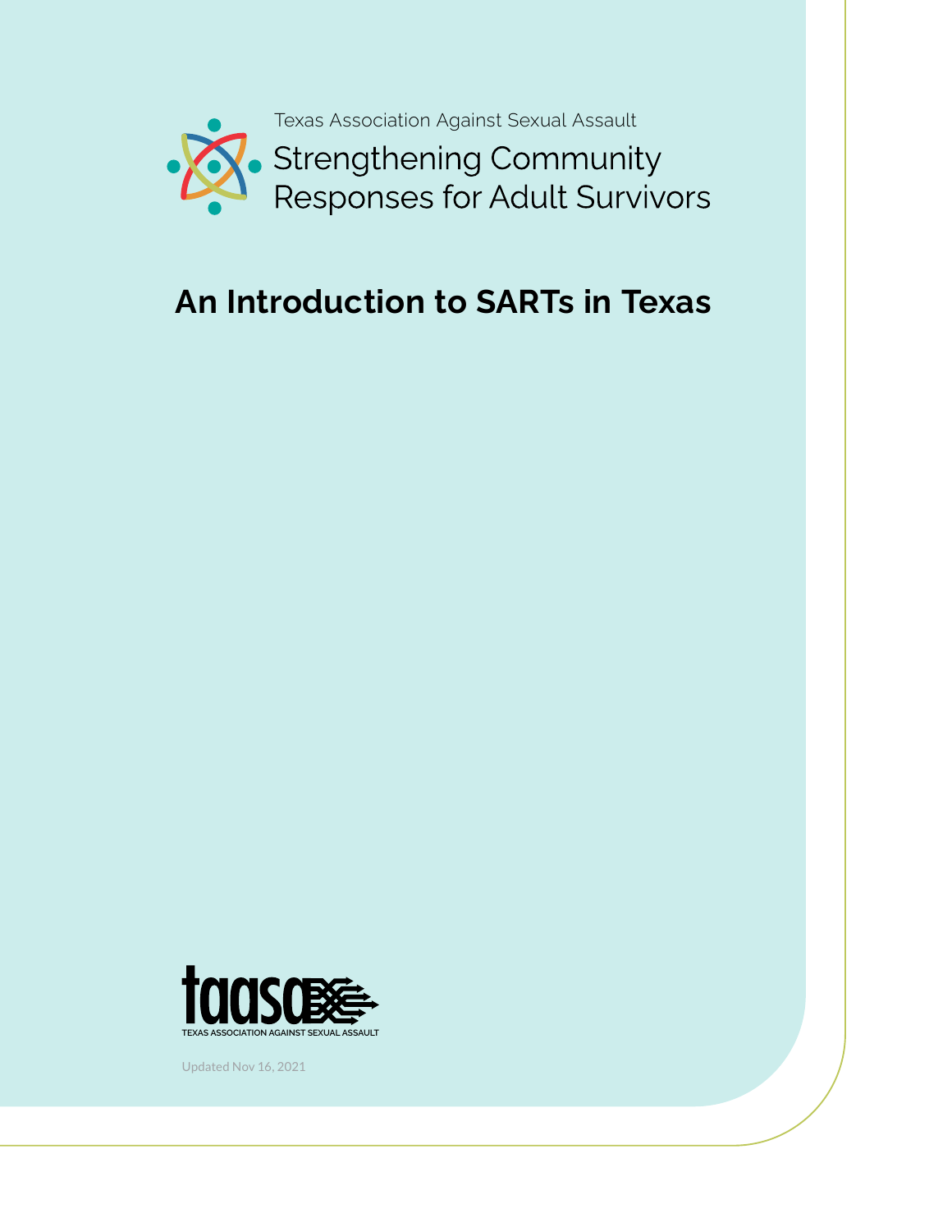Texas Association Against Sexual Assault

Strengthening Community Responses for Adult Survivors

# An Introduction to SARTs in Texas

TEXAS ASSOCIATION AGAINST SEXUAL ASSAULT

Updated Nov 16, 2021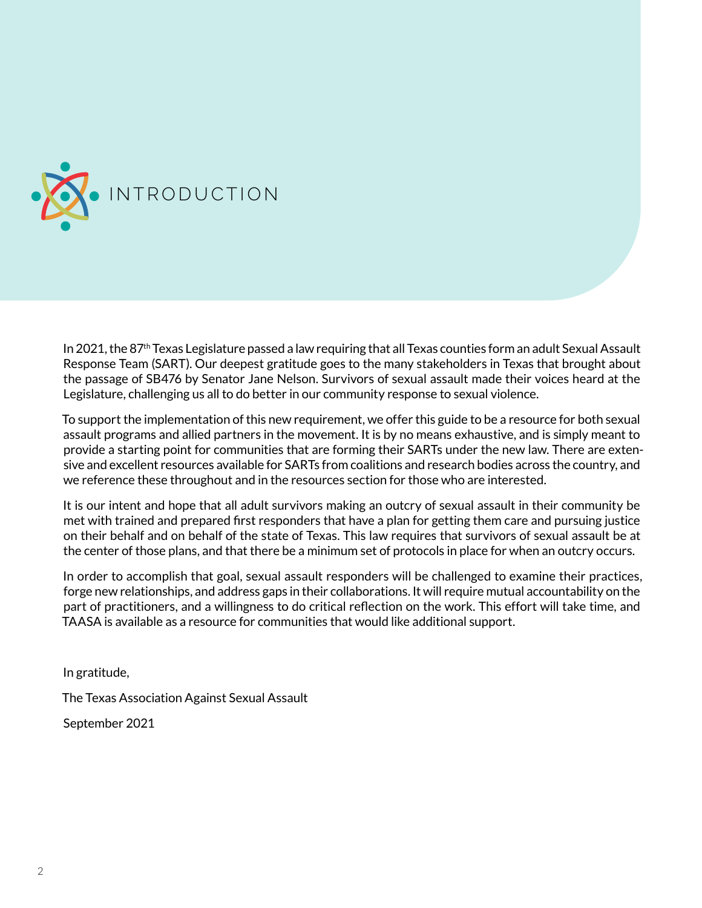# INTRODUCTION

In 2021, the 87th Texas Legislature passed a law requiring that all Texas counties form an adult Sexual Assault Response Team (SART). Our deepest gratitude goes to the many stakeholders in Texas that brought about the passage of SB476 by Senator Jane Nelson. Survivors of sexual assault made their voices heard at the Legislature, challenging us all to do better in our community response to sexual violence.

To support the implementation of this new requirement, we offer this guide to be a resource for both sexual assault programs and allied partners in the movement. It is by no means exhaustive, and is simply meant to provide a starting point for communities that are forming their SARTs under the new law. There are extensive and excellent resources available for SARTs from coalitions and research bodies across the country, and we reference these throughout and in the resources section for those who are interested.

It is our intent and hope that all adult survivors making an outcry of sexual assault in their community be met with trained and prepared first responders that have a plan for getting them care and pursuing justice on their behalf and on behalf of the state of Texas. This law requires that survivors of sexual assault be at the center of those plans, and that there be a minimum set of protocols in place for when an outcry occurs.

In order to accomplish that goal, sexual assault responders will be challenged to examine their practices, forge new relationships, and address gaps in their collaborations. It will require mutual accountability on the part of practitioners, and a willingness to do critical reflection on the work. This effort will take time, and TAASA is available as a resource for communities that would like additional support.

In gratitude,

The Texas Association Against Sexual Assault

September 2021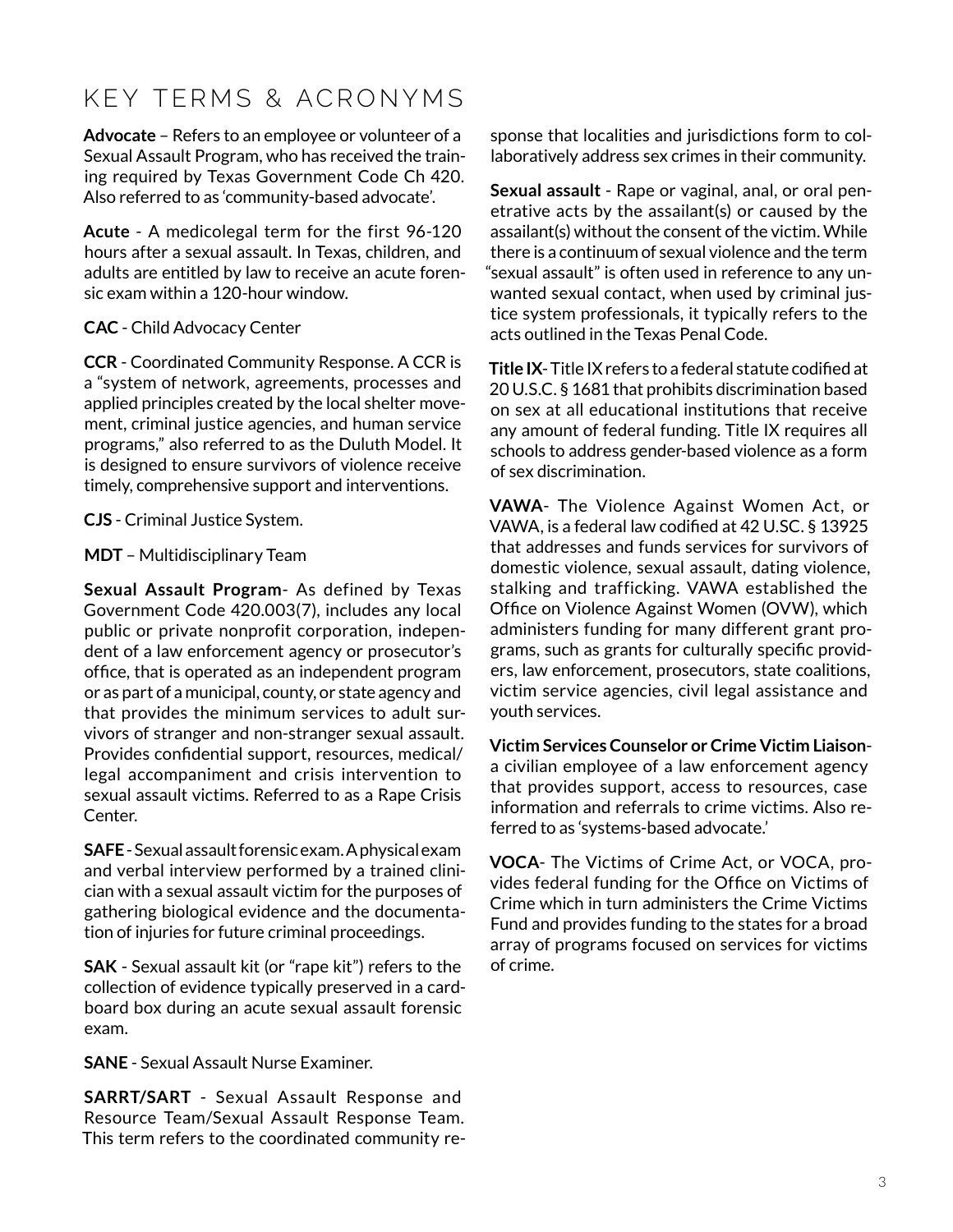# KEY TERMS & ACRONYMS

**Advocate** – Refers to an employee or volunteer of a Sexual Assault Program, who has received the training required by Texas Government Code Ch 420. Also referred to as 'community-based advocate'.

**Acute** - A medicolegal term for the first 96-120 hours after a sexual assault. In Texas, children, and adults are entitled by law to receive an acute forensic exam within a 120-hour window.

**CAC** - Child Advocacy Center

**CCR** - Coordinated Community Response. A CCR is a "system of network, agreements, processes and applied principles created by the local shelter movement, criminal justice agencies, and human service programs," also referred to as the Duluth Model. It is designed to ensure survivors of violence receive timely, comprehensive support and interventions.

**CJS** - Criminal Justice System.

**MDT** – Multidisciplinary Team

**Sexual Assault Program**- As defined by Texas Government Code 420.003(7), includes any local public or private nonprofit corporation, independent of a law enforcement agency or prosecutor's office, that is operated as an independent program or as part of a municipal, county, or state agency and that provides the minimum services to adult survivors of stranger and non-stranger sexual assault. Provides confidential support, resources, medical/legal accompaniment and crisis intervention to sexual assault victims. Referred to as a Rape Crisis Center.

**SAFE** - Sexual assault forensic exam. A physical exam and verbal interview performed by a trained clinician with a sexual assault victim for the purposes of gathering biological evidence and the documentation of injuries for future criminal proceedings.

**SAK** - Sexual assault kit (or "rape kit") refers to the collection of evidence typically preserved in a cardboard box during an acute sexual assault forensic exam.

**SANE** - Sexual Assault Nurse Examiner.

**SARRT/SART** - Sexual Assault Response and Resource Team/Sexual Assault Response Team. This term refers to the coordinated community response that localities and jurisdictions form to collaboratively address sex crimes in their community.

**Sexual assault** - Rape or vaginal, anal, or oral penetrative acts by the assailant(s) or caused by the assailant(s) without the consent of the victim. While there is a continuum of sexual violence and the term "sexual assault" is often used in reference to any unwanted sexual contact, when used by criminal justice system professionals, it typically refers to the acts outlined in the Texas Penal Code.

**Title IX**- Title IX refers to a federal statute codified at 20 U.S.C. § 1681 that prohibits discrimination based on sex at all educational institutions that receive any amount of federal funding. Title IX requires all schools to address gender-based violence as a form of sex discrimination.

**VAWA**- The Violence Against Women Act, or VAWA, is a federal law codified at 42 U.SC. § 13925 that addresses and funds services for survivors of domestic violence, sexual assault, dating violence, stalking and trafficking. VAWA established the Office on Violence Against Women (OVW), which administers funding for many different grant programs, such as grants for culturally specific providers, law enforcement, prosecutors, state coalitions, victim service agencies, civil legal assistance and youth services.

**Victim Services Counselor or Crime Victim Liaison**- a civilian employee of a law enforcement agency that provides support, access to resources, case information and referrals to crime victims. Also referred to as 'systems-based advocate.'

**VOCA**- The Victims of Crime Act, or VOCA, provides federal funding for the Office on Victims of Crime which in turn administers the Crime Victims Fund and provides funding to the states for a broad array of programs focused on services for victims of crime.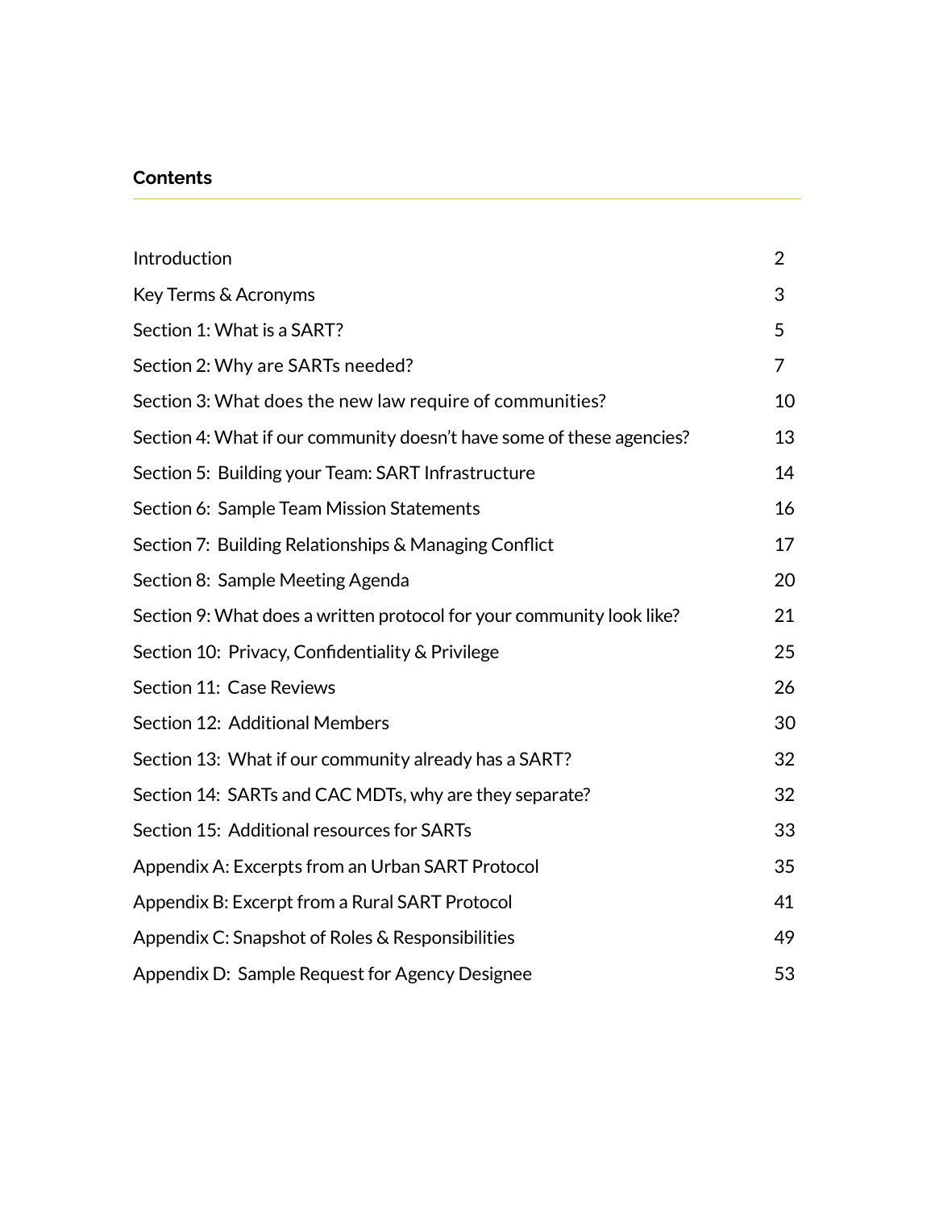## Contents

| | |
|---|---|
| Introduction | 2 |
| Key Terms & Acronyms | 3 |
| Section 1: What is a SART? | 5 |
| Section 2: Why are SARTs needed? | 7 |
| Section 3: What does the new law require of communities? | 10 |
| Section 4: What if our community doesn't have some of these agencies? | 13 |
| Section 5: Building your Team: SART Infrastructure | 14 |
| Section 6: Sample Team Mission Statements | 16 |
| Section 7: Building Relationships & Managing Conflict | 17 |
| Section 8: Sample Meeting Agenda | 20 |
| Section 9: What does a written protocol for your community look like? | 21 |
| Section 10: Privacy, Confidentiality & Privilege | 25 |
| Section 11: Case Reviews | 26 |
| Section 12: Additional Members | 30 |
| Section 13: What if our community already has a SART? | 32 |
| Section 14: SARTs and CAC MDTs, why are they separate? | 32 |
| Section 15: Additional resources for SARTs | 33 |
| Appendix A: Excerpts from an Urban SART Protocol | 35 |
| Appendix B: Excerpt from a Rural SART Protocol | 41 |
| Appendix C: Snapshot of Roles & Responsibilities | 49 |
| Appendix D: Sample Request for Agency Designee | 53 |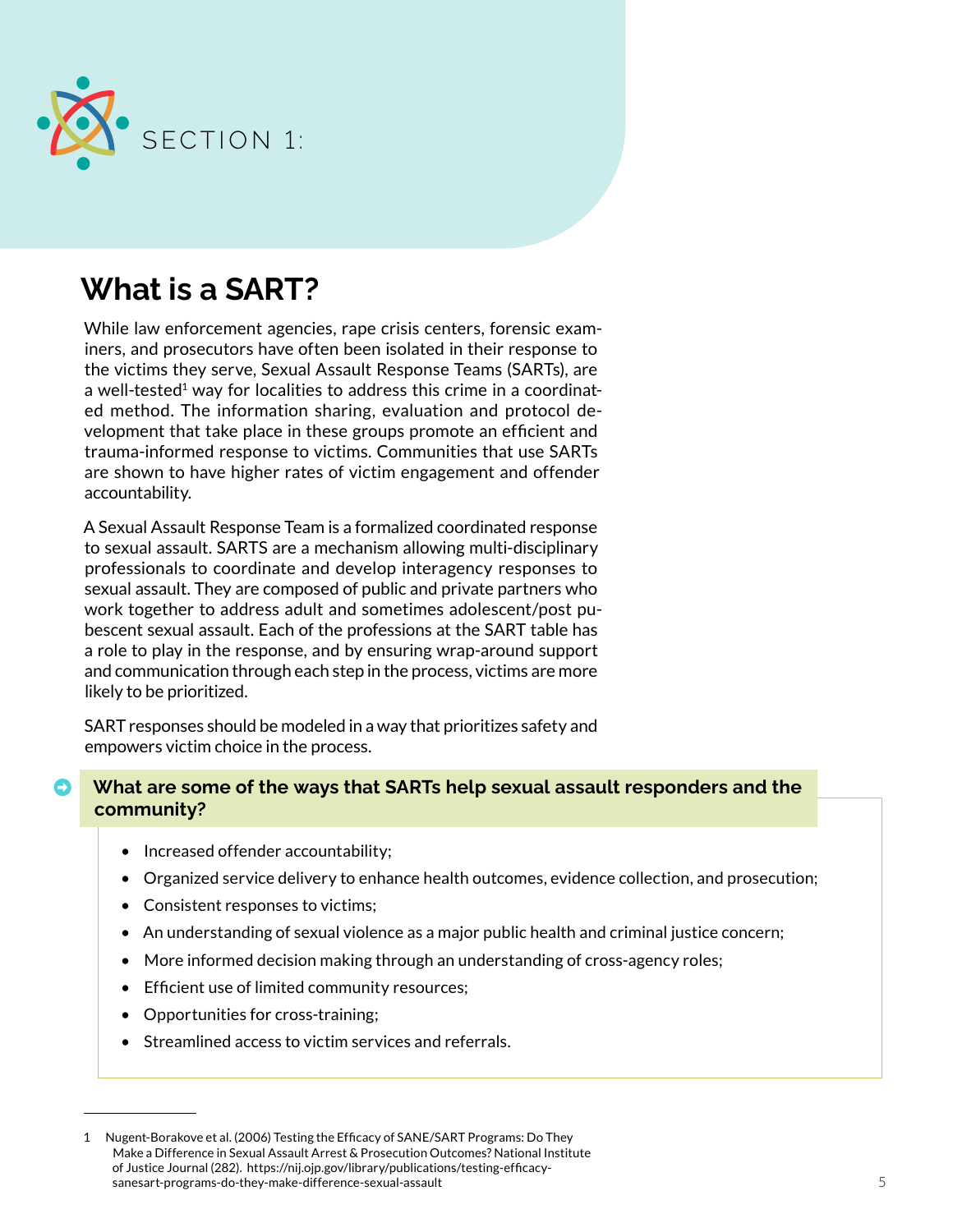SECTION 1:

# What is a SART?

While law enforcement agencies, rape crisis centers, forensic examiners, and prosecutors have often been isolated in their response to the victims they serve, Sexual Assault Response Teams (SARTs), are a well-tested[1] way for localities to address this crime in a coordinated method. The information sharing, evaluation and protocol development that take place in these groups promote an efficient and trauma-informed response to victims. Communities that use SARTs are shown to have higher rates of victim engagement and offender accountability.

A Sexual Assault Response Team is a formalized coordinated response to sexual assault. SARTS are a mechanism allowing multi-disciplinary professionals to coordinate and develop interagency responses to sexual assault. They are composed of public and private partners who work together to address adult and sometimes adolescent/post pubescent sexual assault. Each of the professions at the SART table has a role to play in the response, and by ensuring wrap-around support and communication through each step in the process, victims are more likely to be prioritized.

SART responses should be modeled in a way that prioritizes safety and empowers victim choice in the process.

**What are some of the ways that SARTs help sexual assault responders and the community?**

- Increased offender accountability;
- Organized service delivery to enhance health outcomes, evidence collection, and prosecution;
- Consistent responses to victims;
- An understanding of sexual violence as a major public health and criminal justice concern;
- More informed decision making through an understanding of cross-agency roles;
- Efficient use of limited community resources;
- Opportunities for cross-training;
- Streamlined access to victim services and referrals.

---

1 Nugent-Borakove et al. (2006) Testing the Efficacy of SANE/SART Programs: Do They Make a Difference in Sexual Assault Arrest & Prosecution Outcomes? National Institute of Justice Journal (282). https://nij.ojp.gov/library/publications/testing-efficacy-sanesart-programs-do-they-make-difference-sexual-assault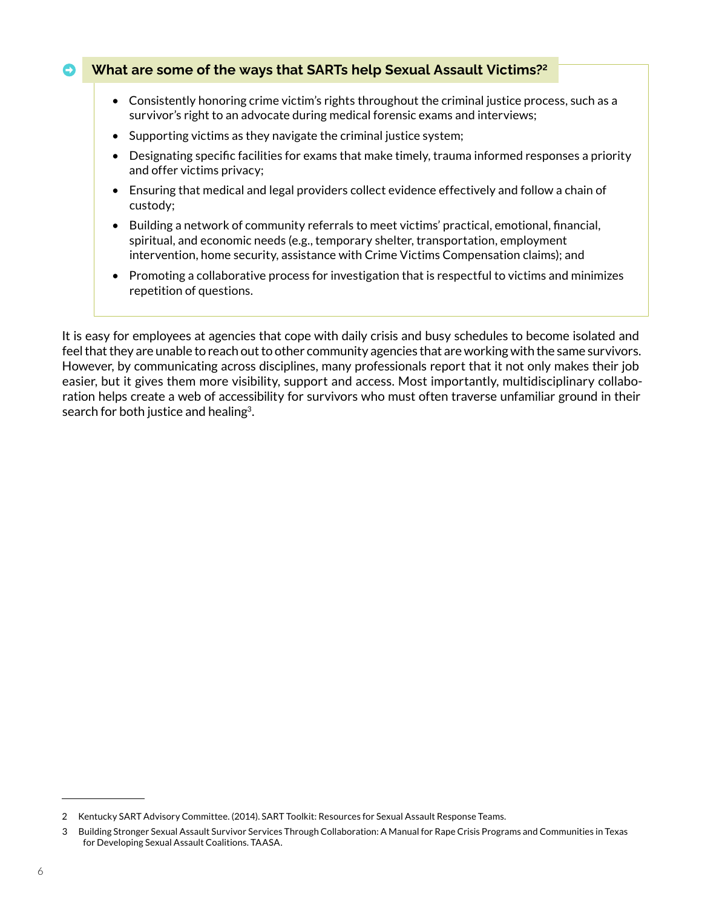### What are some of the ways that SARTs help Sexual Assault Victims?[2]

- Consistently honoring crime victim's rights throughout the criminal justice process, such as a survivor's right to an advocate during medical forensic exams and interviews;
- Supporting victims as they navigate the criminal justice system;
- Designating specific facilities for exams that make timely, trauma informed responses a priority and offer victims privacy;
- Ensuring that medical and legal providers collect evidence effectively and follow a chain of custody;
- Building a network of community referrals to meet victims' practical, emotional, financial, spiritual, and economic needs (e.g., temporary shelter, transportation, employment intervention, home security, assistance with Crime Victims Compensation claims); and
- Promoting a collaborative process for investigation that is respectful to victims and minimizes repetition of questions.

It is easy for employees at agencies that cope with daily crisis and busy schedules to become isolated and feel that they are unable to reach out to other community agencies that are working with the same survivors. However, by communicating across disciplines, many professionals report that it not only makes their job easier, but it gives them more visibility, support and access. Most importantly, multidisciplinary collaboration helps create a web of accessibility for survivors who must often traverse unfamiliar ground in their search for both justice and healing[3].

---

2 Kentucky SART Advisory Committee. (2014). SART Toolkit: Resources for Sexual Assault Response Teams.

3 Building Stronger Sexual Assault Survivor Services Through Collaboration: A Manual for Rape Crisis Programs and Communities in Texas for Developing Sexual Assault Coalitions. TAASA.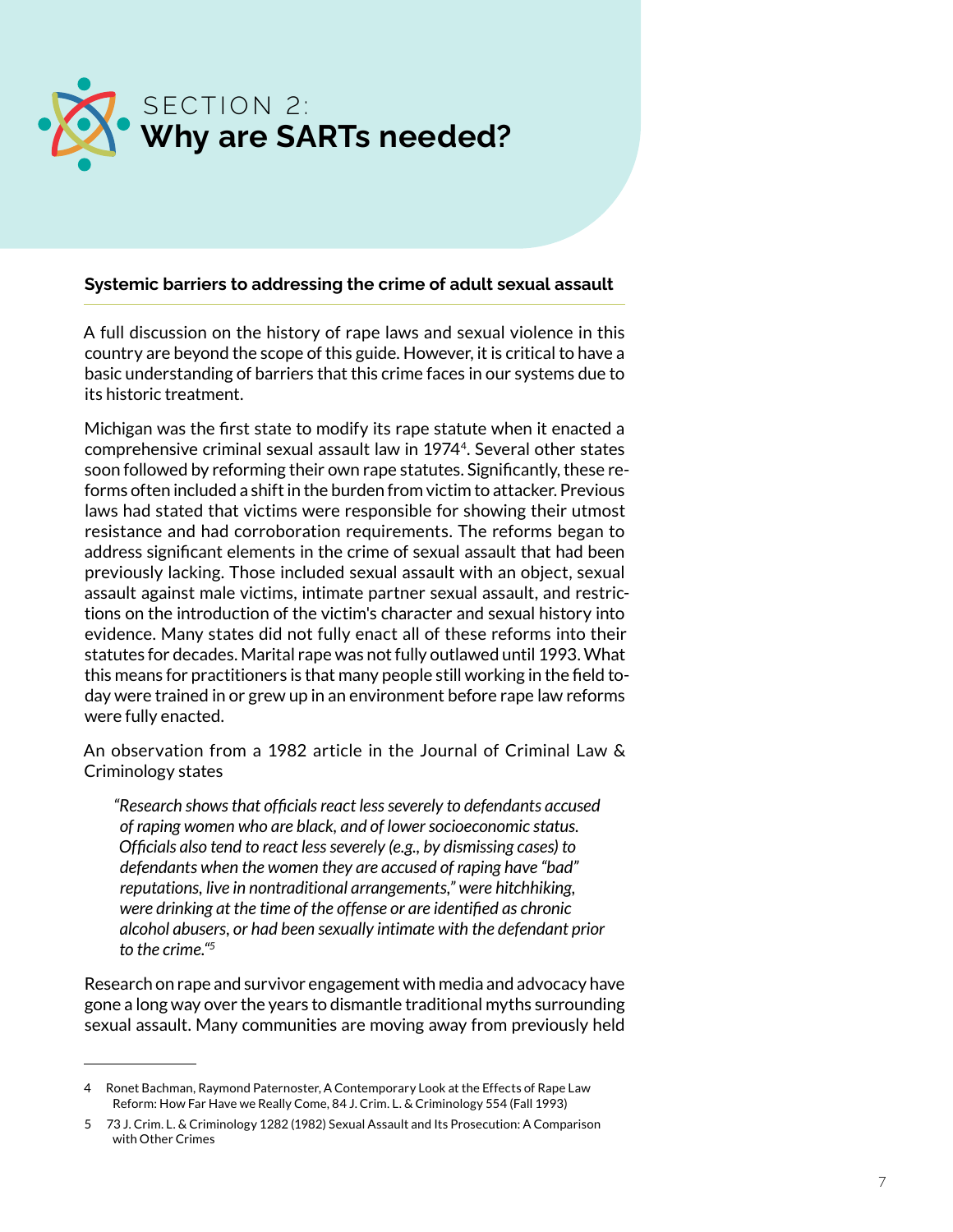# SECTION 2:
# **Why are SARTs needed?**

### Systemic barriers to addressing the crime of adult sexual assault

A full discussion on the history of rape laws and sexual violence in this country are beyond the scope of this guide. However, it is critical to have a basic understanding of barriers that this crime faces in our systems due to its historic treatment.

Michigan was the first state to modify its rape statute when it enacted a comprehensive criminal sexual assault law in 1974[4]. Several other states soon followed by reforming their own rape statutes. Significantly, these reforms often included a shift in the burden from victim to attacker. Previous laws had stated that victims were responsible for showing their utmost resistance and had corroboration requirements. The reforms began to address significant elements in the crime of sexual assault that had been previously lacking. Those included sexual assault with an object, sexual assault against male victims, intimate partner sexual assault, and restrictions on the introduction of the victim's character and sexual history into evidence. Many states did not fully enact all of these reforms into their statutes for decades. Marital rape was not fully outlawed until 1993. What this means for practitioners is that many people still working in the field today were trained in or grew up in an environment before rape law reforms were fully enacted.

An observation from a 1982 article in the Journal of Criminal Law & Criminology states

> *"Research shows that officials react less severely to defendants accused of raping women who are black, and of lower socioeconomic status. Officials also tend to react less severely (e.g., by dismissing cases) to defendants when the women they are accused of raping have "bad" reputations, live in nontraditional arrangements," were hitchhiking, were drinking at the time of the offense or are identified as chronic alcohol abusers, or had been sexually intimate with the defendant prior to the crime."*[5]

Research on rape and survivor engagement with media and advocacy have gone a long way over the years to dismantle traditional myths surrounding sexual assault. Many communities are moving away from previously held

---

4 Ronet Bachman, Raymond Paternoster, A Contemporary Look at the Effects of Rape Law Reform: How Far Have we Really Come, 84 J. Crim. L. & Criminology 554 (Fall 1993)

5 73 J. Crim. L. & Criminology 1282 (1982) Sexual Assault and Its Prosecution: A Comparison with Other Crimes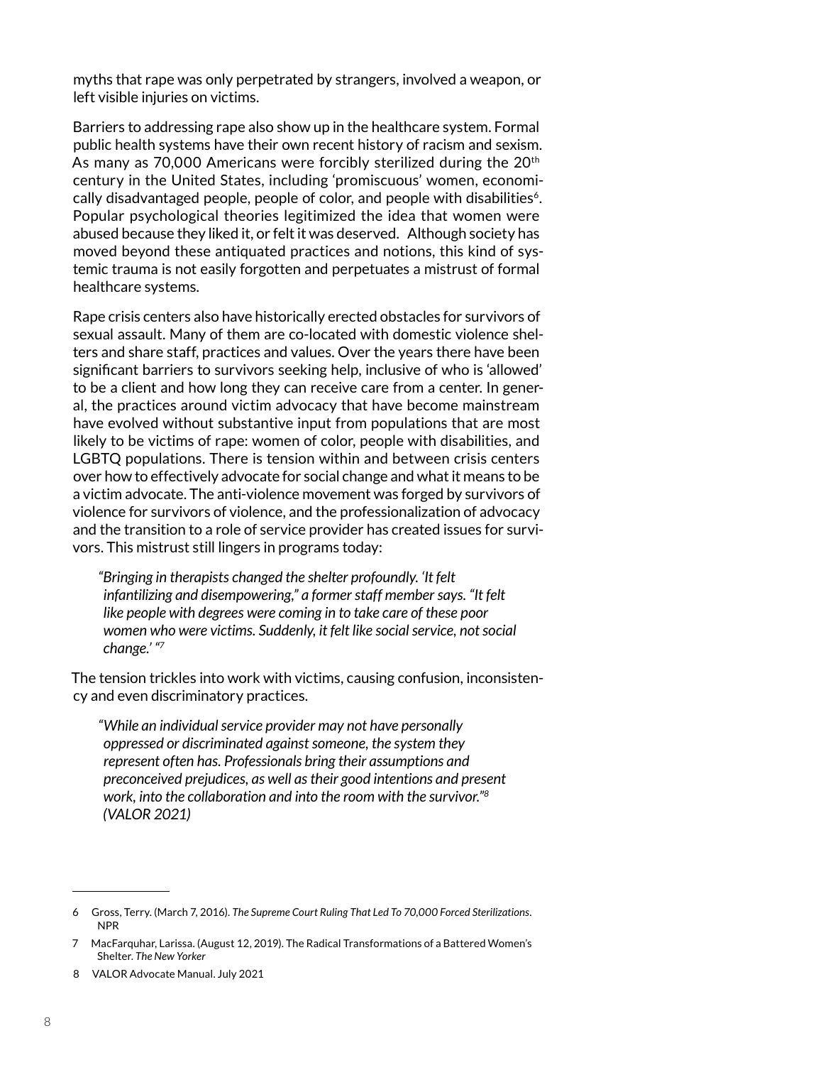myths that rape was only perpetrated by strangers, involved a weapon, or left visible injuries on victims.

Barriers to addressing rape also show up in the healthcare system. Formal public health systems have their own recent history of racism and sexism. As many as 70,000 Americans were forcibly sterilized during the 20th century in the United States, including 'promiscuous' women, economically disadvantaged people, people of color, and people with disabilities[6]. Popular psychological theories legitimized the idea that women were abused because they liked it, or felt it was deserved. Although society has moved beyond these antiquated practices and notions, this kind of systemic trauma is not easily forgotten and perpetuates a mistrust of formal healthcare systems.

Rape crisis centers also have historically erected obstacles for survivors of sexual assault. Many of them are co-located with domestic violence shelters and share staff, practices and values. Over the years there have been significant barriers to survivors seeking help, inclusive of who is 'allowed' to be a client and how long they can receive care from a center. In general, the practices around victim advocacy that have become mainstream have evolved without substantive input from populations that are most likely to be victims of rape: women of color, people with disabilities, and LGBTQ populations. There is tension within and between crisis centers over how to effectively advocate for social change and what it means to be a victim advocate. The anti-violence movement was forged by survivors of violence for survivors of violence, and the professionalization of advocacy and the transition to a role of service provider has created issues for survivors. This mistrust still lingers in programs today:

> *"Bringing in therapists changed the shelter profoundly. 'It felt infantilizing and disempowering," a former staff member says. "It felt like people with degrees were coming in to take care of these poor women who were victims. Suddenly, it felt like social service, not social change.' "*[7]

The tension trickles into work with victims, causing confusion, inconsistency and even discriminatory practices.

> *"While an individual service provider may not have personally oppressed or discriminated against someone, the system they represent often has. Professionals bring their assumptions and preconceived prejudices, as well as their good intentions and present work, into the collaboration and into the room with the survivor."*[8] *(VALOR 2021)*

---

6 Gross, Terry. (March 7, 2016). *The Supreme Court Ruling That Led To 70,000 Forced Sterilizations*. NPR

7 MacFarquhar, Larissa. (August 12, 2019). The Radical Transformations of a Battered Women's Shelter. *The New Yorker*

8 VALOR Advocate Manual. July 2021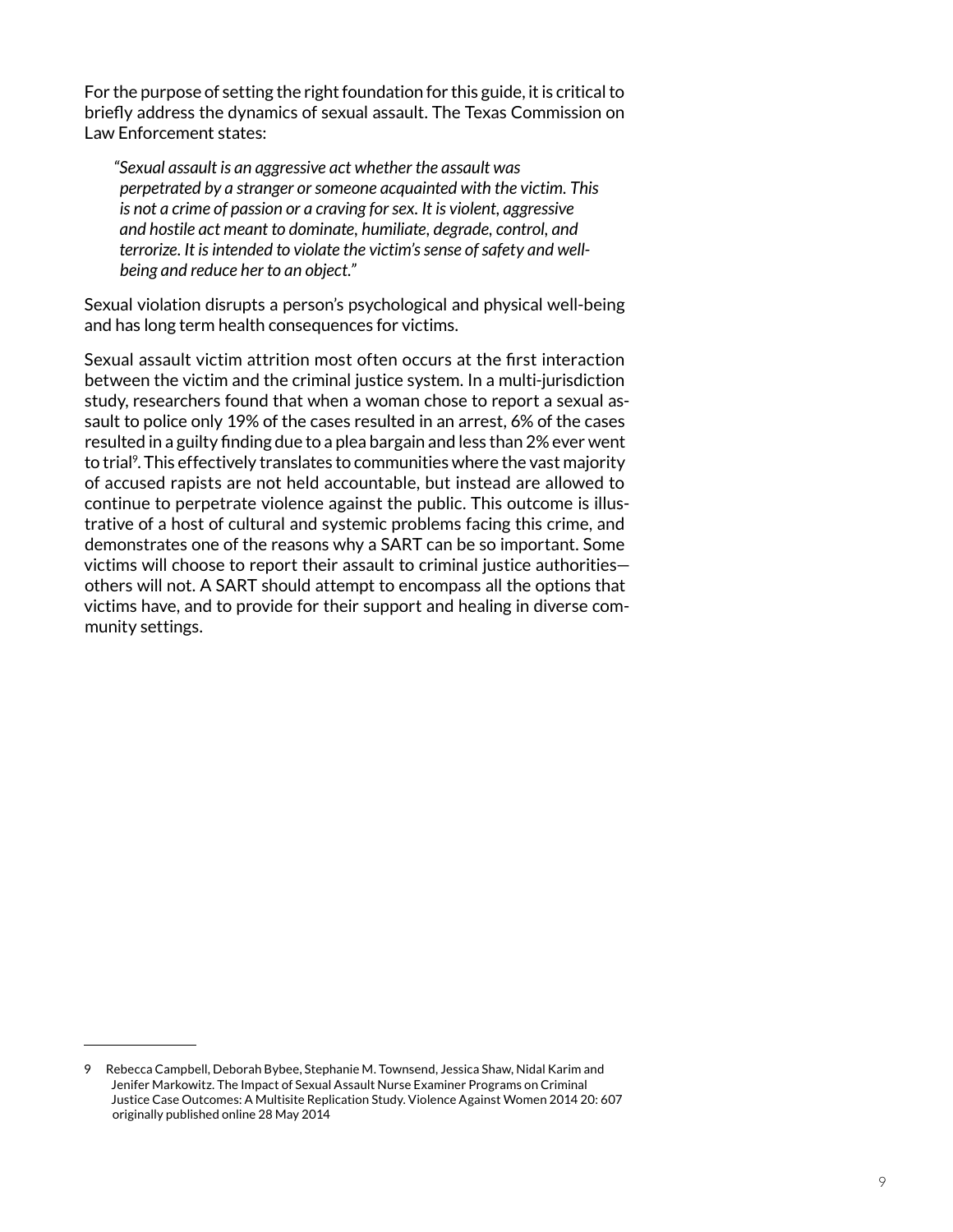For the purpose of setting the right foundation for this guide, it is critical to briefly address the dynamics of sexual assault. The Texas Commission on Law Enforcement states:

> *"Sexual assault is an aggressive act whether the assault was perpetrated by a stranger or someone acquainted with the victim. This is not a crime of passion or a craving for sex. It is violent, aggressive and hostile act meant to dominate, humiliate, degrade, control, and terrorize. It is intended to violate the victim's sense of safety and well-being and reduce her to an object."*

Sexual violation disrupts a person's psychological and physical well-being and has long term health consequences for victims.

Sexual assault victim attrition most often occurs at the first interaction between the victim and the criminal justice system. In a multi-jurisdiction study, researchers found that when a woman chose to report a sexual assault to police only 19% of the cases resulted in an arrest, 6% of the cases resulted in a guilty finding due to a plea bargain and less than 2% ever went to trial[9]. This effectively translates to communities where the vast majority of accused rapists are not held accountable, but instead are allowed to continue to perpetrate violence against the public. This outcome is illustrative of a host of cultural and systemic problems facing this crime, and demonstrates one of the reasons why a SART can be so important. Some victims will choose to report their assault to criminal justice authorities—others will not. A SART should attempt to encompass all the options that victims have, and to provide for their support and healing in diverse community settings.

---

9 Rebecca Campbell, Deborah Bybee, Stephanie M. Townsend, Jessica Shaw, Nidal Karim and Jenifer Markowitz. The Impact of Sexual Assault Nurse Examiner Programs on Criminal Justice Case Outcomes: A Multisite Replication Study. Violence Against Women 2014 20: 607 originally published online 28 May 2014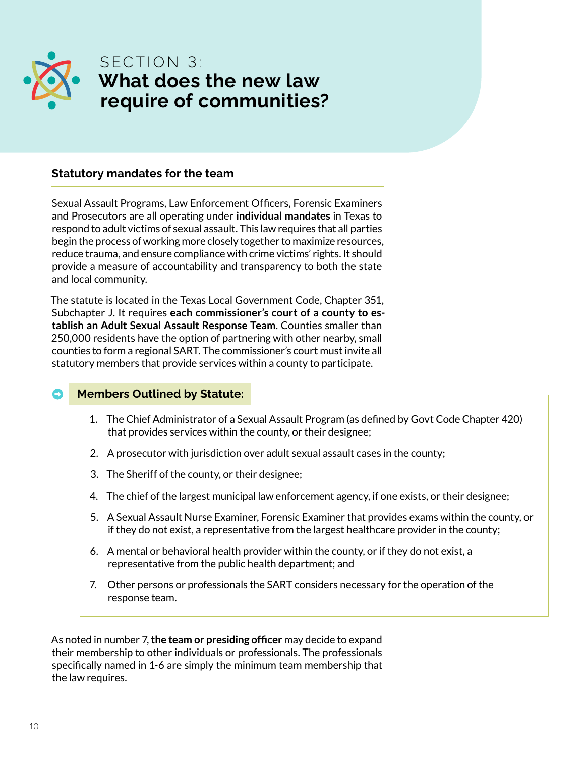# SECTION 3: What does the new law require of communities?

### Statutory mandates for the team

Sexual Assault Programs, Law Enforcement Officers, Forensic Examiners and Prosecutors are all operating under **individual mandates** in Texas to respond to adult victims of sexual assault. This law requires that all parties begin the process of working more closely together to maximize resources, reduce trauma, and ensure compliance with crime victims' rights. It should provide a measure of accountability and transparency to both the state and local community.

The statute is located in the Texas Local Government Code, Chapter 351, Subchapter J. It requires **each commissioner's court of a county to establish an Adult Sexual Assault Response Team**. Counties smaller than 250,000 residents have the option of partnering with other nearby, small counties to form a regional SART. The commissioner's court must invite all statutory members that provide services within a county to participate.

### Members Outlined by Statute:

1. The Chief Administrator of a Sexual Assault Program (as defined by Govt Code Chapter 420) that provides services within the county, or their designee;
2. A prosecutor with jurisdiction over adult sexual assault cases in the county;
3. The Sheriff of the county, or their designee;
4. The chief of the largest municipal law enforcement agency, if one exists, or their designee;
5. A Sexual Assault Nurse Examiner, Forensic Examiner that provides exams within the county, or if they do not exist, a representative from the largest healthcare provider in the county;
6. A mental or behavioral health provider within the county, or if they do not exist, a representative from the public health department; and
7. Other persons or professionals the SART considers necessary for the operation of the response team.

As noted in number 7, **the team or presiding officer** may decide to expand their membership to other individuals or professionals. The professionals specifically named in 1-6 are simply the minimum team membership that the law requires.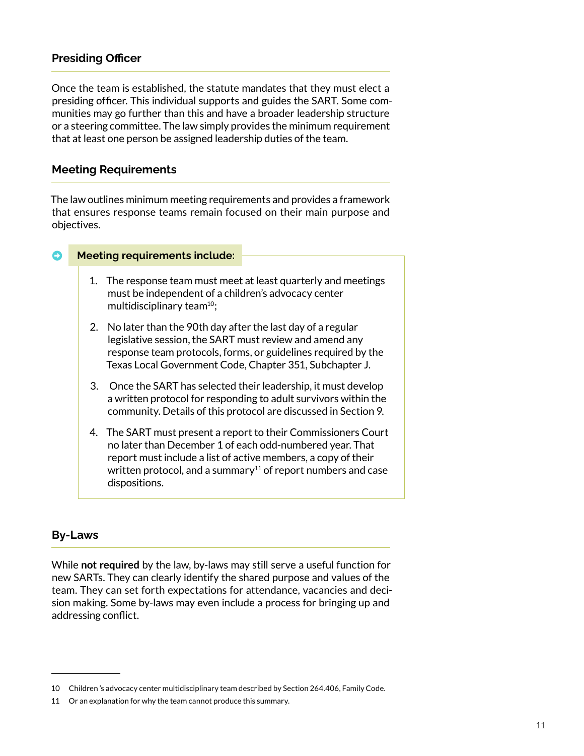### Presiding Officer

Once the team is established, the statute mandates that they must elect a presiding officer. This individual supports and guides the SART. Some communities may go further than this and have a broader leadership structure or a steering committee. The law simply provides the minimum requirement that at least one person be assigned leadership duties of the team.

### Meeting Requirements

The law outlines minimum meeting requirements and provides a framework that ensures response teams remain focused on their main purpose and objectives.

**Meeting requirements include:**

1. The response team must meet at least quarterly and meetings must be independent of a children's advocacy center multidisciplinary team[10];
2. No later than the 90th day after the last day of a regular legislative session, the SART must review and amend any response team protocols, forms, or guidelines required by the Texas Local Government Code, Chapter 351, Subchapter J.
3. Once the SART has selected their leadership, it must develop a written protocol for responding to adult survivors within the community. Details of this protocol are discussed in Section 9.
4. The SART must present a report to their Commissioners Court no later than December 1 of each odd-numbered year. That report must include a list of active members, a copy of their written protocol, and a summary[11] of report numbers and case dispositions.

### By-Laws

While **not required** by the law, by-laws may still serve a useful function for new SARTs. They can clearly identify the shared purpose and values of the team. They can set forth expectations for attendance, vacancies and decision making. Some by-laws may even include a process for bringing up and addressing conflict.

---

10 Children's advocacy center multidisciplinary team described by Section 264.406, Family Code.

11 Or an explanation for why the team cannot produce this summary.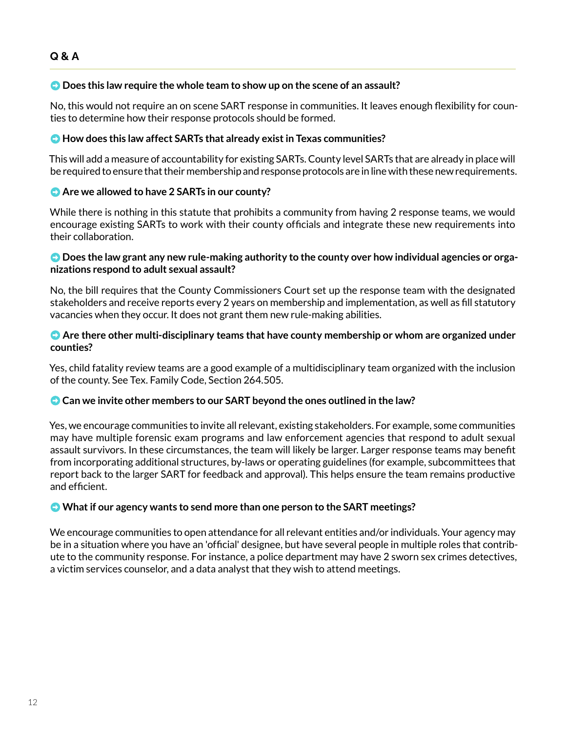## Q & A

**Does this law require the whole team to show up on the scene of an assault?**

No, this would not require an on scene SART response in communities. It leaves enough flexibility for counties to determine how their response protocols should be formed.

**How does this law affect SARTs that already exist in Texas communities?**

This will add a measure of accountability for existing SARTs. County level SARTs that are already in place will be required to ensure that their membership and response protocols are in line with these new requirements.

**Are we allowed to have 2 SARTs in our county?**

While there is nothing in this statute that prohibits a community from having 2 response teams, we would encourage existing SARTs to work with their county officials and integrate these new requirements into their collaboration.

**Does the law grant any new rule-making authority to the county over how individual agencies or organizations respond to adult sexual assault?**

No, the bill requires that the County Commissioners Court set up the response team with the designated stakeholders and receive reports every 2 years on membership and implementation, as well as fill statutory vacancies when they occur. It does not grant them new rule-making abilities.

**Are there other multi-disciplinary teams that have county membership or whom are organized under counties?**

Yes, child fatality review teams are a good example of a multidisciplinary team organized with the inclusion of the county. See Tex. Family Code, Section 264.505.

**Can we invite other members to our SART beyond the ones outlined in the law?**

Yes, we encourage communities to invite all relevant, existing stakeholders. For example, some communities may have multiple forensic exam programs and law enforcement agencies that respond to adult sexual assault survivors. In these circumstances, the team will likely be larger. Larger response teams may benefit from incorporating additional structures, by-laws or operating guidelines (for example, subcommittees that report back to the larger SART for feedback and approval). This helps ensure the team remains productive and efficient.

**What if our agency wants to send more than one person to the SART meetings?**

We encourage communities to open attendance for all relevant entities and/or individuals. Your agency may be in a situation where you have an 'official' designee, but have several people in multiple roles that contribute to the community response. For instance, a police department may have 2 sworn sex crimes detectives, a victim services counselor, and a data analyst that they wish to attend meetings.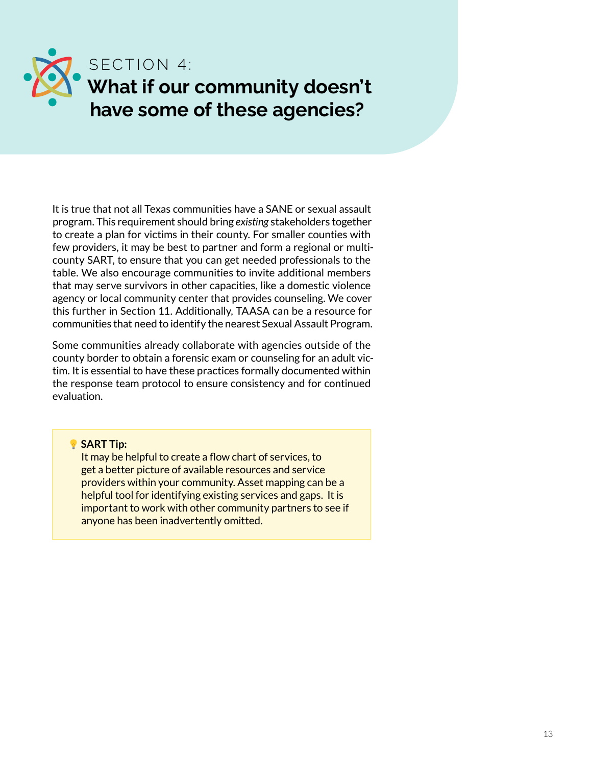# SECTION 4: What if our community doesn't have some of these agencies?

It is true that not all Texas communities have a SANE or sexual assault program. This requirement should bring *existing* stakeholders together to create a plan for victims in their county. For smaller counties with few providers, it may be best to partner and form a regional or multi-county SART, to ensure that you can get needed professionals to the table. We also encourage communities to invite additional members that may serve survivors in other capacities, like a domestic violence agency or local community center that provides counseling. We cover this further in Section 11. Additionally, TAASA can be a resource for communities that need to identify the nearest Sexual Assault Program.

Some communities already collaborate with agencies outside of the county border to obtain a forensic exam or counseling for an adult victim. It is essential to have these practices formally documented within the response team protocol to ensure consistency and for continued evaluation.

> **SART Tip:**
> It may be helpful to create a flow chart of services, to get a better picture of available resources and service providers within your community. Asset mapping can be a helpful tool for identifying existing services and gaps. It is important to work with other community partners to see if anyone has been inadvertently omitted.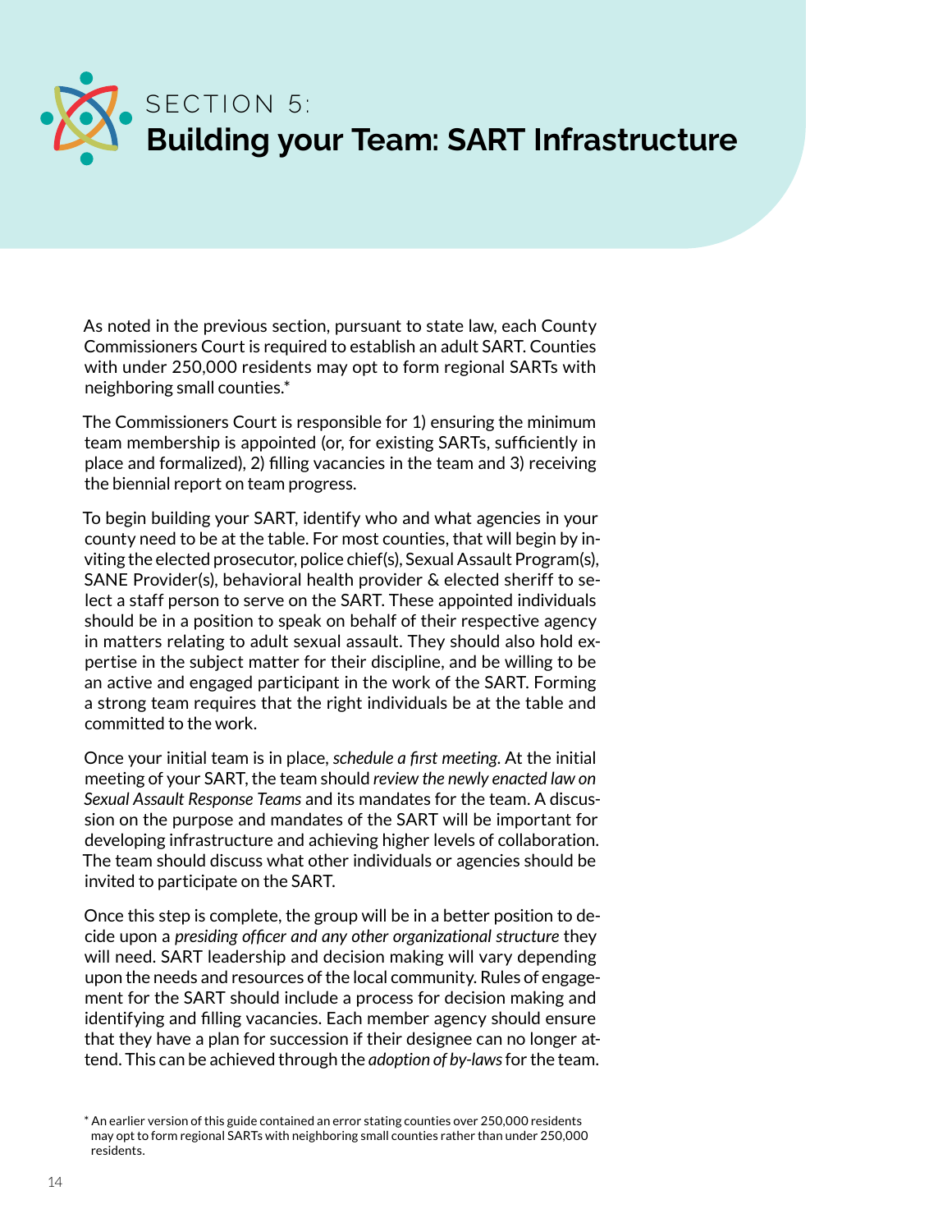# SECTION 5: Building your Team: SART Infrastructure

As noted in the previous section, pursuant to state law, each County Commissioners Court is required to establish an adult SART. Counties with under 250,000 residents may opt to form regional SARTs with neighboring small counties.*

The Commissioners Court is responsible for 1) ensuring the minimum team membership is appointed (or, for existing SARTs, sufficiently in place and formalized), 2) filling vacancies in the team and 3) receiving the biennial report on team progress.

To begin building your SART, identify who and what agencies in your county need to be at the table. For most counties, that will begin by inviting the elected prosecutor, police chief(s), Sexual Assault Program(s), SANE Provider(s), behavioral health provider & elected sheriff to select a staff person to serve on the SART. These appointed individuals should be in a position to speak on behalf of their respective agency in matters relating to adult sexual assault. They should also hold expertise in the subject matter for their discipline, and be willing to be an active and engaged participant in the work of the SART. Forming a strong team requires that the right individuals be at the table and committed to the work.

Once your initial team is in place, *schedule a first meeting*. At the initial meeting of your SART, the team should *review the newly enacted law on Sexual Assault Response Teams* and its mandates for the team. A discussion on the purpose and mandates of the SART will be important for developing infrastructure and achieving higher levels of collaboration. The team should discuss what other individuals or agencies should be invited to participate on the SART.

Once this step is complete, the group will be in a better position to decide upon a *presiding officer and any other organizational structure* they will need. SART leadership and decision making will vary depending upon the needs and resources of the local community. Rules of engagement for the SART should include a process for decision making and identifying and filling vacancies. Each member agency should ensure that they have a plan for succession if their designee can no longer attend. This can be achieved through the *adoption of by-laws* for the team.

* An earlier version of this guide contained an error stating counties over 250,000 residents may opt to form regional SARTs with neighboring small counties rather than under 250,000 residents.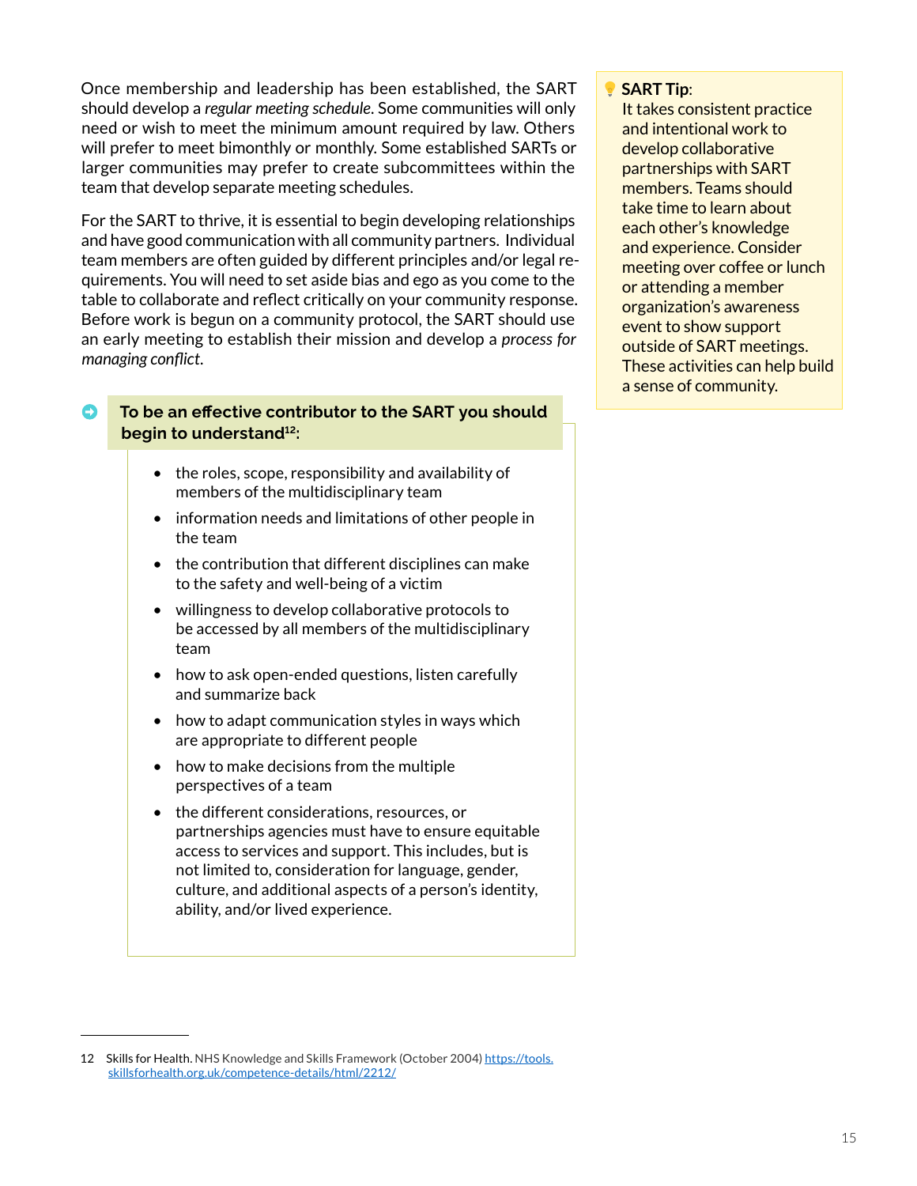Once membership and leadership has been established, the SART should develop a *regular meeting schedule*. Some communities will only need or wish to meet the minimum amount required by law. Others will prefer to meet bimonthly or monthly. Some established SARTs or larger communities may prefer to create subcommittees within the team that develop separate meeting schedules.

For the SART to thrive, it is essential to begin developing relationships and have good communication with all community partners. Individual team members are often guided by different principles and/or legal requirements. You will need to set aside bias and ego as you come to the table to collaborate and reflect critically on your community response. Before work is begun on a community protocol, the SART should use an early meeting to establish their mission and develop a *process for managing conflict*.

**To be an effective contributor to the SART you should begin to understand[12]:**

- the roles, scope, responsibility and availability of members of the multidisciplinary team
- information needs and limitations of other people in the team
- the contribution that different disciplines can make to the safety and well-being of a victim
- willingness to develop collaborative protocols to be accessed by all members of the multidisciplinary team
- how to ask open-ended questions, listen carefully and summarize back
- how to adapt communication styles in ways which are appropriate to different people
- how to make decisions from the multiple perspectives of a team
- the different considerations, resources, or partnerships agencies must have to ensure equitable access to services and support. This includes, but is not limited to, consideration for language, gender, culture, and additional aspects of a person's identity, ability, and/or lived experience.

**SART Tip**: It takes consistent practice and intentional work to develop collaborative partnerships with SART members. Teams should take time to learn about each other's knowledge and experience. Consider meeting over coffee or lunch or attending a member organization's awareness event to show support outside of SART meetings. These activities can help build a sense of community.

---

12 Skills for Health. NHS Knowledge and Skills Framework (October 2004) https://tools.skillsforhealth.org.uk/competence-details/html/2212/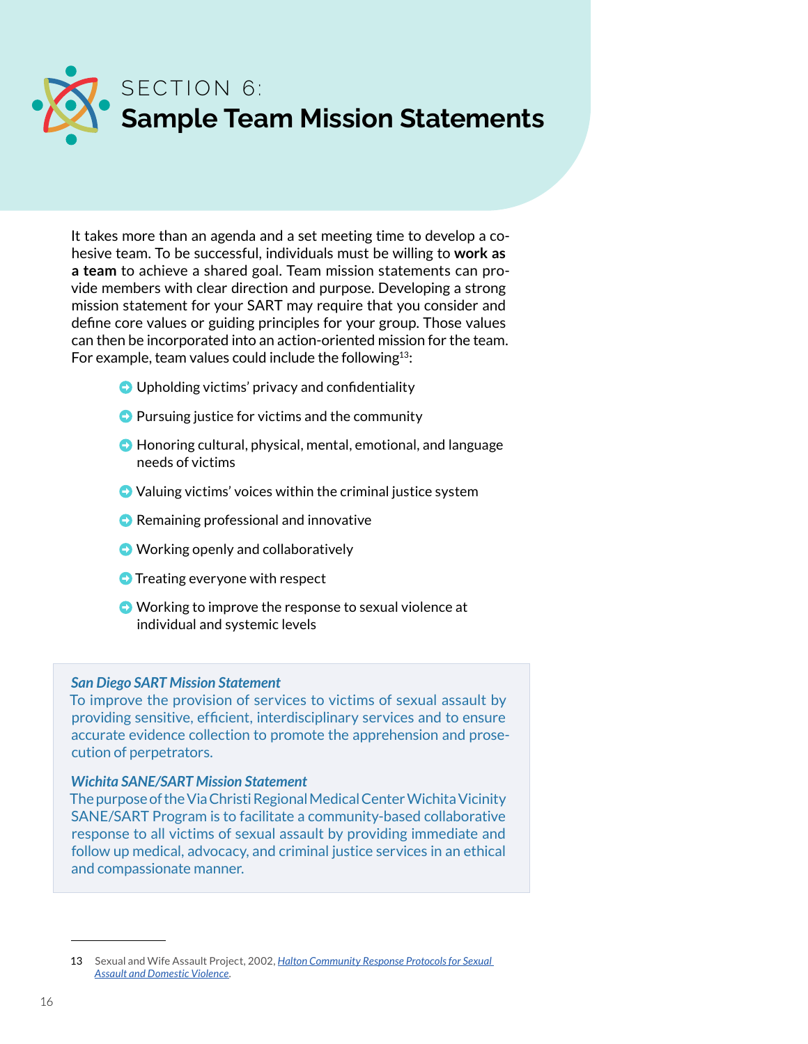# SECTION 6: Sample Team Mission Statements

It takes more than an agenda and a set meeting time to develop a cohesive team. To be successful, individuals must be willing to **work as a team** to achieve a shared goal. Team mission statements can provide members with clear direction and purpose. Developing a strong mission statement for your SART may require that you consider and define core values or guiding principles for your group. Those values can then be incorporated into an action-oriented mission for the team. For example, team values could include the following[13]:

- Upholding victims' privacy and confidentiality
- Pursuing justice for victims and the community
- Honoring cultural, physical, mental, emotional, and language needs of victims
- Valuing victims' voices within the criminal justice system
- Remaining professional and innovative
- Working openly and collaboratively
- Treating everyone with respect
- Working to improve the response to sexual violence at individual and systemic levels

***San Diego SART Mission Statement***
To improve the provision of services to victims of sexual assault by providing sensitive, efficient, interdisciplinary services and to ensure accurate evidence collection to promote the apprehension and prosecution of perpetrators.

***Wichita SANE/SART Mission Statement***
The purpose of the Via Christi Regional Medical Center Wichita Vicinity SANE/SART Program is to facilitate a community-based collaborative response to all victims of sexual assault by providing immediate and follow up medical, advocacy, and criminal justice services in an ethical and compassionate manner.

---

13 Sexual and Wife Assault Project, 2002, *Halton Community Response Protocols for Sexual Assault and Domestic Violence*.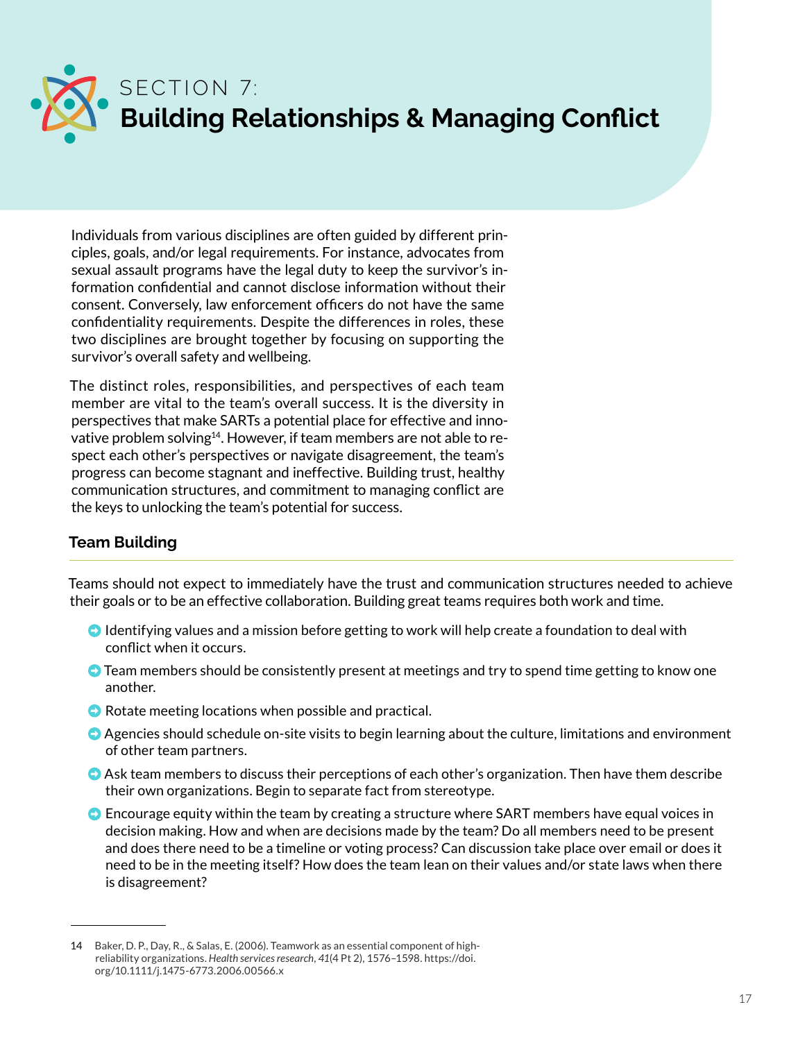# SECTION 7: Building Relationships & Managing Conflict

Individuals from various disciplines are often guided by different principles, goals, and/or legal requirements. For instance, advocates from sexual assault programs have the legal duty to keep the survivor's information confidential and cannot disclose information without their consent. Conversely, law enforcement officers do not have the same confidentiality requirements. Despite the differences in roles, these two disciplines are brought together by focusing on supporting the survivor's overall safety and wellbeing.

The distinct roles, responsibilities, and perspectives of each team member are vital to the team's overall success. It is the diversity in perspectives that make SARTs a potential place for effective and innovative problem solving[14]. However, if team members are not able to respect each other's perspectives or navigate disagreement, the team's progress can become stagnant and ineffective. Building trust, healthy communication structures, and commitment to managing conflict are the keys to unlocking the team's potential for success.

## Team Building

Teams should not expect to immediately have the trust and communication structures needed to achieve their goals or to be an effective collaboration. Building great teams requires both work and time.

- Identifying values and a mission before getting to work will help create a foundation to deal with conflict when it occurs.
- Team members should be consistently present at meetings and try to spend time getting to know one another.
- Rotate meeting locations when possible and practical.
- Agencies should schedule on-site visits to begin learning about the culture, limitations and environment of other team partners.
- Ask team members to discuss their perceptions of each other's organization. Then have them describe their own organizations. Begin to separate fact from stereotype.
- Encourage equity within the team by creating a structure where SART members have equal voices in decision making. How and when are decisions made by the team? Do all members need to be present and does there need to be a timeline or voting process? Can discussion take place over email or does it need to be in the meeting itself? How does the team lean on their values and/or state laws when there is disagreement?

---

14 Baker, D. P., Day, R., & Salas, E. (2006). Teamwork as an essential component of high-reliability organizations. *Health services research*, *41*(4 Pt 2), 1576–1598. https://doi.org/10.1111/j.1475-6773.2006.00566.x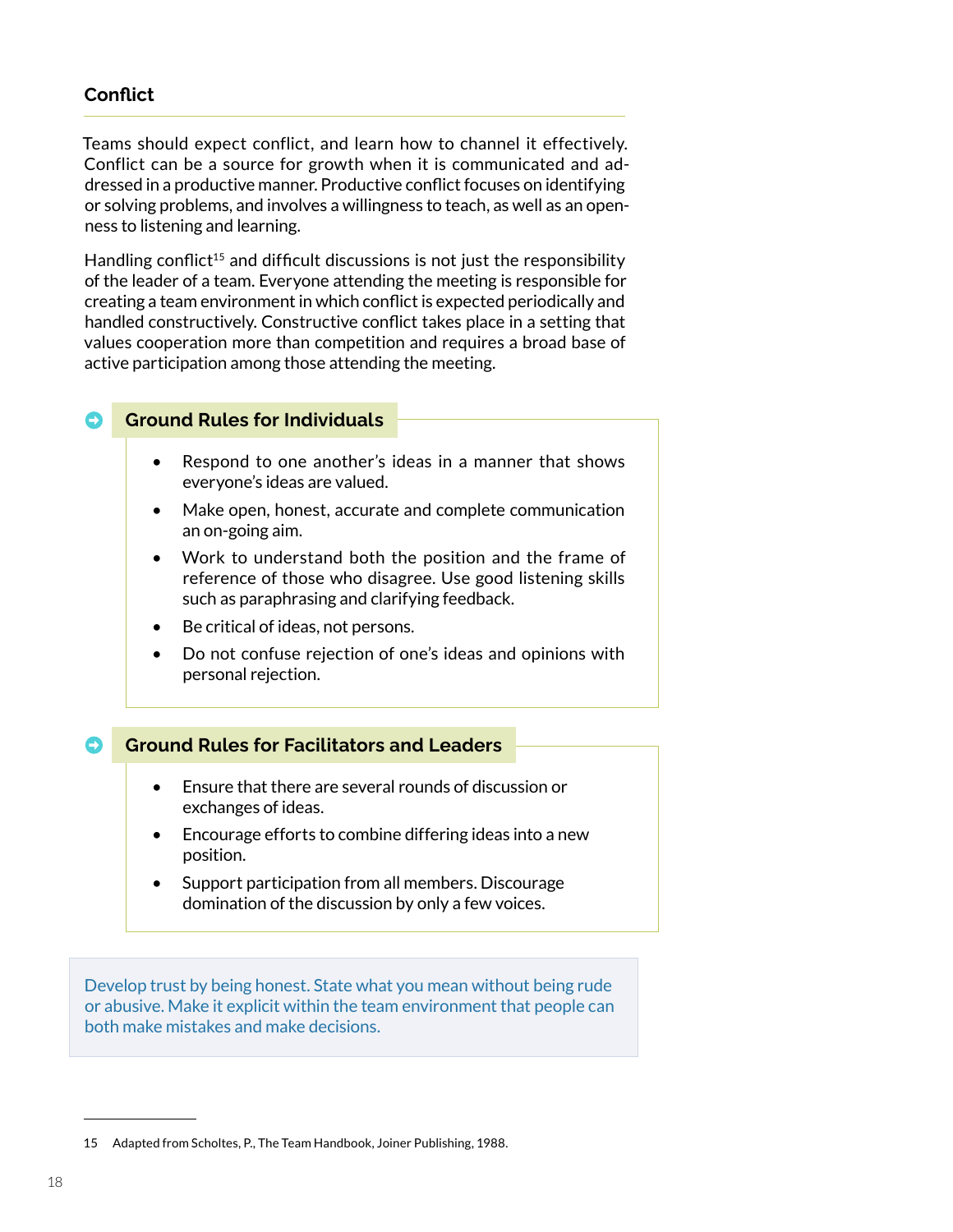## Conflict

Teams should expect conflict, and learn how to channel it effectively. Conflict can be a source for growth when it is communicated and addressed in a productive manner. Productive conflict focuses on identifying or solving problems, and involves a willingness to teach, as well as an openness to listening and learning.

Handling conflict[15] and difficult discussions is not just the responsibility of the leader of a team. Everyone attending the meeting is responsible for creating a team environment in which conflict is expected periodically and handled constructively. Constructive conflict takes place in a setting that values cooperation more than competition and requires a broad base of active participation among those attending the meeting.

### Ground Rules for Individuals

- Respond to one another's ideas in a manner that shows everyone's ideas are valued.
- Make open, honest, accurate and complete communication an on-going aim.
- Work to understand both the position and the frame of reference of those who disagree. Use good listening skills such as paraphrasing and clarifying feedback.
- Be critical of ideas, not persons.
- Do not confuse rejection of one's ideas and opinions with personal rejection.

### Ground Rules for Facilitators and Leaders

- Ensure that there are several rounds of discussion or exchanges of ideas.
- Encourage efforts to combine differing ideas into a new position.
- Support participation from all members. Discourage domination of the discussion by only a few voices.

Develop trust by being honest. State what you mean without being rude or abusive. Make it explicit within the team environment that people can both make mistakes and make decisions.

15 Adapted from Scholtes, P., The Team Handbook, Joiner Publishing, 1988.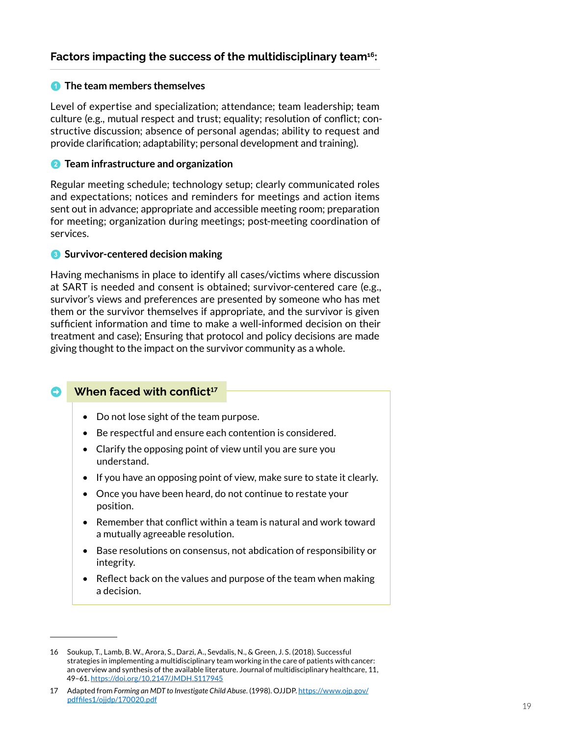### Factors impacting the success of the multidisciplinary team[16]:

**1 The team members themselves**

Level of expertise and specialization; attendance; team leadership; team culture (e.g., mutual respect and trust; equality; resolution of conflict; constructive discussion; absence of personal agendas; ability to request and provide clarification; adaptability; personal development and training).

**2 Team infrastructure and organization**

Regular meeting schedule; technology setup; clearly communicated roles and expectations; notices and reminders for meetings and action items sent out in advance; appropriate and accessible meeting room; preparation for meeting; organization during meetings; post-meeting coordination of services.

**3 Survivor-centered decision making**

Having mechanisms in place to identify all cases/victims where discussion at SART is needed and consent is obtained; survivor-centered care (e.g., survivor's views and preferences are presented by someone who has met them or the survivor themselves if appropriate, and the survivor is given sufficient information and time to make a well-informed decision on their treatment and case); Ensuring that protocol and policy decisions are made giving thought to the impact on the survivor community as a whole.

### When faced with conflict[17]

- Do not lose sight of the team purpose.
- Be respectful and ensure each contention is considered.
- Clarify the opposing point of view until you are sure you understand.
- If you have an opposing point of view, make sure to state it clearly.
- Once you have been heard, do not continue to restate your position.
- Remember that conflict within a team is natural and work toward a mutually agreeable resolution.
- Base resolutions on consensus, not abdication of responsibility or integrity.
- Reflect back on the values and purpose of the team when making a decision.

---

16 Soukup, T., Lamb, B. W., Arora, S., Darzi, A., Sevdalis, N., & Green, J. S. (2018). Successful strategies in implementing a multidisciplinary team working in the care of patients with cancer: an overview and synthesis of the available literature. Journal of multidisciplinary healthcare, 11, 49–61. https://doi.org/10.2147/JMDH.S117945

17 Adapted from *Forming an MDT to Investigate Child Abuse*. (1998). OJJDP. https://www.ojp.gov/pdffiles1/ojjdp/170020.pdf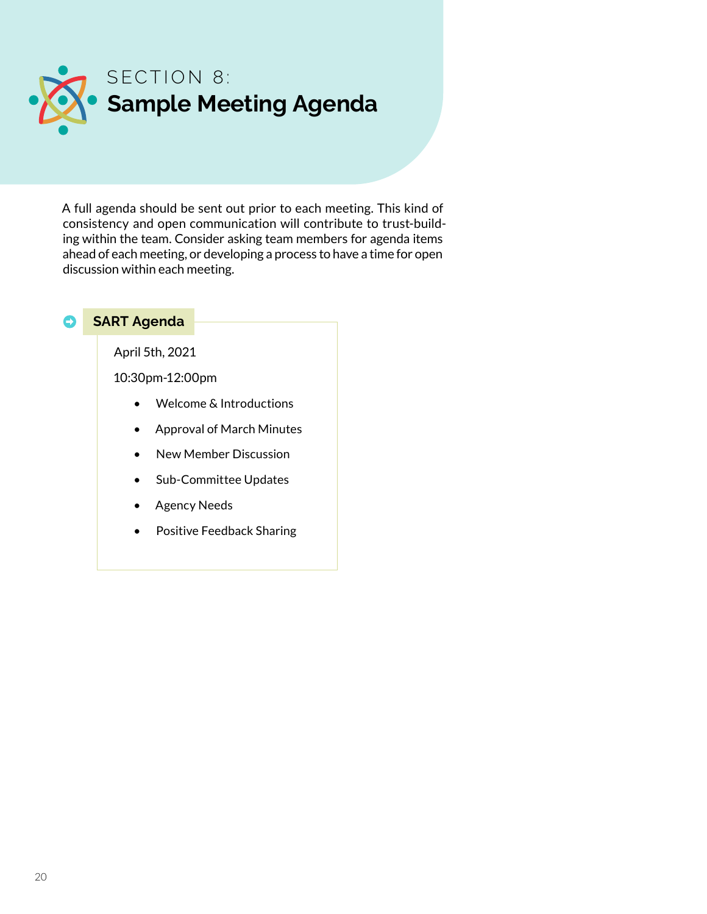# SECTION 8: Sample Meeting Agenda

A full agenda should be sent out prior to each meeting. This kind of consistency and open communication will contribute to trust-building within the team. Consider asking team members for agenda items ahead of each meeting, or developing a process to have a time for open discussion within each meeting.

### SART Agenda

April 5th, 2021

10:30pm-12:00pm

- Welcome & Introductions
- Approval of March Minutes
- New Member Discussion
- Sub-Committee Updates
- Agency Needs
- Positive Feedback Sharing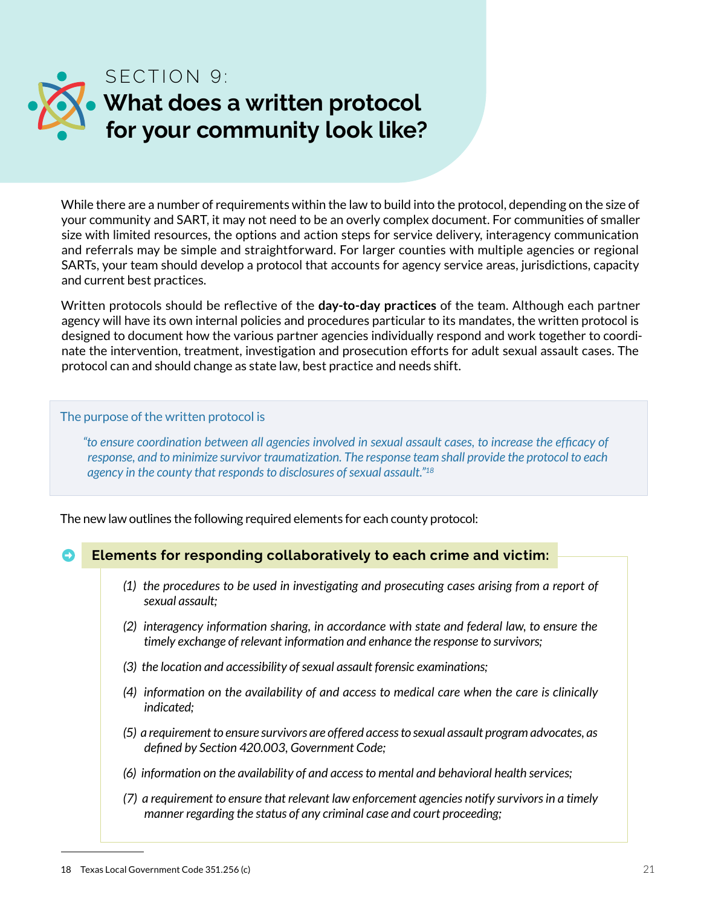# SECTION 9: What does a written protocol for your community look like?

While there are a number of requirements within the law to build into the protocol, depending on the size of your community and SART, it may not need to be an overly complex document. For communities of smaller size with limited resources, the options and action steps for service delivery, interagency communication and referrals may be simple and straightforward. For larger counties with multiple agencies or regional SARTs, your team should develop a protocol that accounts for agency service areas, jurisdictions, capacity and current best practices.

Written protocols should be reflective of the **day-to-day practices** of the team. Although each partner agency will have its own internal policies and procedures particular to its mandates, the written protocol is designed to document how the various partner agencies individually respond and work together to coordinate the intervention, treatment, investigation and prosecution efforts for adult sexual assault cases. The protocol can and should change as state law, best practice and needs shift.

> The purpose of the written protocol is
>
> *"to ensure coordination between all agencies involved in sexual assault cases, to increase the efficacy of response, and to minimize survivor traumatization. The response team shall provide the protocol to each agency in the county that responds to disclosures of sexual assault."*[18]

The new law outlines the following required elements for each county protocol:

### Elements for responding collaboratively to each crime and victim:

*(1) the procedures to be used in investigating and prosecuting cases arising from a report of sexual assault;*

*(2) interagency information sharing, in accordance with state and federal law, to ensure the timely exchange of relevant information and enhance the response to survivors;*

*(3) the location and accessibility of sexual assault forensic examinations;*

*(4) information on the availability of and access to medical care when the care is clinically indicated;*

*(5) a requirement to ensure survivors are offered access to sexual assault program advocates, as defined by Section 420.003, Government Code;*

*(6) information on the availability of and access to mental and behavioral health services;*

*(7) a requirement to ensure that relevant law enforcement agencies notify survivors in a timely manner regarding the status of any criminal case and court proceeding;*

---

18 Texas Local Government Code 351.256 (c)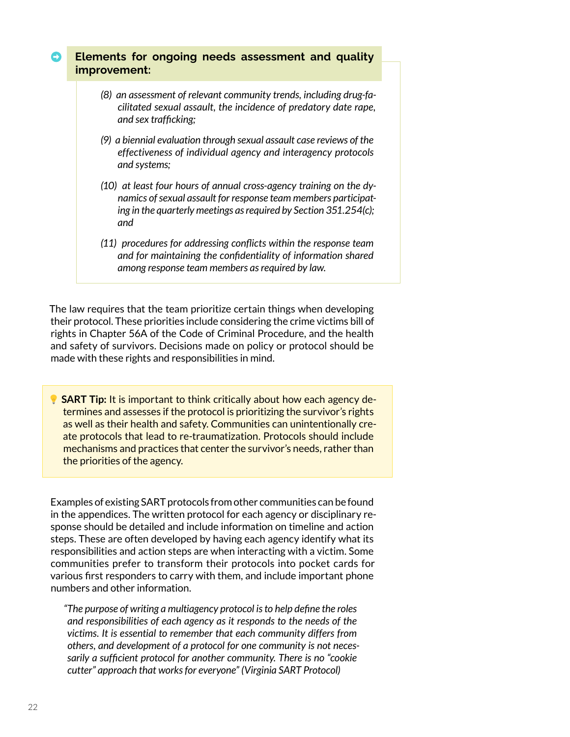**Elements for ongoing needs assessment and quality improvement:**

> *(8) an assessment of relevant community trends, including drug-facilitated sexual assault, the incidence of predatory date rape, and sex trafficking;*
>
> *(9) a biennial evaluation through sexual assault case reviews of the effectiveness of individual agency and interagency protocols and systems;*
>
> *(10) at least four hours of annual cross-agency training on the dynamics of sexual assault for response team members participating in the quarterly meetings as required by Section 351.254(c); and*
>
> *(11) procedures for addressing conflicts within the response team and for maintaining the confidentiality of information shared among response team members as required by law.*

The law requires that the team prioritize certain things when developing their protocol. These priorities include considering the crime victims bill of rights in Chapter 56A of the Code of Criminal Procedure, and the health and safety of survivors. Decisions made on policy or protocol should be made with these rights and responsibilities in mind.

> **SART Tip:** It is important to think critically about how each agency determines and assesses if the protocol is prioritizing the survivor's rights as well as their health and safety. Communities can unintentionally create protocols that lead to re-traumatization. Protocols should include mechanisms and practices that center the survivor's needs, rather than the priorities of the agency.

Examples of existing SART protocols from other communities can be found in the appendices. The written protocol for each agency or disciplinary response should be detailed and include information on timeline and action steps. These are often developed by having each agency identify what its responsibilities and action steps are when interacting with a victim. Some communities prefer to transform their protocols into pocket cards for various first responders to carry with them, and include important phone numbers and other information.

> *"The purpose of writing a multiagency protocol is to help define the roles and responsibilities of each agency as it responds to the needs of the victims. It is essential to remember that each community differs from others, and development of a protocol for one community is not necessarily a sufficient protocol for another community. There is no "cookie cutter" approach that works for everyone" (Virginia SART Protocol)*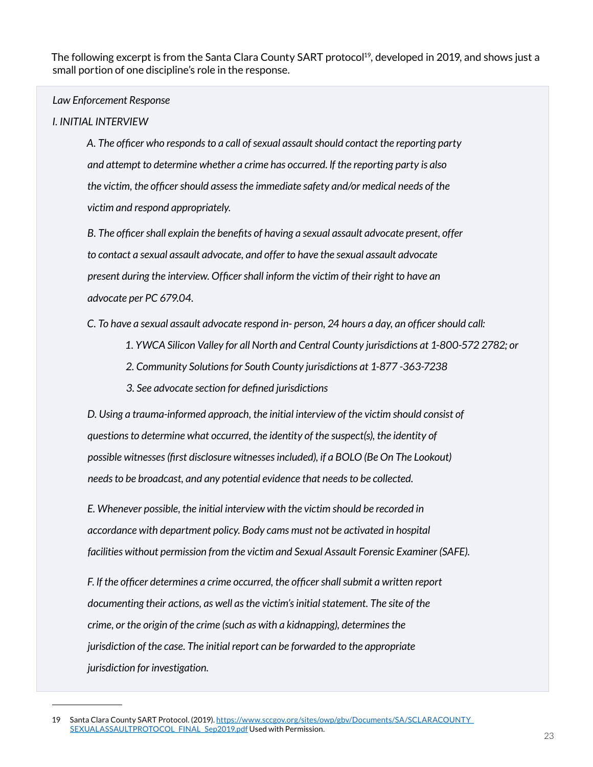The following excerpt is from the Santa Clara County SART protocol[19], developed in 2019, and shows just a small portion of one discipline's role in the response.

> *Law Enforcement Response*
>
> *I. INITIAL INTERVIEW*
>
> *A. The officer who responds to a call of sexual assault should contact the reporting party and attempt to determine whether a crime has occurred. If the reporting party is also the victim, the officer should assess the immediate safety and/or medical needs of the victim and respond appropriately.*
>
> *B. The officer shall explain the benefits of having a sexual assault advocate present, offer to contact a sexual assault advocate, and offer to have the sexual assault advocate present during the interview. Officer shall inform the victim of their right to have an advocate per PC 679.04.*
>
> *C. To have a sexual assault advocate respond in- person, 24 hours a day, an officer should call:*
>
> *1. YWCA Silicon Valley for all North and Central County jurisdictions at 1-800-572 2782; or*
>
> *2. Community Solutions for South County jurisdictions at 1-877 -363-7238*
>
> *3. See advocate section for defined jurisdictions*
>
> *D. Using a trauma-informed approach, the initial interview of the victim should consist of questions to determine what occurred, the identity of the suspect(s), the identity of possible witnesses (first disclosure witnesses included), if a BOLO (Be On The Lookout) needs to be broadcast, and any potential evidence that needs to be collected.*
>
> *E. Whenever possible, the initial interview with the victim should be recorded in accordance with department policy. Body cams must not be activated in hospital facilities without permission from the victim and Sexual Assault Forensic Examiner (SAFE).*
>
> *F. If the officer determines a crime occurred, the officer shall submit a written report documenting their actions, as well as the victim's initial statement. The site of the crime, or the origin of the crime (such as with a kidnapping), determines the jurisdiction of the case. The initial report can be forwarded to the appropriate jurisdiction for investigation.*

---

19 Santa Clara County SART Protocol. (2019). https://www.sccgov.org/sites/owp/gbv/Documents/SA/SCLARACOUNTY_SEXUALASSAULTPROTOCOL_FINAL_Sep2019.pdf Used with Permission.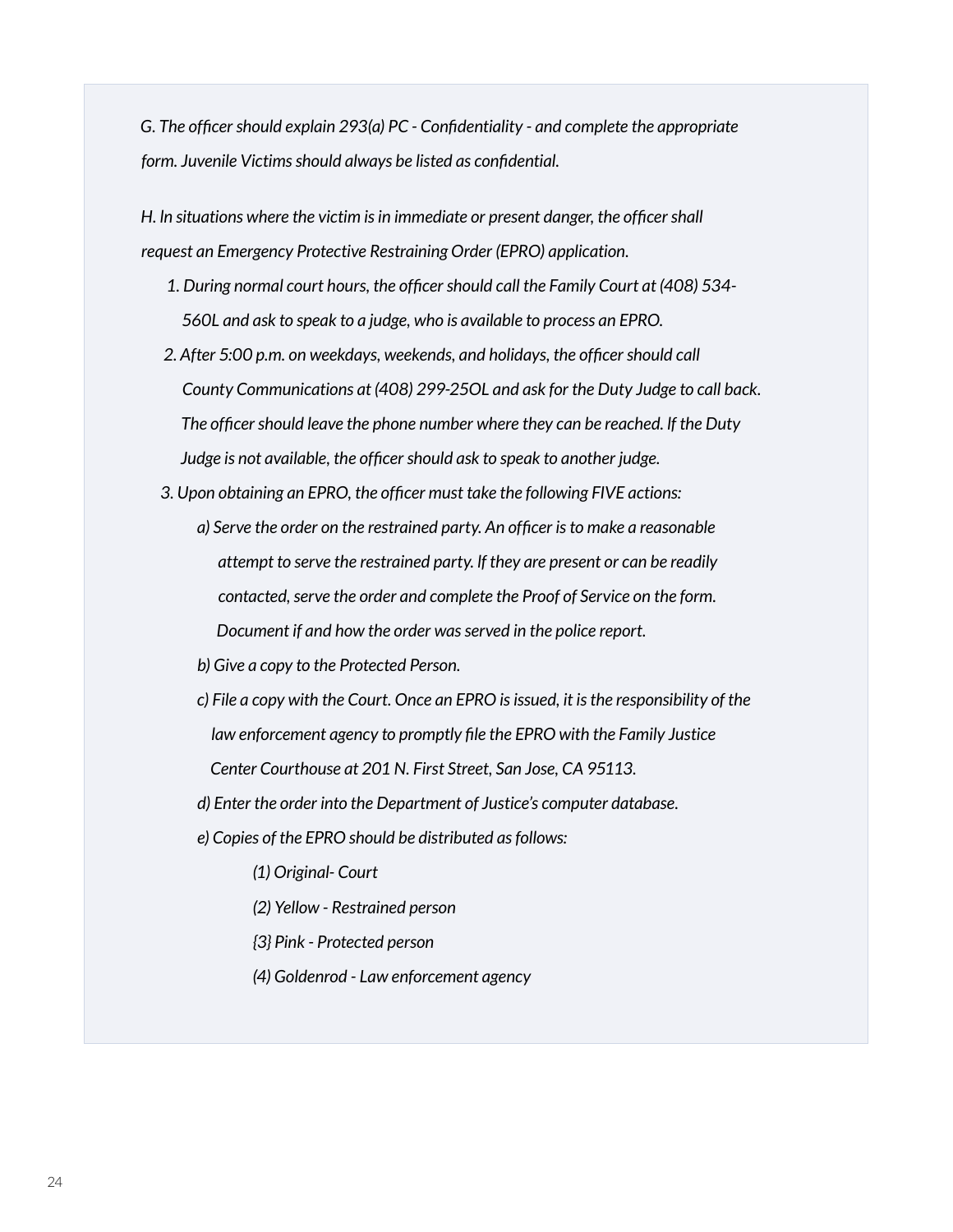*G. The officer should explain 293(a) PC - Confidentiality - and complete the appropriate form. Juvenile Victims should always be listed as confidential.*

*H. In situations where the victim is in immediate or present danger, the officer shall request an Emergency Protective Restraining Order (EPRO) application.*

1. *During normal court hours, the officer should call the Family Court at (408) 534-560L and ask to speak to a judge, who is available to process an EPRO.*
2. *After 5:00 p.m. on weekdays, weekends, and holidays, the officer should call County Communications at (408) 299-25OL and ask for the Duty Judge to call back. The officer should leave the phone number where they can be reached. If the Duty Judge is not available, the officer should ask to speak to another judge.*
3. *Upon obtaining an EPRO, the officer must take the following FIVE actions:*
    - *a) Serve the order on the restrained party. An officer is to make a reasonable attempt to serve the restrained party. If they are present or can be readily contacted, serve the order and complete the Proof of Service on the form. Document if and how the order was served in the police report.*
    - *b) Give a copy to the Protected Person.*
    - *c) File a copy with the Court. Once an EPRO is issued, it is the responsibility of the law enforcement agency to promptly file the EPRO with the Family Justice Center Courthouse at 201 N. First Street, San Jose, CA 95113.*
    - *d) Enter the order into the Department of Justice's computer database.*
    - *e) Copies of the EPRO should be distributed as follows:*
        - *(1) Original- Court*
        - *(2) Yellow - Restrained person*
        - *{3} Pink - Protected person*
        - *(4) Goldenrod - Law enforcement agency*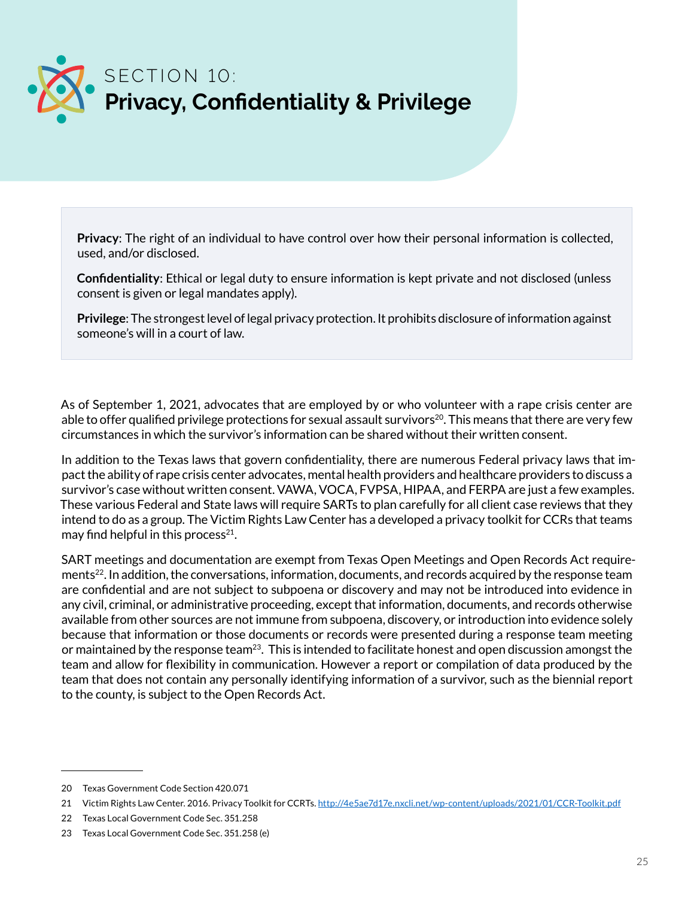# SECTION 10: **Privacy, Confidentiality & Privilege**

**Privacy**: The right of an individual to have control over how their personal information is collected, used, and/or disclosed.

**Confidentiality**: Ethical or legal duty to ensure information is kept private and not disclosed (unless consent is given or legal mandates apply).

**Privilege**: The strongest level of legal privacy protection. It prohibits disclosure of information against someone's will in a court of law.

As of September 1, 2021, advocates that are employed by or who volunteer with a rape crisis center are able to offer qualified privilege protections for sexual assault survivors[20]. This means that there are very few circumstances in which the survivor's information can be shared without their written consent.

In addition to the Texas laws that govern confidentiality, there are numerous Federal privacy laws that impact the ability of rape crisis center advocates, mental health providers and healthcare providers to discuss a survivor's case without written consent. VAWA, VOCA, FVPSA, HIPAA, and FERPA are just a few examples. These various Federal and State laws will require SARTs to plan carefully for all client case reviews that they intend to do as a group. The Victim Rights Law Center has a developed a privacy toolkit for CCRs that teams may find helpful in this process[21].

SART meetings and documentation are exempt from Texas Open Meetings and Open Records Act requirements[22]. In addition, the conversations, information, documents, and records acquired by the response team are confidential and are not subject to subpoena or discovery and may not be introduced into evidence in any civil, criminal, or administrative proceeding, except that information, documents, and records otherwise available from other sources are not immune from subpoena, discovery, or introduction into evidence solely because that information or those documents or records were presented during a response team meeting or maintained by the response team[23]. This is intended to facilitate honest and open discussion amongst the team and allow for flexibility in communication. However a report or compilation of data produced by the team that does not contain any personally identifying information of a survivor, such as the biennial report to the county, is subject to the Open Records Act.

---

20 Texas Government Code Section 420.071

21 Victim Rights Law Center. 2016. Privacy Toolkit for CCRTs. http://4e5ae7d17e.nxcli.net/wp-content/uploads/2021/01/CCR-Toolkit.pdf

22 Texas Local Government Code Sec. 351.258

23 Texas Local Government Code Sec. 351.258 (e)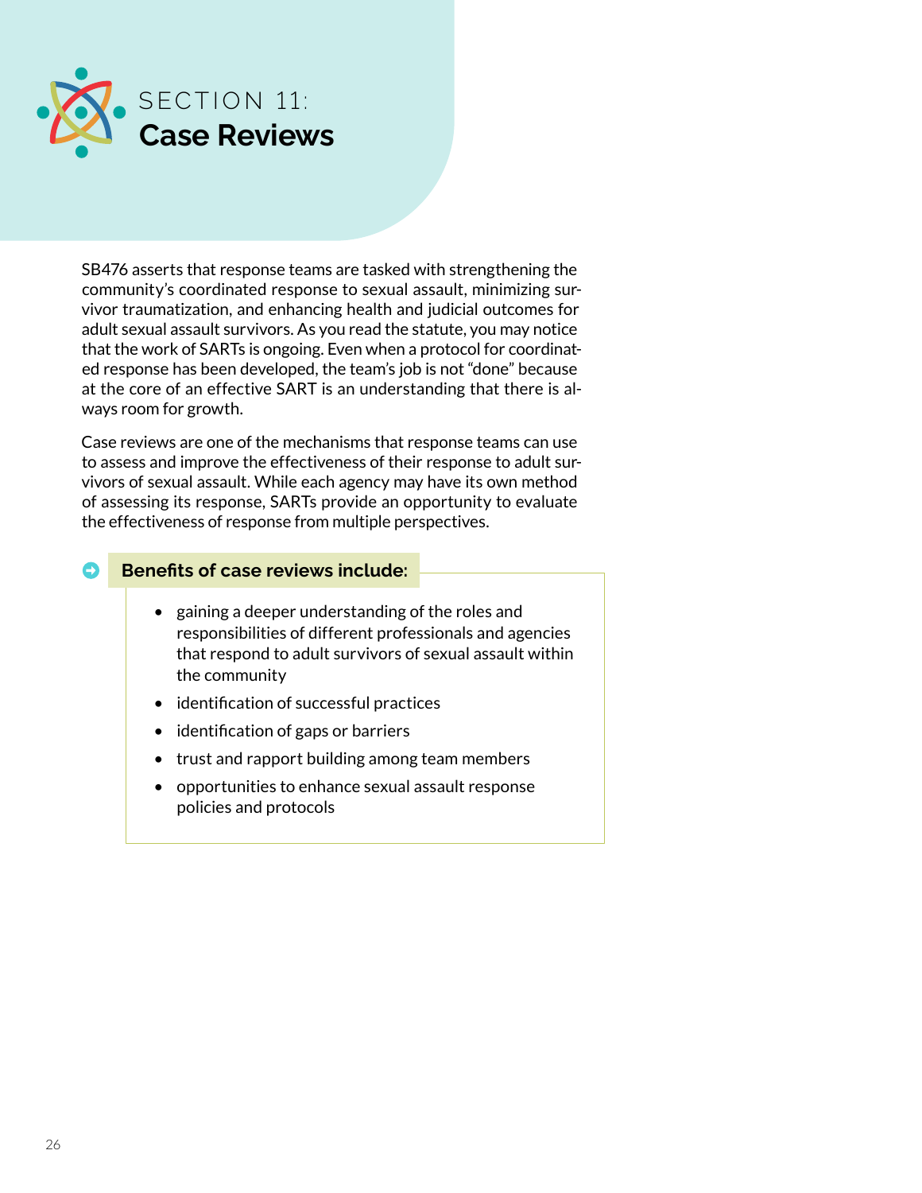# SECTION 11: Case Reviews

SB476 asserts that response teams are tasked with strengthening the community's coordinated response to sexual assault, minimizing survivor traumatization, and enhancing health and judicial outcomes for adult sexual assault survivors. As you read the statute, you may notice that the work of SARTs is ongoing. Even when a protocol for coordinated response has been developed, the team's job is not "done" because at the core of an effective SART is an understanding that there is always room for growth.

Case reviews are one of the mechanisms that response teams can use to assess and improve the effectiveness of their response to adult survivors of sexual assault. While each agency may have its own method of assessing its response, SARTs provide an opportunity to evaluate the effectiveness of response from multiple perspectives.

**Benefits of case reviews include:**

- gaining a deeper understanding of the roles and responsibilities of different professionals and agencies that respond to adult survivors of sexual assault within the community
- identification of successful practices
- identification of gaps or barriers
- trust and rapport building among team members
- opportunities to enhance sexual assault response policies and protocols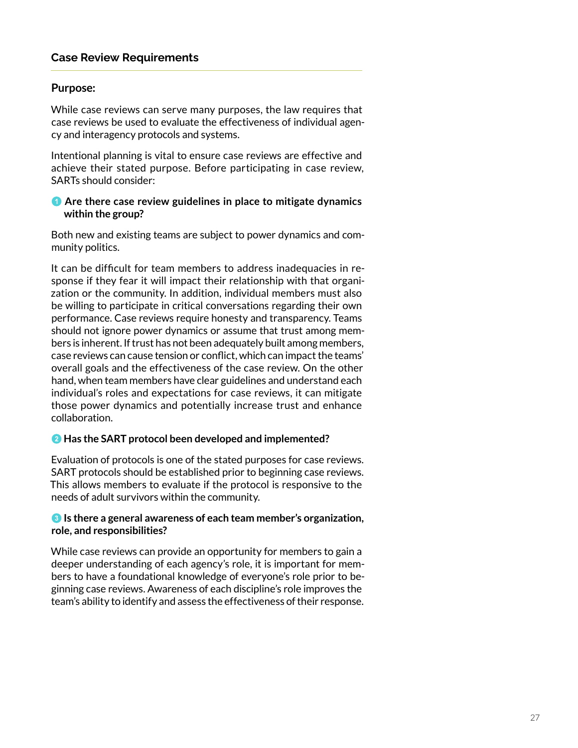## Case Review Requirements

### Purpose:

While case reviews can serve many purposes, the law requires that case reviews be used to evaluate the effectiveness of individual agency and interagency protocols and systems.

Intentional planning is vital to ensure case reviews are effective and achieve their stated purpose. Before participating in case review, SARTs should consider:

**1 Are there case review guidelines in place to mitigate dynamics within the group?**

Both new and existing teams are subject to power dynamics and community politics.

It can be difficult for team members to address inadequacies in response if they fear it will impact their relationship with that organization or the community. In addition, individual members must also be willing to participate in critical conversations regarding their own performance. Case reviews require honesty and transparency. Teams should not ignore power dynamics or assume that trust among members is inherent. If trust has not been adequately built among members, case reviews can cause tension or conflict, which can impact the teams' overall goals and the effectiveness of the case review. On the other hand, when team members have clear guidelines and understand each individual's roles and expectations for case reviews, it can mitigate those power dynamics and potentially increase trust and enhance collaboration.

**2 Has the SART protocol been developed and implemented?**

Evaluation of protocols is one of the stated purposes for case reviews. SART protocols should be established prior to beginning case reviews. This allows members to evaluate if the protocol is responsive to the needs of adult survivors within the community.

**3 Is there a general awareness of each team member's organization, role, and responsibilities?**

While case reviews can provide an opportunity for members to gain a deeper understanding of each agency's role, it is important for members to have a foundational knowledge of everyone's role prior to beginning case reviews. Awareness of each discipline's role improves the team's ability to identify and assess the effectiveness of their response.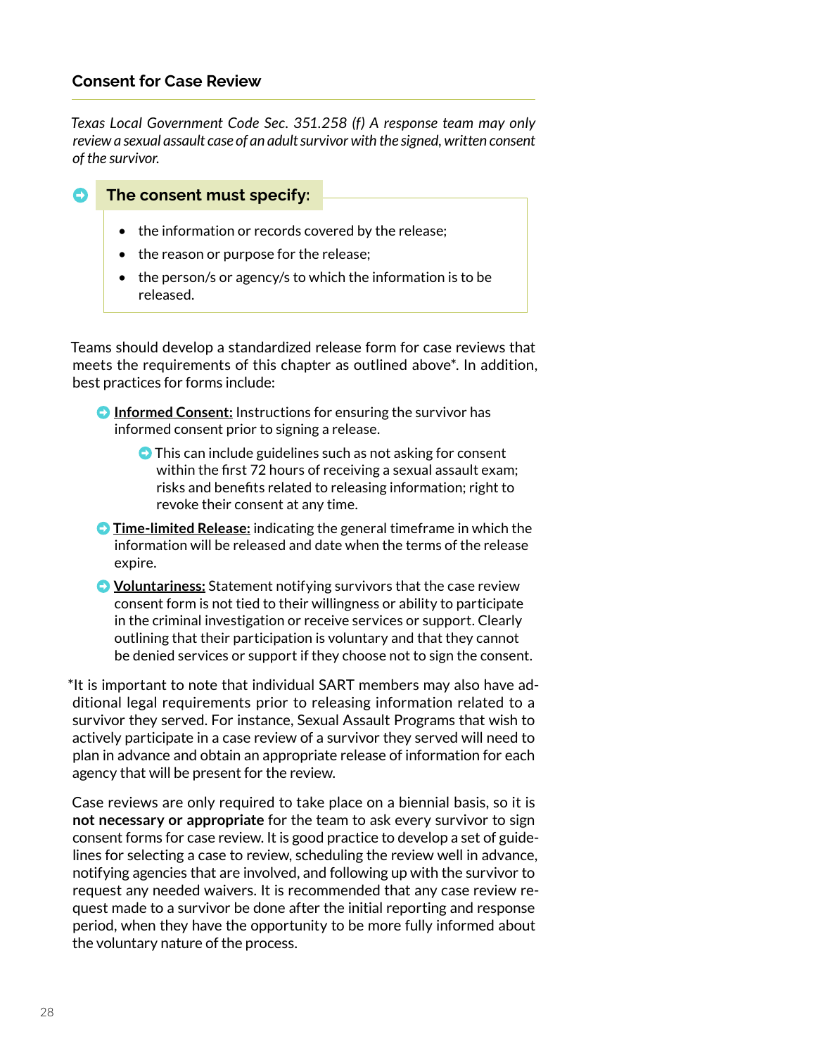### Consent for Case Review

*Texas Local Government Code Sec. 351.258 (f) A response team may only review a sexual assault case of an adult survivor with the signed, written consent of the survivor.*

**The consent must specify:**

- the information or records covered by the release;
- the reason or purpose for the release;
- the person/s or agency/s to which the information is to be released.

Teams should develop a standardized release form for case reviews that meets the requirements of this chapter as outlined above*. In addition, best practices for forms include:

- **Informed Consent:** Instructions for ensuring the survivor has informed consent prior to signing a release.
  - This can include guidelines such as not asking for consent within the first 72 hours of receiving a sexual assault exam; risks and benefits related to releasing information; right to revoke their consent at any time.
- **Time-limited Release:** indicating the general timeframe in which the information will be released and date when the terms of the release expire.
- **Voluntariness:** Statement notifying survivors that the case review consent form is not tied to their willingness or ability to participate in the criminal investigation or receive services or support. Clearly outlining that their participation is voluntary and that they cannot be denied services or support if they choose not to sign the consent.

*It is important to note that individual SART members may also have additional legal requirements prior to releasing information related to a survivor they served. For instance, Sexual Assault Programs that wish to actively participate in a case review of a survivor they served will need to plan in advance and obtain an appropriate release of information for each agency that will be present for the review.

Case reviews are only required to take place on a biennial basis, so it is **not necessary or appropriate** for the team to ask every survivor to sign consent forms for case review. It is good practice to develop a set of guidelines for selecting a case to review, scheduling the review well in advance, notifying agencies that are involved, and following up with the survivor to request any needed waivers. It is recommended that any case review request made to a survivor be done after the initial reporting and response period, when they have the opportunity to be more fully informed about the voluntary nature of the process.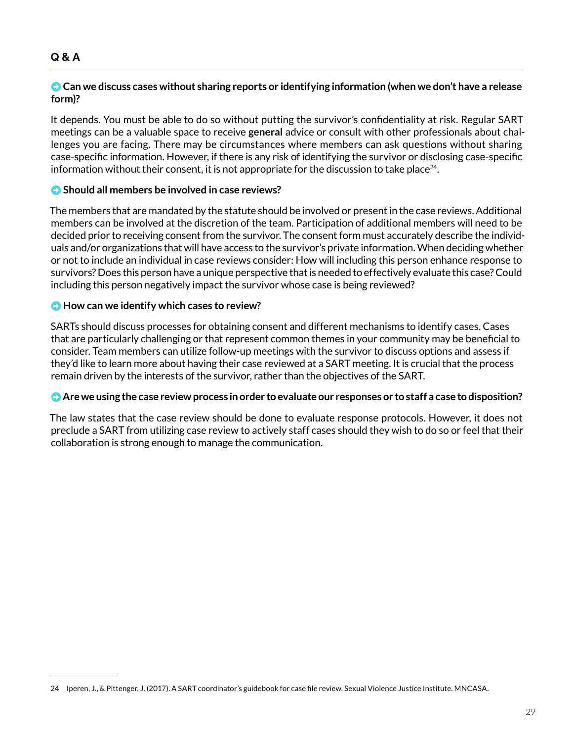## Q & A

**Can we discuss cases without sharing reports or identifying information (when we don't have a release form)?**

It depends. You must be able to do so without putting the survivor's confidentiality at risk. Regular SART meetings can be a valuable space to receive **general** advice or consult with other professionals about challenges you are facing. There may be circumstances where members can ask questions without sharing case-specific information. However, if there is any risk of identifying the survivor or disclosing case-specific information without their consent, it is not appropriate for the discussion to take place[24].

**Should all members be involved in case reviews?**

The members that are mandated by the statute should be involved or present in the case reviews. Additional members can be involved at the discretion of the team. Participation of additional members will need to be decided prior to receiving consent from the survivor. The consent form must accurately describe the individuals and/or organizations that will have access to the survivor's private information. When deciding whether or not to include an individual in case reviews consider: How will including this person enhance response to survivors? Does this person have a unique perspective that is needed to effectively evaluate this case? Could including this person negatively impact the survivor whose case is being reviewed?

**How can we identify which cases to review?**

SARTs should discuss processes for obtaining consent and different mechanisms to identify cases. Cases that are particularly challenging or that represent common themes in your community may be beneficial to consider. Team members can utilize follow-up meetings with the survivor to discuss options and assess if they'd like to learn more about having their case reviewed at a SART meeting. It is crucial that the process remain driven by the interests of the survivor, rather than the objectives of the SART.

**Are we using the case review process in order to evaluate our responses or to staff a case to disposition?**

The law states that the case review should be done to evaluate response protocols. However, it does not preclude a SART from utilizing case review to actively staff cases should they wish to do so or feel that their collaboration is strong enough to manage the communication.

---

24 Iperen, J., & Pittenger, J. (2017). A SART coordinator's guidebook for case file review. Sexual Violence Justice Institute. MNCASA.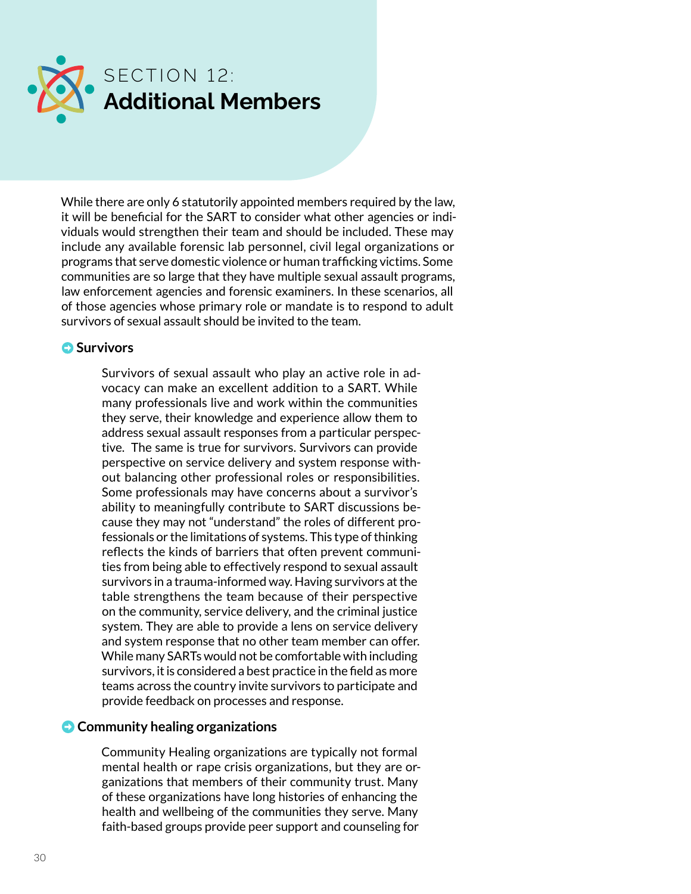# SECTION 12: Additional Members

While there are only 6 statutorily appointed members required by the law, it will be beneficial for the SART to consider what other agencies or individuals would strengthen their team and should be included. These may include any available forensic lab personnel, civil legal organizations or programs that serve domestic violence or human trafficking victims. Some communities are so large that they have multiple sexual assault programs, law enforcement agencies and forensic examiners. In these scenarios, all of those agencies whose primary role or mandate is to respond to adult survivors of sexual assault should be invited to the team.

### Survivors

Survivors of sexual assault who play an active role in advocacy can make an excellent addition to a SART. While many professionals live and work within the communities they serve, their knowledge and experience allow them to address sexual assault responses from a particular perspective. The same is true for survivors. Survivors can provide perspective on service delivery and system response without balancing other professional roles or responsibilities. Some professionals may have concerns about a survivor's ability to meaningfully contribute to SART discussions because they may not "understand" the roles of different professionals or the limitations of systems. This type of thinking reflects the kinds of barriers that often prevent communities from being able to effectively respond to sexual assault survivors in a trauma-informed way. Having survivors at the table strengthens the team because of their perspective on the community, service delivery, and the criminal justice system. They are able to provide a lens on service delivery and system response that no other team member can offer. While many SARTs would not be comfortable with including survivors, it is considered a best practice in the field as more teams across the country invite survivors to participate and provide feedback on processes and response.

### Community healing organizations

Community Healing organizations are typically not formal mental health or rape crisis organizations, but they are organizations that members of their community trust. Many of these organizations have long histories of enhancing the health and wellbeing of the communities they serve. Many faith-based groups provide peer support and counseling for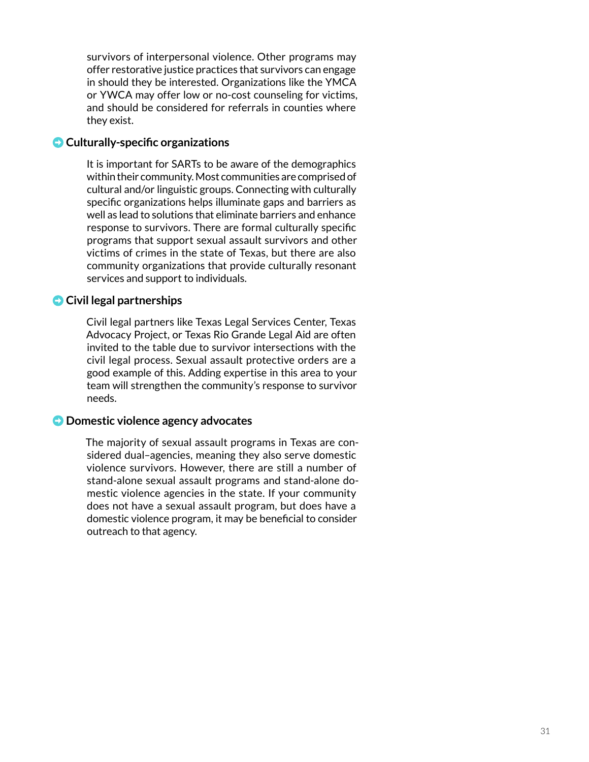survivors of interpersonal violence. Other programs may offer restorative justice practices that survivors can engage in should they be interested. Organizations like the YMCA or YWCA may offer low or no-cost counseling for victims, and should be considered for referrals in counties where they exist.

### Culturally-specific organizations

It is important for SARTs to be aware of the demographics within their community. Most communities are comprised of cultural and/or linguistic groups. Connecting with culturally specific organizations helps illuminate gaps and barriers as well as lead to solutions that eliminate barriers and enhance response to survivors. There are formal culturally specific programs that support sexual assault survivors and other victims of crimes in the state of Texas, but there are also community organizations that provide culturally resonant services and support to individuals.

### Civil legal partnerships

Civil legal partners like Texas Legal Services Center, Texas Advocacy Project, or Texas Rio Grande Legal Aid are often invited to the table due to survivor intersections with the civil legal process. Sexual assault protective orders are a good example of this. Adding expertise in this area to your team will strengthen the community's response to survivor needs.

### Domestic violence agency advocates

The majority of sexual assault programs in Texas are considered dual–agencies, meaning they also serve domestic violence survivors. However, there are still a number of stand-alone sexual assault programs and stand-alone domestic violence agencies in the state. If your community does not have a sexual assault program, but does have a domestic violence program, it may be beneficial to consider outreach to that agency.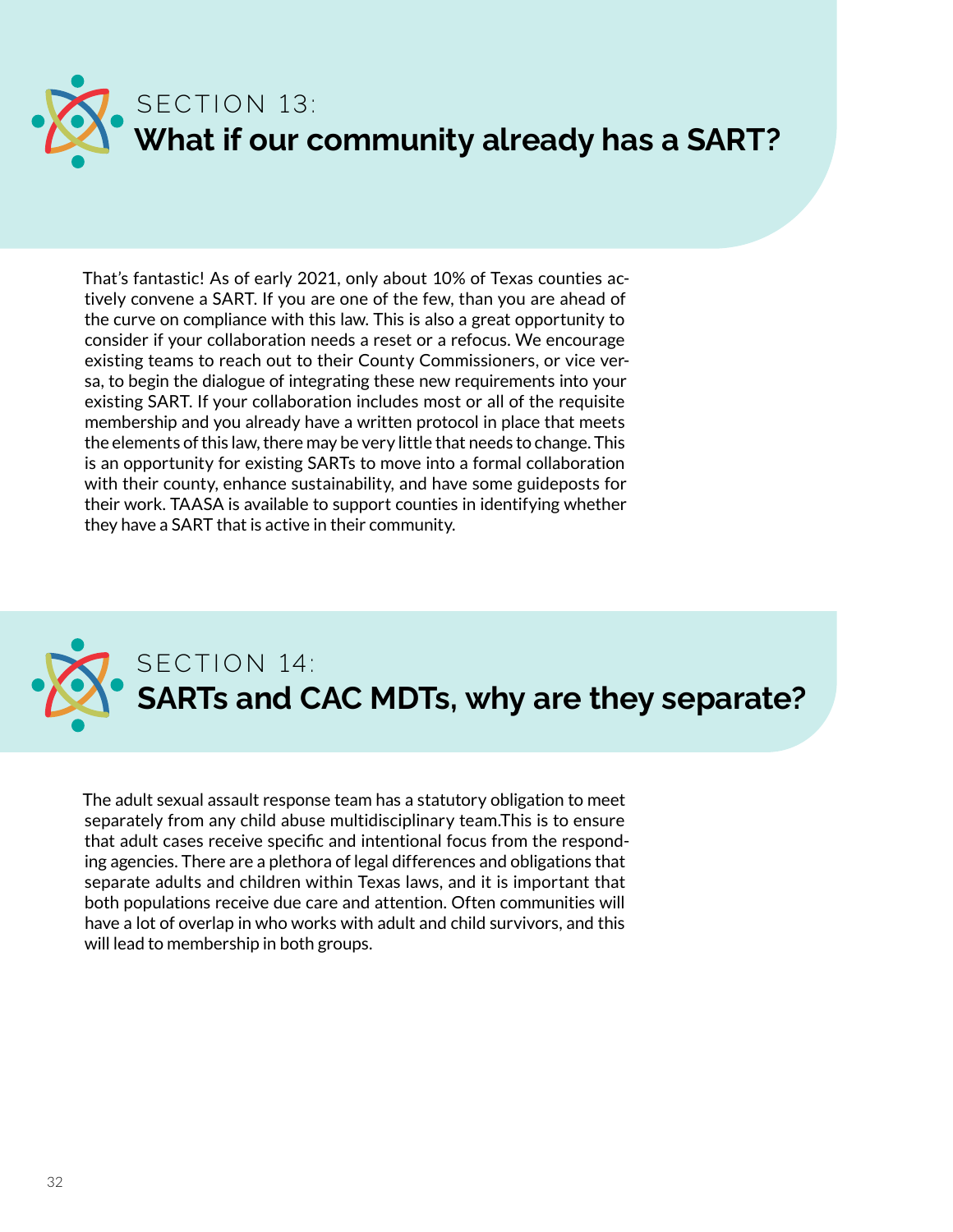## SECTION 13: What if our community already has a SART?

That's fantastic! As of early 2021, only about 10% of Texas counties actively convene a SART. If you are one of the few, than you are ahead of the curve on compliance with this law. This is also a great opportunity to consider if your collaboration needs a reset or a refocus. We encourage existing teams to reach out to their County Commissioners, or vice versa, to begin the dialogue of integrating these new requirements into your existing SART. If your collaboration includes most or all of the requisite membership and you already have a written protocol in place that meets the elements of this law, there may be very little that needs to change. This is an opportunity for existing SARTs to move into a formal collaboration with their county, enhance sustainability, and have some guideposts for their work. TAASA is available to support counties in identifying whether they have a SART that is active in their community.

## SECTION 14: SARTs and CAC MDTs, why are they separate?

The adult sexual assault response team has a statutory obligation to meet separately from any child abuse multidisciplinary team.This is to ensure that adult cases receive specific and intentional focus from the responding agencies. There are a plethora of legal differences and obligations that separate adults and children within Texas laws, and it is important that both populations receive due care and attention. Often communities will have a lot of overlap in who works with adult and child survivors, and this will lead to membership in both groups.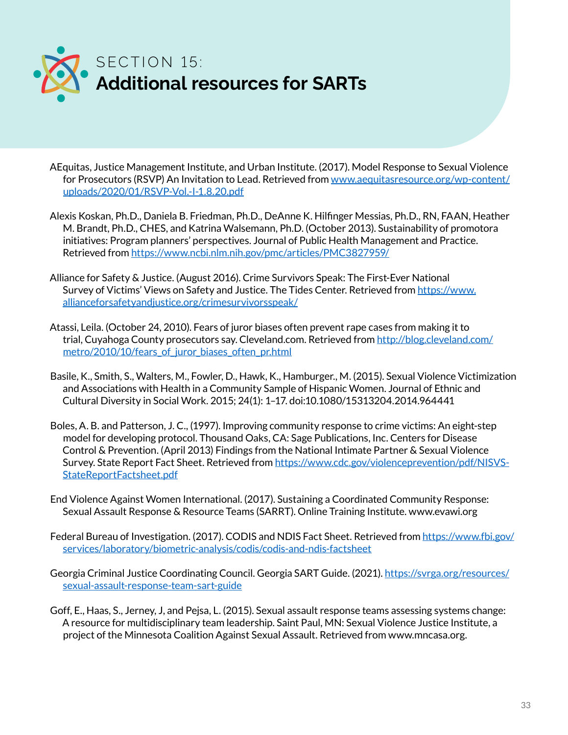# SECTION 15: **Additional resources for SARTs**

AEquitas, Justice Management Institute, and Urban Institute. (2017). Model Response to Sexual Violence for Prosecutors (RSVP) An Invitation to Lead. Retrieved from www.aequitasresource.org/wp-content/uploads/2020/01/RSVP-Vol.-I-1.8.20.pdf

Alexis Koskan, Ph.D., Daniela B. Friedman, Ph.D., DeAnne K. Hilfinger Messias, Ph.D., RN, FAAN, Heather M. Brandt, Ph.D., CHES, and Katrina Walsemann, Ph.D. (October 2013). Sustainability of promotora initiatives: Program planners' perspectives. Journal of Public Health Management and Practice. Retrieved from https://www.ncbi.nlm.nih.gov/pmc/articles/PMC3827959/

Alliance for Safety & Justice. (August 2016). Crime Survivors Speak: The First-Ever National Survey of Victims' Views on Safety and Justice. The Tides Center. Retrieved from https://www.allianceforsafetyandjustice.org/crimesurvivorsspeak/

Atassi, Leila. (October 24, 2010). Fears of juror biases often prevent rape cases from making it to trial, Cuyahoga County prosecutors say. Cleveland.com. Retrieved from http://blog.cleveland.com/metro/2010/10/fears_of_juror_biases_often_pr.html

Basile, K., Smith, S., Walters, M., Fowler, D., Hawk, K., Hamburger., M. (2015). Sexual Violence Victimization and Associations with Health in a Community Sample of Hispanic Women. Journal of Ethnic and Cultural Diversity in Social Work. 2015; 24(1): 1–17. doi:10.1080/15313204.2014.964441

Boles, A. B. and Patterson, J. C., (1997). Improving community response to crime victims: An eight-step model for developing protocol. Thousand Oaks, CA: Sage Publications, Inc. Centers for Disease Control & Prevention. (April 2013) Findings from the National Intimate Partner & Sexual Violence Survey. State Report Fact Sheet. Retrieved from https://www.cdc.gov/violenceprevention/pdf/NISVS-StateReportFactsheet.pdf

End Violence Against Women International. (2017). Sustaining a Coordinated Community Response: Sexual Assault Response & Resource Teams (SARRT). Online Training Institute. www.evawi.org

Federal Bureau of Investigation. (2017). CODIS and NDIS Fact Sheet. Retrieved from https://www.fbi.gov/services/laboratory/biometric-analysis/codis/codis-and-ndis-factsheet

Georgia Criminal Justice Coordinating Council. Georgia SART Guide. (2021). https://svrga.org/resources/sexual-assault-response-team-sart-guide

Goff, E., Haas, S., Jerney, J, and Pejsa, L. (2015). Sexual assault response teams assessing systems change: A resource for multidisciplinary team leadership. Saint Paul, MN: Sexual Violence Justice Institute, a project of the Minnesota Coalition Against Sexual Assault. Retrieved from www.mncasa.org.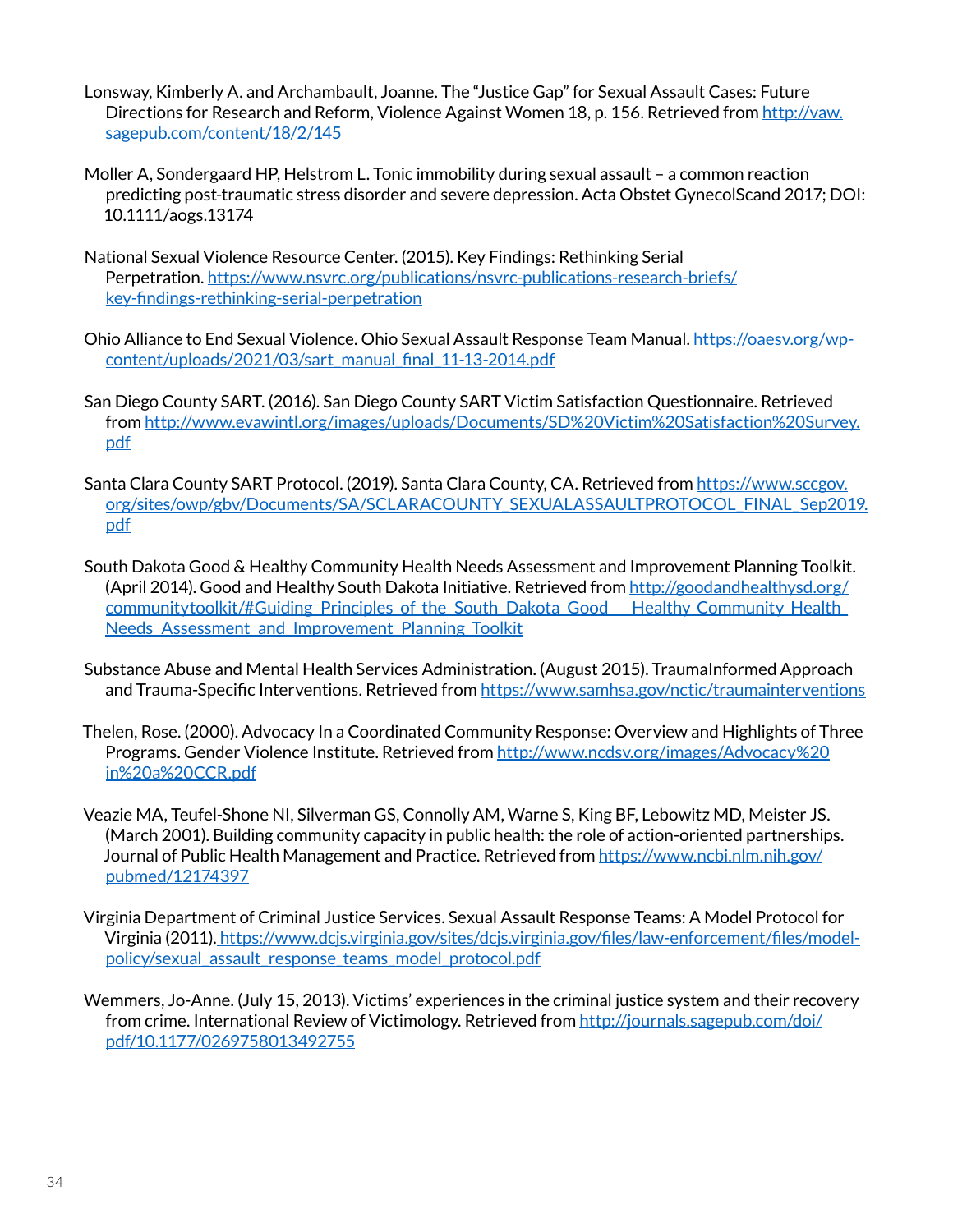Lonsway, Kimberly A. and Archambault, Joanne. The "Justice Gap" for Sexual Assault Cases: Future Directions for Research and Reform, Violence Against Women 18, p. 156. Retrieved from http://vaw.sagepub.com/content/18/2/145

Moller A, Sondergaard HP, Helstrom L. Tonic immobility during sexual assault – a common reaction predicting post-traumatic stress disorder and severe depression. Acta Obstet GynecolScand 2017; DOI: 10.1111/aogs.13174

National Sexual Violence Resource Center. (2015). Key Findings: Rethinking Serial Perpetration. https://www.nsvrc.org/publications/nsvrc-publications-research-briefs/key-findings-rethinking-serial-perpetration

Ohio Alliance to End Sexual Violence. Ohio Sexual Assault Response Team Manual. https://oaesv.org/wp-content/uploads/2021/03/sart_manual_final_11-13-2014.pdf

San Diego County SART. (2016). San Diego County SART Victim Satisfaction Questionnaire. Retrieved from http://www.evawintl.org/images/uploads/Documents/SD%20Victim%20Satisfaction%20Survey.pdf

Santa Clara County SART Protocol. (2019). Santa Clara County, CA. Retrieved from https://www.sccgov.org/sites/owp/gbv/Documents/SA/SCLARACOUNTY_SEXUALASSAULTPROTOCOL_FINAL_Sep2019.pdf

South Dakota Good & Healthy Community Health Needs Assessment and Improvement Planning Toolkit. (April 2014). Good and Healthy South Dakota Initiative. Retrieved from http://goodandhealthysd.org/communitytoolkit/#Guiding_Principles_of_the_South_Dakota_Good___Healthy_Community_Health_Needs_Assessment_and_Improvement_Planning_Toolkit

Substance Abuse and Mental Health Services Administration. (August 2015). TraumaInformed Approach and Trauma-Specific Interventions. Retrieved from https://www.samhsa.gov/nctic/traumainterventions

Thelen, Rose. (2000). Advocacy In a Coordinated Community Response: Overview and Highlights of Three Programs. Gender Violence Institute. Retrieved from http://www.ncdsv.org/images/Advocacy%20in%20a%20CCR.pdf

Veazie MA, Teufel-Shone NI, Silverman GS, Connolly AM, Warne S, King BF, Lebowitz MD, Meister JS. (March 2001). Building community capacity in public health: the role of action-oriented partnerships. Journal of Public Health Management and Practice. Retrieved from https://www.ncbi.nlm.nih.gov/pubmed/12174397

Virginia Department of Criminal Justice Services. Sexual Assault Response Teams: A Model Protocol for Virginia (2011). https://www.dcjs.virginia.gov/sites/dcjs.virginia.gov/files/law-enforcement/files/model-policy/sexual_assault_response_teams_model_protocol.pdf

Wemmers, Jo-Anne. (July 15, 2013). Victims' experiences in the criminal justice system and their recovery from crime. International Review of Victimology. Retrieved from http://journals.sagepub.com/doi/pdf/10.1177/0269758013492755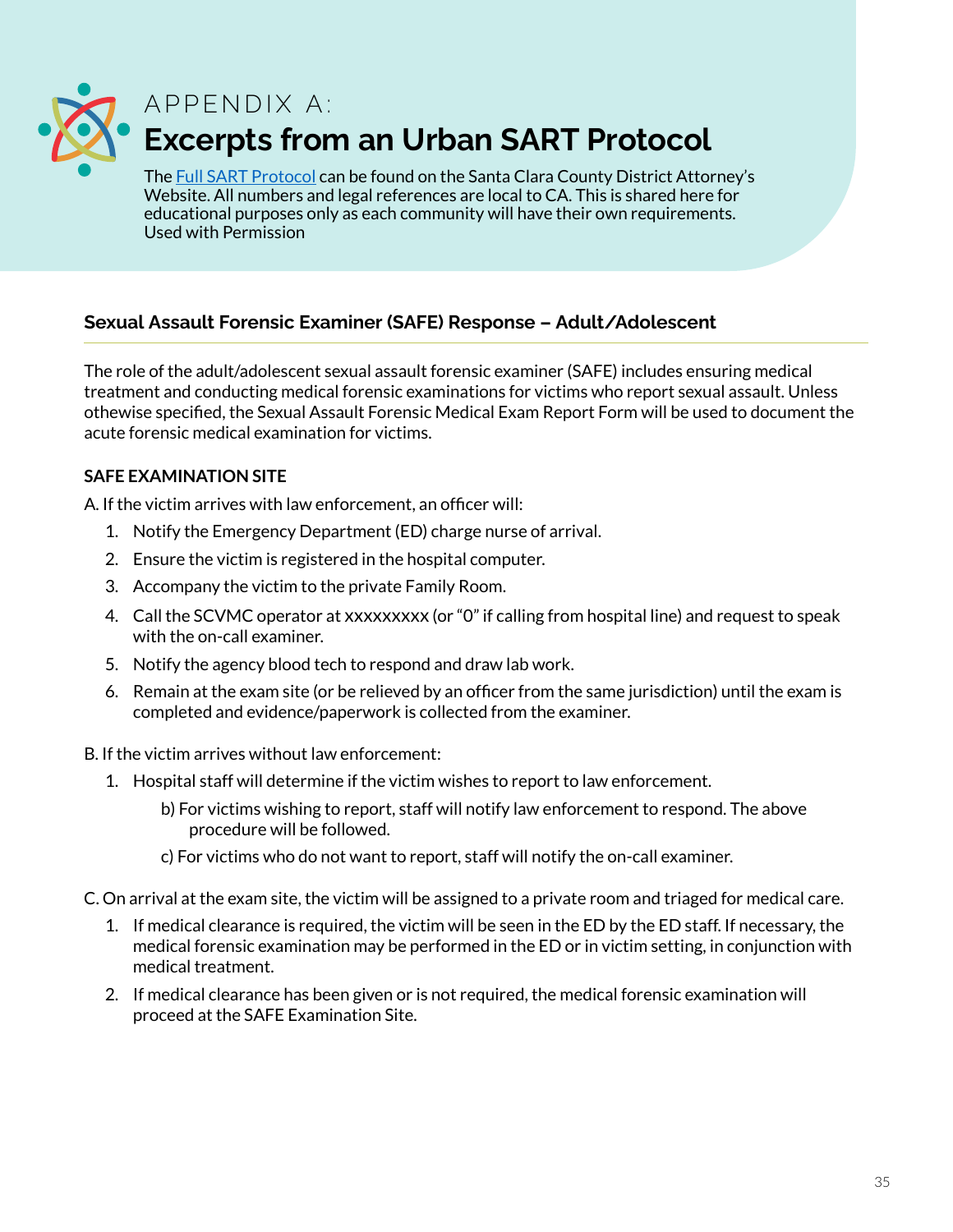# APPENDIX A:
# Excerpts from an Urban SART Protocol

The Full SART Protocol can be found on the Santa Clara County District Attorney's Website. All numbers and legal references are local to CA. This is shared here for educational purposes only as each community will have their own requirements. Used with Permission

## Sexual Assault Forensic Examiner (SAFE) Response – Adult/Adolescent

The role of the adult/adolescent sexual assault forensic examiner (SAFE) includes ensuring medical treatment and conducting medical forensic examinations for victims who report sexual assault. Unless othewise specified, the Sexual Assault Forensic Medical Exam Report Form will be used to document the acute forensic medical examination for victims.

### SAFE EXAMINATION SITE

A. If the victim arrives with law enforcement, an officer will:

1. Notify the Emergency Department (ED) charge nurse of arrival.
2. Ensure the victim is registered in the hospital computer.
3. Accompany the victim to the private Family Room.
4. Call the SCVMC operator at xxxxxxxxx (or "0" if calling from hospital line) and request to speak with the on-call examiner.
5. Notify the agency blood tech to respond and draw lab work.
6. Remain at the exam site (or be relieved by an officer from the same jurisdiction) until the exam is completed and evidence/paperwork is collected from the examiner.

B. If the victim arrives without law enforcement:

1. Hospital staff will determine if the victim wishes to report to law enforcement.
   - b) For victims wishing to report, staff will notify law enforcement to respond. The above procedure will be followed.
   - c) For victims who do not want to report, staff will notify the on-call examiner.

C. On arrival at the exam site, the victim will be assigned to a private room and triaged for medical care.

1. If medical clearance is required, the victim will be seen in the ED by the ED staff. If necessary, the medical forensic examination may be performed in the ED or in victim setting, in conjunction with medical treatment.
2. If medical clearance has been given or is not required, the medical forensic examination will proceed at the SAFE Examination Site.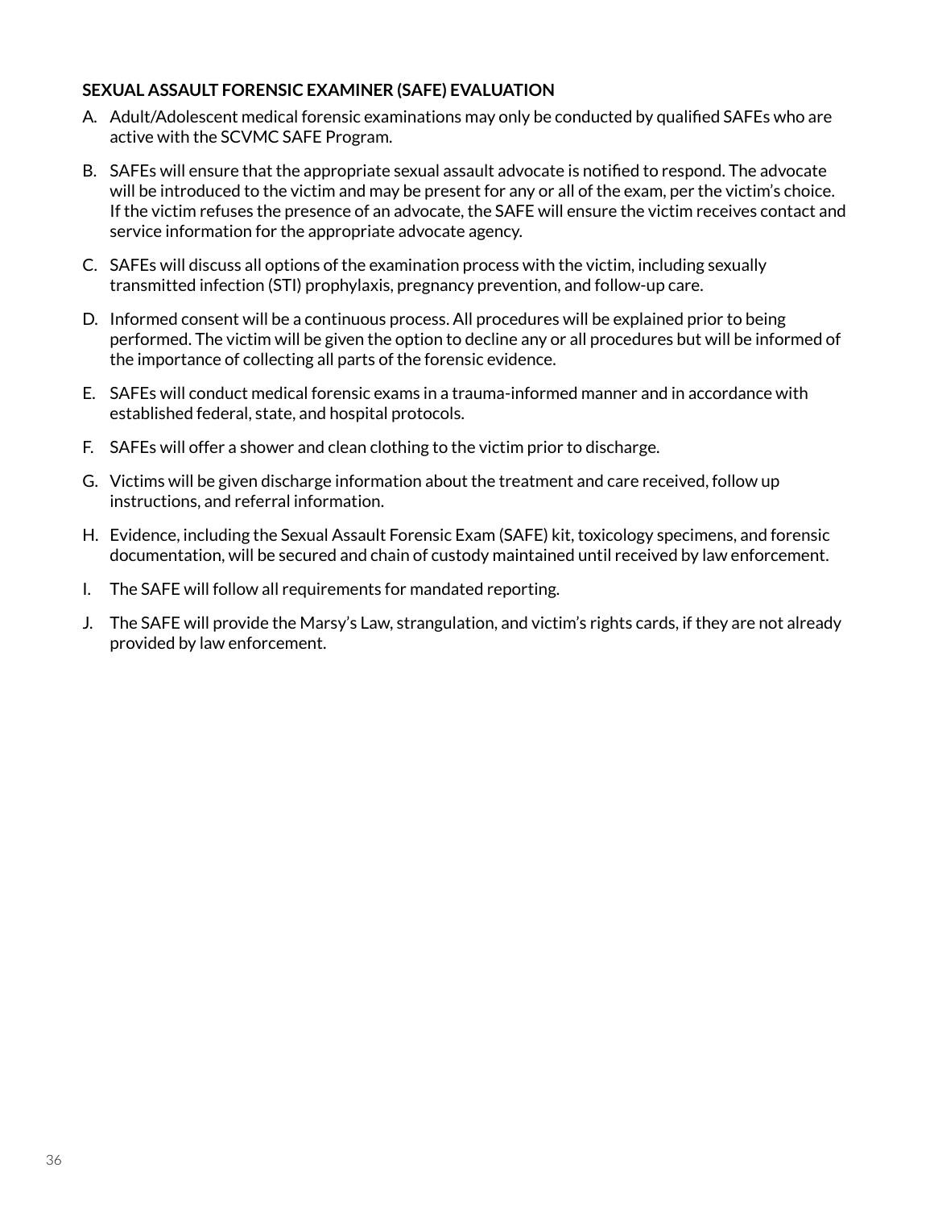**SEXUAL ASSAULT FORENSIC EXAMINER (SAFE) EVALUATION**

A. Adult/Adolescent medical forensic examinations may only be conducted by qualified SAFEs who are active with the SCVMC SAFE Program.

B. SAFEs will ensure that the appropriate sexual assault advocate is notified to respond. The advocate will be introduced to the victim and may be present for any or all of the exam, per the victim's choice. If the victim refuses the presence of an advocate, the SAFE will ensure the victim receives contact and service information for the appropriate advocate agency.

C. SAFEs will discuss all options of the examination process with the victim, including sexually transmitted infection (STI) prophylaxis, pregnancy prevention, and follow-up care.

D. Informed consent will be a continuous process. All procedures will be explained prior to being performed. The victim will be given the option to decline any or all procedures but will be informed of the importance of collecting all parts of the forensic evidence.

E. SAFEs will conduct medical forensic exams in a trauma-informed manner and in accordance with established federal, state, and hospital protocols.

F. SAFEs will offer a shower and clean clothing to the victim prior to discharge.

G. Victims will be given discharge information about the treatment and care received, follow up instructions, and referral information.

H. Evidence, including the Sexual Assault Forensic Exam (SAFE) kit, toxicology specimens, and forensic documentation, will be secured and chain of custody maintained until received by law enforcement.

I. The SAFE will follow all requirements for mandated reporting.

J. The SAFE will provide the Marsy's Law, strangulation, and victim's rights cards, if they are not already provided by law enforcement.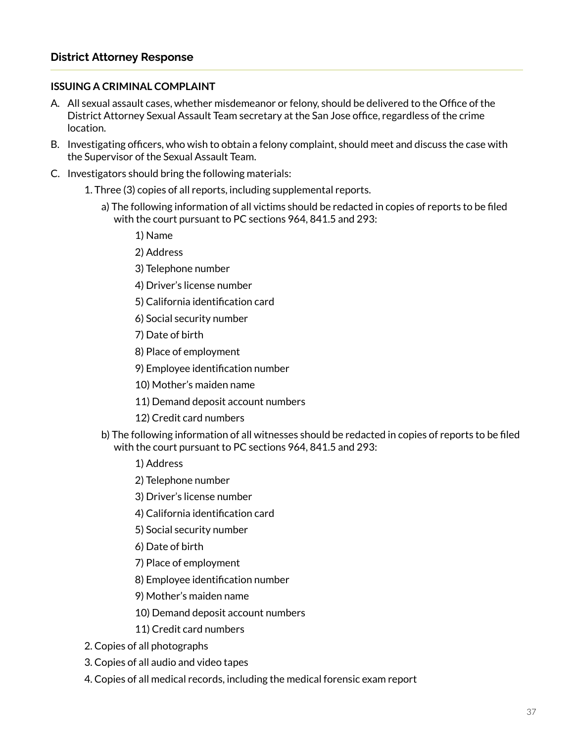## District Attorney Response

### ISSUING A CRIMINAL COMPLAINT

A. All sexual assault cases, whether misdemeanor or felony, should be delivered to the Office of the District Attorney Sexual Assault Team secretary at the San Jose office, regardless of the crime location.

B. Investigating officers, who wish to obtain a felony complaint, should meet and discuss the case with the Supervisor of the Sexual Assault Team.

C. Investigators should bring the following materials:

   1. Three (3) copies of all reports, including supplemental reports.

      a) The following information of all victims should be redacted in copies of reports to be filed with the court pursuant to PC sections 964, 841.5 and 293:

         1) Name
         2) Address
         3) Telephone number
         4) Driver's license number
         5) California identification card
         6) Social security number
         7) Date of birth
         8) Place of employment
         9) Employee identification number
         10) Mother's maiden name
         11) Demand deposit account numbers
         12) Credit card numbers

      b) The following information of all witnesses should be redacted in copies of reports to be filed with the court pursuant to PC sections 964, 841.5 and 293:

         1) Address
         2) Telephone number
         3) Driver's license number
         4) California identification card
         5) Social security number
         6) Date of birth
         7) Place of employment
         8) Employee identification number
         9) Mother's maiden name
         10) Demand deposit account numbers
         11) Credit card numbers

   2. Copies of all photographs
   3. Copies of all audio and video tapes
   4. Copies of all medical records, including the medical forensic exam report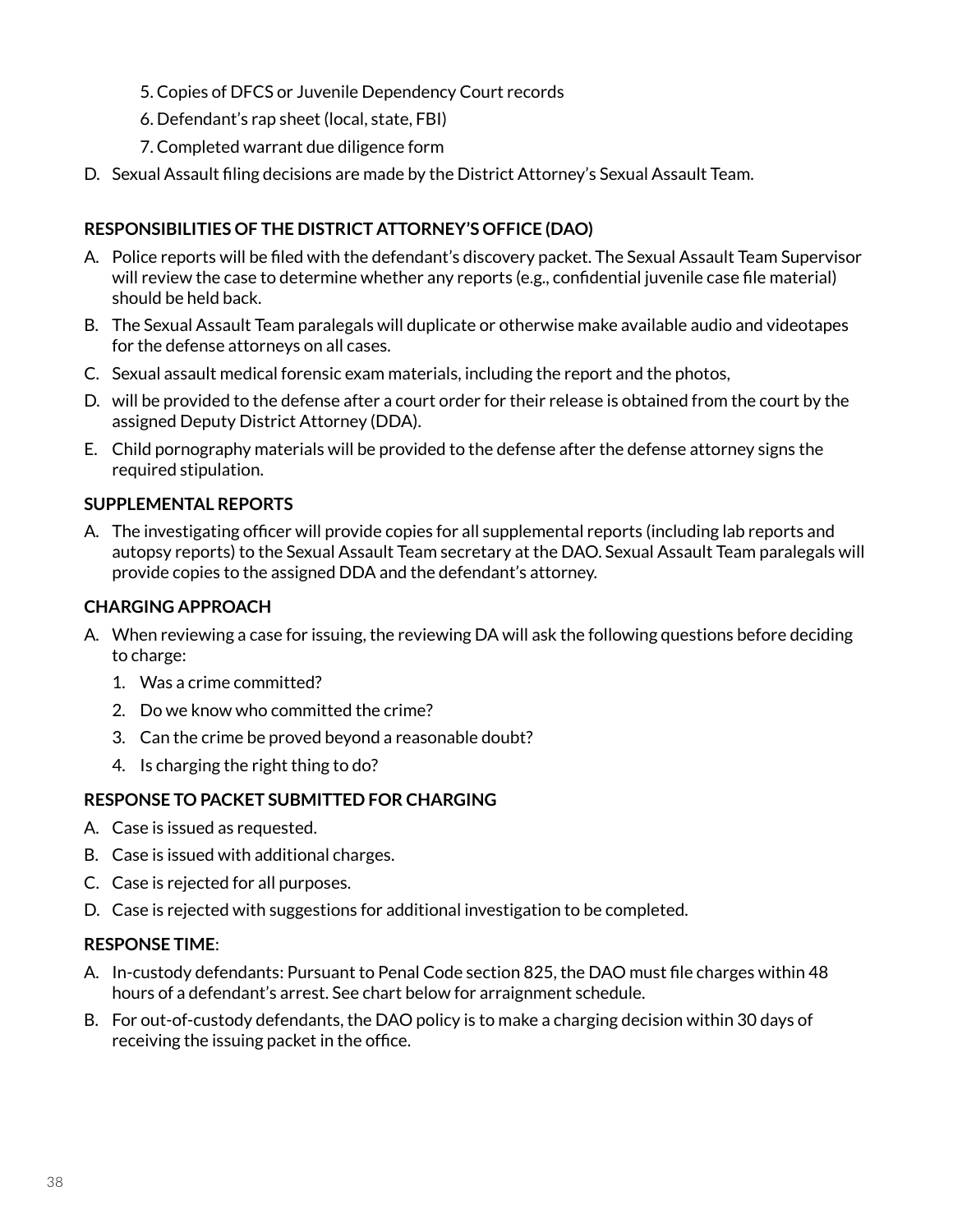5. Copies of DFCS or Juvenile Dependency Court records
6. Defendant's rap sheet (local, state, FBI)
7. Completed warrant due diligence form

D. Sexual Assault filing decisions are made by the District Attorney's Sexual Assault Team.

**RESPONSIBILITIES OF THE DISTRICT ATTORNEY'S OFFICE (DAO)**

A. Police reports will be filed with the defendant's discovery packet. The Sexual Assault Team Supervisor will review the case to determine whether any reports (e.g., confidential juvenile case file material) should be held back.
B. The Sexual Assault Team paralegals will duplicate or otherwise make available audio and videotapes for the defense attorneys on all cases.
C. Sexual assault medical forensic exam materials, including the report and the photos,
D. will be provided to the defense after a court order for their release is obtained from the court by the assigned Deputy District Attorney (DDA).
E. Child pornography materials will be provided to the defense after the defense attorney signs the required stipulation.

**SUPPLEMENTAL REPORTS**

A. The investigating officer will provide copies for all supplemental reports (including lab reports and autopsy reports) to the Sexual Assault Team secretary at the DAO. Sexual Assault Team paralegals will provide copies to the assigned DDA and the defendant's attorney.

**CHARGING APPROACH**

A. When reviewing a case for issuing, the reviewing DA will ask the following questions before deciding to charge:
   1. Was a crime committed?
   2. Do we know who committed the crime?
   3. Can the crime be proved beyond a reasonable doubt?
   4. Is charging the right thing to do?

**RESPONSE TO PACKET SUBMITTED FOR CHARGING**

A. Case is issued as requested.
B. Case is issued with additional charges.
C. Case is rejected for all purposes.
D. Case is rejected with suggestions for additional investigation to be completed.

**RESPONSE TIME**:

A. In-custody defendants: Pursuant to Penal Code section 825, the DAO must file charges within 48 hours of a defendant's arrest. See chart below for arraignment schedule.
B. For out-of-custody defendants, the DAO policy is to make a charging decision within 30 days of receiving the issuing packet in the office.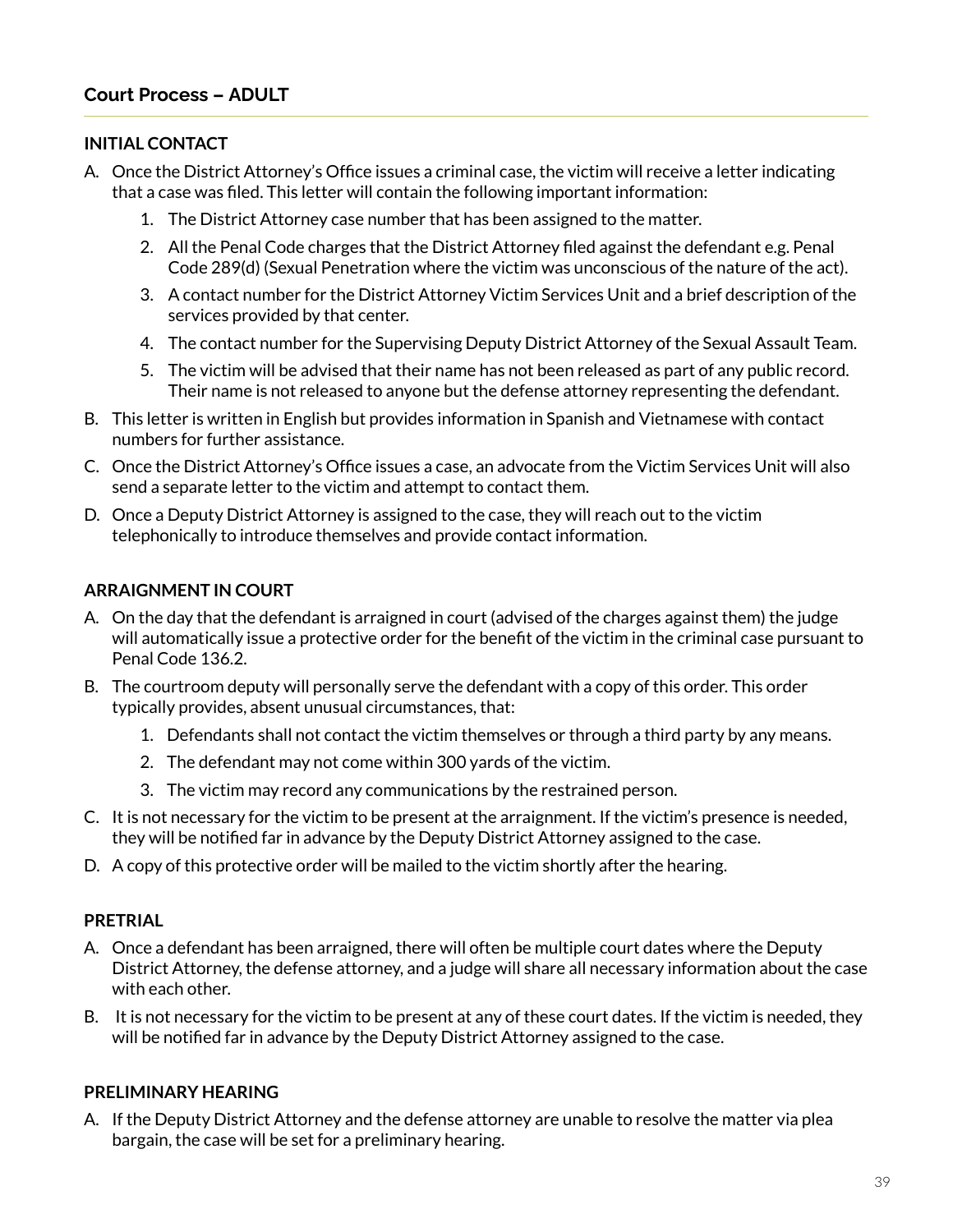## Court Process – ADULT

### INITIAL CONTACT

A. Once the District Attorney's Office issues a criminal case, the victim will receive a letter indicating that a case was filed. This letter will contain the following important information:
    1. The District Attorney case number that has been assigned to the matter.
    2. All the Penal Code charges that the District Attorney filed against the defendant e.g. Penal Code 289(d) (Sexual Penetration where the victim was unconscious of the nature of the act).
    3. A contact number for the District Attorney Victim Services Unit and a brief description of the services provided by that center.
    4. The contact number for the Supervising Deputy District Attorney of the Sexual Assault Team.
    5. The victim will be advised that their name has not been released as part of any public record. Their name is not released to anyone but the defense attorney representing the defendant.
B. This letter is written in English but provides information in Spanish and Vietnamese with contact numbers for further assistance.
C. Once the District Attorney's Office issues a case, an advocate from the Victim Services Unit will also send a separate letter to the victim and attempt to contact them.
D. Once a Deputy District Attorney is assigned to the case, they will reach out to the victim telephonically to introduce themselves and provide contact information.

### ARRAIGNMENT IN COURT

A. On the day that the defendant is arraigned in court (advised of the charges against them) the judge will automatically issue a protective order for the benefit of the victim in the criminal case pursuant to Penal Code 136.2.
B. The courtroom deputy will personally serve the defendant with a copy of this order. This order typically provides, absent unusual circumstances, that:
    1. Defendants shall not contact the victim themselves or through a third party by any means.
    2. The defendant may not come within 300 yards of the victim.
    3. The victim may record any communications by the restrained person.
C. It is not necessary for the victim to be present at the arraignment. If the victim's presence is needed, they will be notified far in advance by the Deputy District Attorney assigned to the case.
D. A copy of this protective order will be mailed to the victim shortly after the hearing.

### PRETRIAL

A. Once a defendant has been arraigned, there will often be multiple court dates where the Deputy District Attorney, the defense attorney, and a judge will share all necessary information about the case with each other.
B. It is not necessary for the victim to be present at any of these court dates. If the victim is needed, they will be notified far in advance by the Deputy District Attorney assigned to the case.

### PRELIMINARY HEARING

A. If the Deputy District Attorney and the defense attorney are unable to resolve the matter via plea bargain, the case will be set for a preliminary hearing.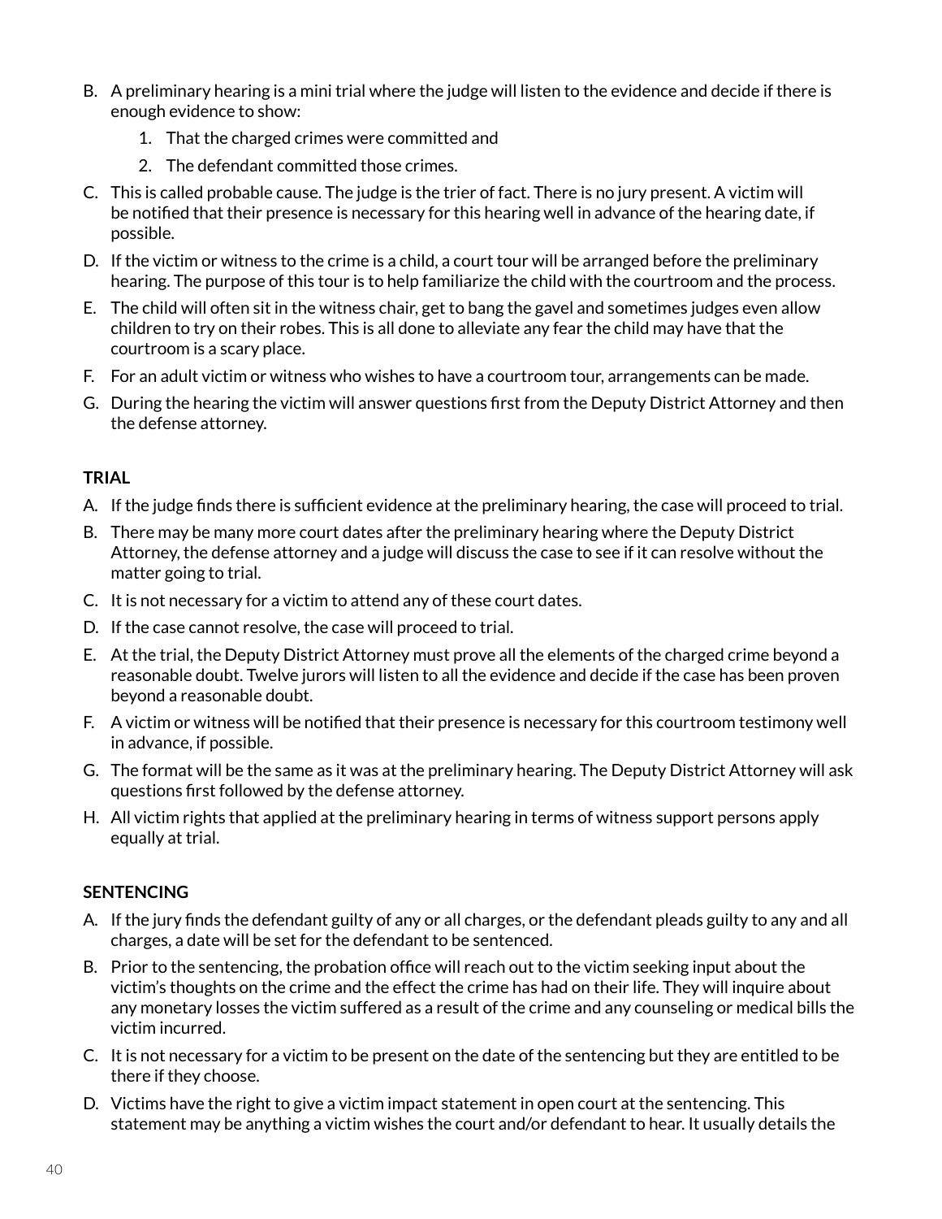B. A preliminary hearing is a mini trial where the judge will listen to the evidence and decide if there is enough evidence to show:
   1. That the charged crimes were committed and
   2. The defendant committed those crimes.

C. This is called probable cause. The judge is the trier of fact. There is no jury present. A victim will be notified that their presence is necessary for this hearing well in advance of the hearing date, if possible.

D. If the victim or witness to the crime is a child, a court tour will be arranged before the preliminary hearing. The purpose of this tour is to help familiarize the child with the courtroom and the process.

E. The child will often sit in the witness chair, get to bang the gavel and sometimes judges even allow children to try on their robes. This is all done to alleviate any fear the child may have that the courtroom is a scary place.

F. For an adult victim or witness who wishes to have a courtroom tour, arrangements can be made.

G. During the hearing the victim will answer questions first from the Deputy District Attorney and then the defense attorney.

**TRIAL**

A. If the judge finds there is sufficient evidence at the preliminary hearing, the case will proceed to trial.

B. There may be many more court dates after the preliminary hearing where the Deputy District Attorney, the defense attorney and a judge will discuss the case to see if it can resolve without the matter going to trial.

C. It is not necessary for a victim to attend any of these court dates.

D. If the case cannot resolve, the case will proceed to trial.

E. At the trial, the Deputy District Attorney must prove all the elements of the charged crime beyond a reasonable doubt. Twelve jurors will listen to all the evidence and decide if the case has been proven beyond a reasonable doubt.

F. A victim or witness will be notified that their presence is necessary for this courtroom testimony well in advance, if possible.

G. The format will be the same as it was at the preliminary hearing. The Deputy District Attorney will ask questions first followed by the defense attorney.

H. All victim rights that applied at the preliminary hearing in terms of witness support persons apply equally at trial.

**SENTENCING**

A. If the jury finds the defendant guilty of any or all charges, or the defendant pleads guilty to any and all charges, a date will be set for the defendant to be sentenced.

B. Prior to the sentencing, the probation office will reach out to the victim seeking input about the victim's thoughts on the crime and the effect the crime has had on their life. They will inquire about any monetary losses the victim suffered as a result of the crime and any counseling or medical bills the victim incurred.

C. It is not necessary for a victim to be present on the date of the sentencing but they are entitled to be there if they choose.

D. Victims have the right to give a victim impact statement in open court at the sentencing. This statement may be anything a victim wishes the court and/or defendant to hear. It usually details the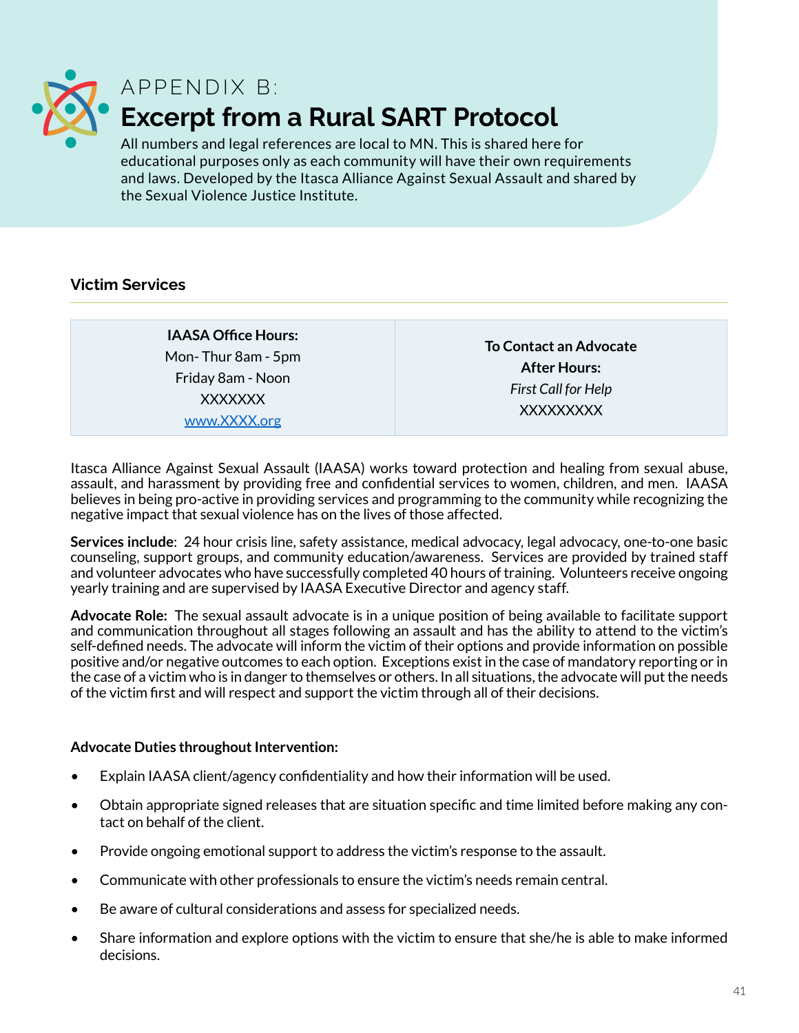# APPENDIX B:

# Excerpt from a Rural SART Protocol

All numbers and legal references are local to MN. This is shared here for educational purposes only as each community will have their own requirements and laws. Developed by the Itasca Alliance Against Sexual Assault and shared by the Sexual Violence Justice Institute.

## Victim Services

| **IAASA Office Hours:**<br>Mon- Thur 8am - 5pm<br>Friday 8am - Noon<br>XXXXXXX<br>www.XXXX.org | **To Contact an Advocate After Hours:**<br>*First Call for Help*<br>XXXXXXXXX |
|---|---|

Itasca Alliance Against Sexual Assault (IAASA) works toward protection and healing from sexual abuse, assault, and harassment by providing free and confidential services to women, children, and men. IAASA believes in being pro-active in providing services and programming to the community while recognizing the negative impact that sexual violence has on the lives of those affected.

**Services include**: 24 hour crisis line, safety assistance, medical advocacy, legal advocacy, one-to-one basic counseling, support groups, and community education/awareness. Services are provided by trained staff and volunteer advocates who have successfully completed 40 hours of training. Volunteers receive ongoing yearly training and are supervised by IAASA Executive Director and agency staff.

**Advocate Role:** The sexual assault advocate is in a unique position of being available to facilitate support and communication throughout all stages following an assault and has the ability to attend to the victim's self-defined needs. The advocate will inform the victim of their options and provide information on possible positive and/or negative outcomes to each option. Exceptions exist in the case of mandatory reporting or in the case of a victim who is in danger to themselves or others. In all situations, the advocate will put the needs of the victim first and will respect and support the victim through all of their decisions.

**Advocate Duties throughout Intervention:**

- Explain IAASA client/agency confidentiality and how their information will be used.
- Obtain appropriate signed releases that are situation specific and time limited before making any contact on behalf of the client.
- Provide ongoing emotional support to address the victim's response to the assault.
- Communicate with other professionals to ensure the victim's needs remain central.
- Be aware of cultural considerations and assess for specialized needs.
- Share information and explore options with the victim to ensure that she/he is able to make informed decisions.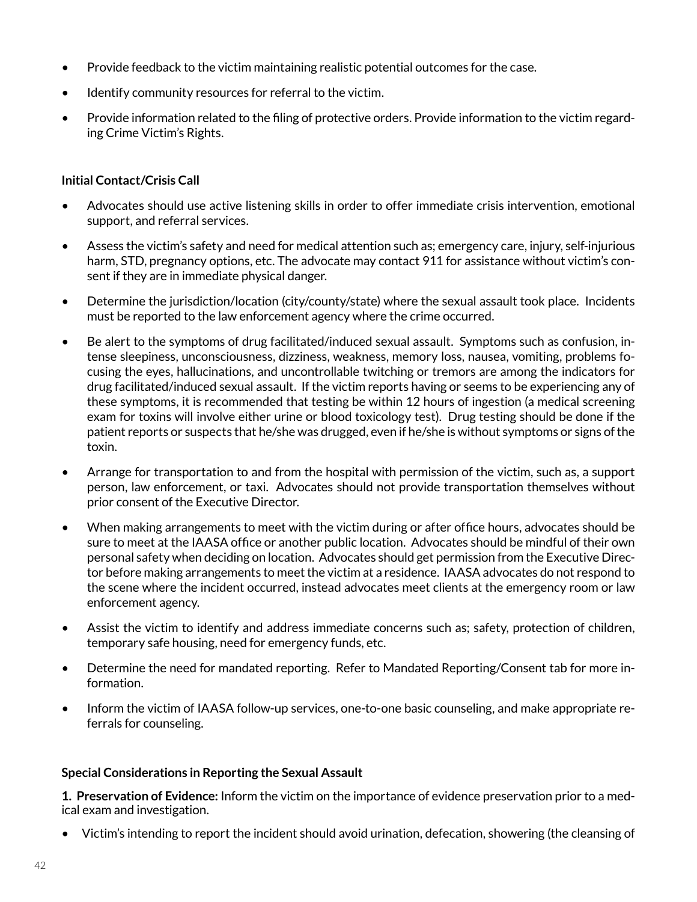- Provide feedback to the victim maintaining realistic potential outcomes for the case.
- Identify community resources for referral to the victim.
- Provide information related to the filing of protective orders. Provide information to the victim regarding Crime Victim's Rights.

**Initial Contact/Crisis Call**

- Advocates should use active listening skills in order to offer immediate crisis intervention, emotional support, and referral services.
- Assess the victim's safety and need for medical attention such as; emergency care, injury, self-injurious harm, STD, pregnancy options, etc. The advocate may contact 911 for assistance without victim's consent if they are in immediate physical danger.
- Determine the jurisdiction/location (city/county/state) where the sexual assault took place. Incidents must be reported to the law enforcement agency where the crime occurred.
- Be alert to the symptoms of drug facilitated/induced sexual assault. Symptoms such as confusion, intense sleepiness, unconsciousness, dizziness, weakness, memory loss, nausea, vomiting, problems focusing the eyes, hallucinations, and uncontrollable twitching or tremors are among the indicators for drug facilitated/induced sexual assault. If the victim reports having or seems to be experiencing any of these symptoms, it is recommended that testing be within 12 hours of ingestion (a medical screening exam for toxins will involve either urine or blood toxicology test). Drug testing should be done if the patient reports or suspects that he/she was drugged, even if he/she is without symptoms or signs of the toxin.
- Arrange for transportation to and from the hospital with permission of the victim, such as, a support person, law enforcement, or taxi. Advocates should not provide transportation themselves without prior consent of the Executive Director.
- When making arrangements to meet with the victim during or after office hours, advocates should be sure to meet at the IAASA office or another public location. Advocates should be mindful of their own personal safety when deciding on location. Advocates should get permission from the Executive Director before making arrangements to meet the victim at a residence. IAASA advocates do not respond to the scene where the incident occurred, instead advocates meet clients at the emergency room or law enforcement agency.
- Assist the victim to identify and address immediate concerns such as; safety, protection of children, temporary safe housing, need for emergency funds, etc.
- Determine the need for mandated reporting. Refer to Mandated Reporting/Consent tab for more information.
- Inform the victim of IAASA follow-up services, one-to-one basic counseling, and make appropriate referrals for counseling.

**Special Considerations in Reporting the Sexual Assault**

**1. Preservation of Evidence:** Inform the victim on the importance of evidence preservation prior to a medical exam and investigation.

- Victim's intending to report the incident should avoid urination, defecation, showering (the cleansing of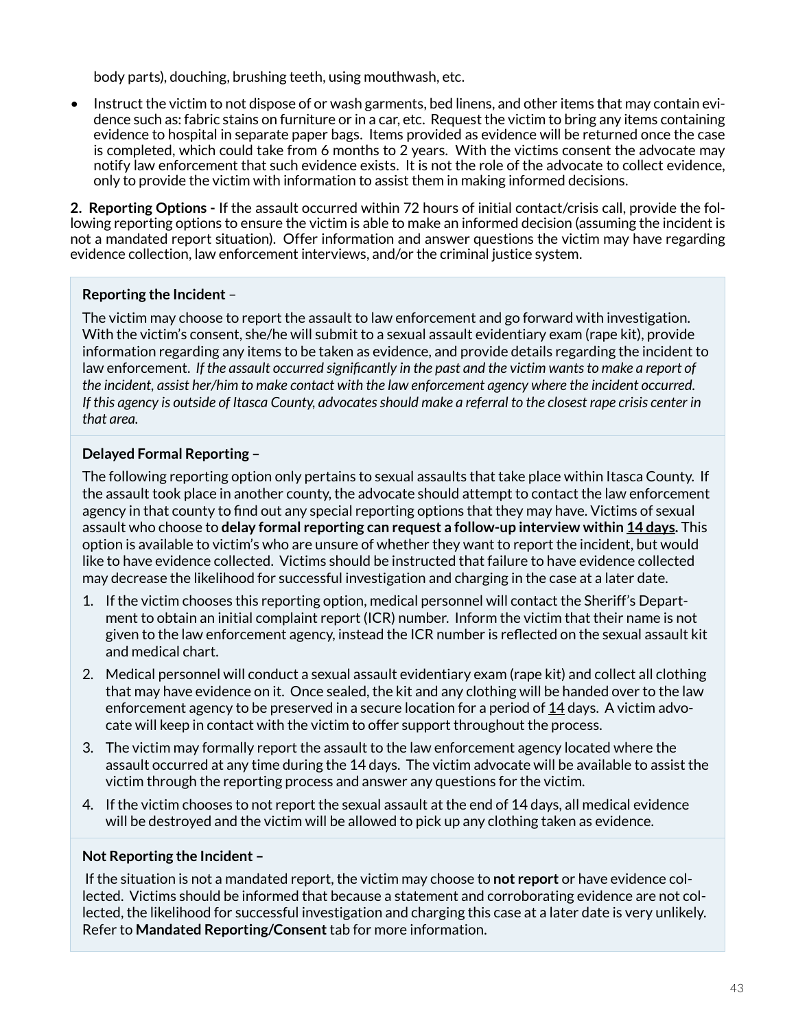body parts), douching, brushing teeth, using mouthwash, etc.

- Instruct the victim to not dispose of or wash garments, bed linens, and other items that may contain evidence such as: fabric stains on furniture or in a car, etc. Request the victim to bring any items containing evidence to hospital in separate paper bags. Items provided as evidence will be returned once the case is completed, which could take from 6 months to 2 years. With the victims consent the advocate may notify law enforcement that such evidence exists. It is not the role of the advocate to collect evidence, only to provide the victim with information to assist them in making informed decisions.

**2. Reporting Options -** If the assault occurred within 72 hours of initial contact/crisis call, provide the following reporting options to ensure the victim is able to make an informed decision (assuming the incident is not a mandated report situation). Offer information and answer questions the victim may have regarding evidence collection, law enforcement interviews, and/or the criminal justice system.

**Reporting the Incident** –

The victim may choose to report the assault to law enforcement and go forward with investigation. With the victim's consent, she/he will submit to a sexual assault evidentiary exam (rape kit), provide information regarding any items to be taken as evidence, and provide details regarding the incident to law enforcement. *If the assault occurred significantly in the past and the victim wants to make a report of the incident, assist her/him to make contact with the law enforcement agency where the incident occurred. If this agency is outside of Itasca County, advocates should make a referral to the closest rape crisis center in that area.*

**Delayed Formal Reporting –**

The following reporting option only pertains to sexual assaults that take place within Itasca County. If the assault took place in another county, the advocate should attempt to contact the law enforcement agency in that county to find out any special reporting options that they may have. Victims of sexual assault who choose to **delay formal reporting can request a follow-up interview within <u>14 days</u>.** This option is available to victim's who are unsure of whether they want to report the incident, but would like to have evidence collected. Victims should be instructed that failure to have evidence collected may decrease the likelihood for successful investigation and charging in the case at a later date.

1. If the victim chooses this reporting option, medical personnel will contact the Sheriff's Department to obtain an initial complaint report (ICR) number. Inform the victim that their name is not given to the law enforcement agency, instead the ICR number is reflected on the sexual assault kit and medical chart.
2. Medical personnel will conduct a sexual assault evidentiary exam (rape kit) and collect all clothing that may have evidence on it. Once sealed, the kit and any clothing will be handed over to the law enforcement agency to be preserved in a secure location for a period of <u>14</u> days. A victim advocate will keep in contact with the victim to offer support throughout the process.
3. The victim may formally report the assault to the law enforcement agency located where the assault occurred at any time during the 14 days. The victim advocate will be available to assist the victim through the reporting process and answer any questions for the victim.
4. If the victim chooses to not report the sexual assault at the end of 14 days, all medical evidence will be destroyed and the victim will be allowed to pick up any clothing taken as evidence.

**Not Reporting the Incident –**

If the situation is not a mandated report, the victim may choose to **not report** or have evidence collected. Victims should be informed that because a statement and corroborating evidence are not collected, the likelihood for successful investigation and charging this case at a later date is very unlikely. Refer to **Mandated Reporting/Consent** tab for more information.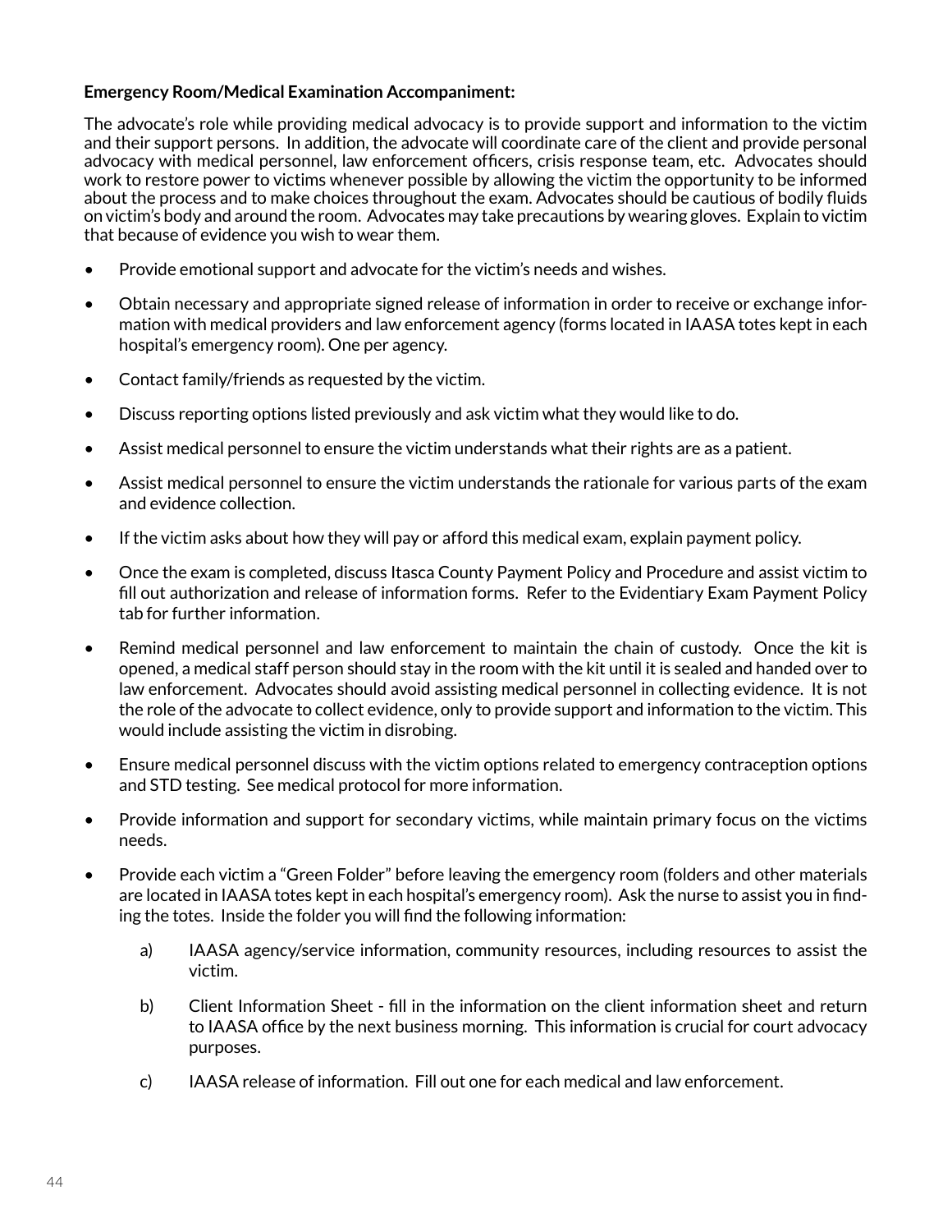**Emergency Room/Medical Examination Accompaniment:**

The advocate's role while providing medical advocacy is to provide support and information to the victim and their support persons. In addition, the advocate will coordinate care of the client and provide personal advocacy with medical personnel, law enforcement officers, crisis response team, etc. Advocates should work to restore power to victims whenever possible by allowing the victim the opportunity to be informed about the process and to make choices throughout the exam. Advocates should be cautious of bodily fluids on victim's body and around the room. Advocates may take precautions by wearing gloves. Explain to victim that because of evidence you wish to wear them.

- Provide emotional support and advocate for the victim's needs and wishes.
- Obtain necessary and appropriate signed release of information in order to receive or exchange information with medical providers and law enforcement agency (forms located in IAASA totes kept in each hospital's emergency room). One per agency.
- Contact family/friends as requested by the victim.
- Discuss reporting options listed previously and ask victim what they would like to do.
- Assist medical personnel to ensure the victim understands what their rights are as a patient.
- Assist medical personnel to ensure the victim understands the rationale for various parts of the exam and evidence collection.
- If the victim asks about how they will pay or afford this medical exam, explain payment policy.
- Once the exam is completed, discuss Itasca County Payment Policy and Procedure and assist victim to fill out authorization and release of information forms. Refer to the Evidentiary Exam Payment Policy tab for further information.
- Remind medical personnel and law enforcement to maintain the chain of custody. Once the kit is opened, a medical staff person should stay in the room with the kit until it is sealed and handed over to law enforcement. Advocates should avoid assisting medical personnel in collecting evidence. It is not the role of the advocate to collect evidence, only to provide support and information to the victim. This would include assisting the victim in disrobing.
- Ensure medical personnel discuss with the victim options related to emergency contraception options and STD testing. See medical protocol for more information.
- Provide information and support for secondary victims, while maintain primary focus on the victims needs.
- Provide each victim a "Green Folder" before leaving the emergency room (folders and other materials are located in IAASA totes kept in each hospital's emergency room). Ask the nurse to assist you in finding the totes. Inside the folder you will find the following information:
    a) IAASA agency/service information, community resources, including resources to assist the victim.
    b) Client Information Sheet - fill in the information on the client information sheet and return to IAASA office by the next business morning. This information is crucial for court advocacy purposes.
    c) IAASA release of information. Fill out one for each medical and law enforcement.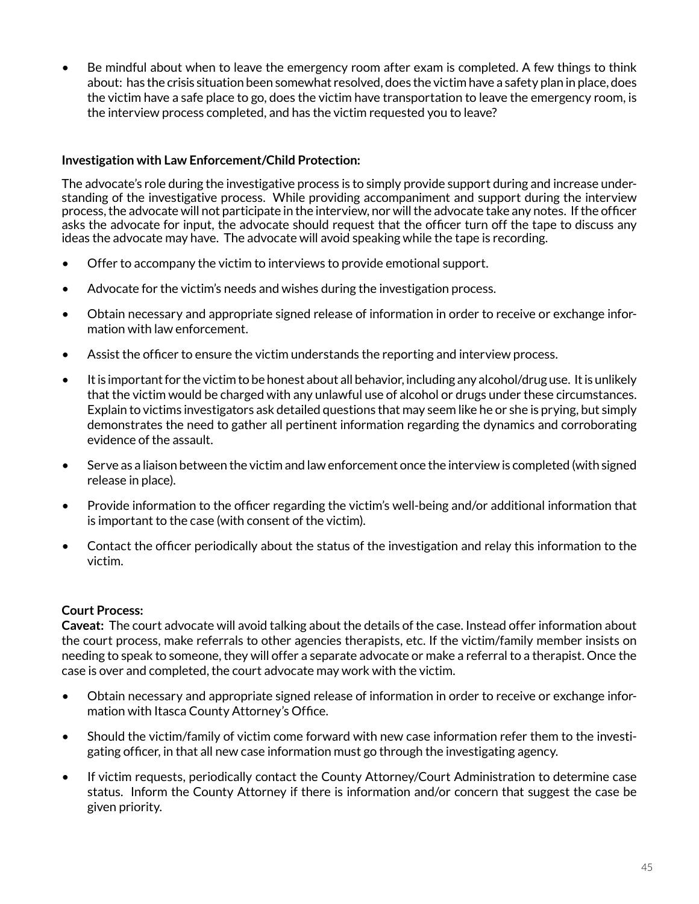- Be mindful about when to leave the emergency room after exam is completed. A few things to think about: has the crisis situation been somewhat resolved, does the victim have a safety plan in place, does the victim have a safe place to go, does the victim have transportation to leave the emergency room, is the interview process completed, and has the victim requested you to leave?

**Investigation with Law Enforcement/Child Protection:**

The advocate's role during the investigative process is to simply provide support during and increase understanding of the investigative process. While providing accompaniment and support during the interview process, the advocate will not participate in the interview, nor will the advocate take any notes. If the officer asks the advocate for input, the advocate should request that the officer turn off the tape to discuss any ideas the advocate may have. The advocate will avoid speaking while the tape is recording.

- Offer to accompany the victim to interviews to provide emotional support.
- Advocate for the victim's needs and wishes during the investigation process.
- Obtain necessary and appropriate signed release of information in order to receive or exchange information with law enforcement.
- Assist the officer to ensure the victim understands the reporting and interview process.
- It is important for the victim to be honest about all behavior, including any alcohol/drug use. It is unlikely that the victim would be charged with any unlawful use of alcohol or drugs under these circumstances. Explain to victims investigators ask detailed questions that may seem like he or she is prying, but simply demonstrates the need to gather all pertinent information regarding the dynamics and corroborating evidence of the assault.
- Serve as a liaison between the victim and law enforcement once the interview is completed (with signed release in place).
- Provide information to the officer regarding the victim's well-being and/or additional information that is important to the case (with consent of the victim).
- Contact the officer periodically about the status of the investigation and relay this information to the victim.

**Court Process:**
**Caveat:** The court advocate will avoid talking about the details of the case. Instead offer information about the court process, make referrals to other agencies therapists, etc. If the victim/family member insists on needing to speak to someone, they will offer a separate advocate or make a referral to a therapist. Once the case is over and completed, the court advocate may work with the victim.

- Obtain necessary and appropriate signed release of information in order to receive or exchange information with Itasca County Attorney's Office.
- Should the victim/family of victim come forward with new case information refer them to the investigating officer, in that all new case information must go through the investigating agency.
- If victim requests, periodically contact the County Attorney/Court Administration to determine case status. Inform the County Attorney if there is information and/or concern that suggest the case be given priority.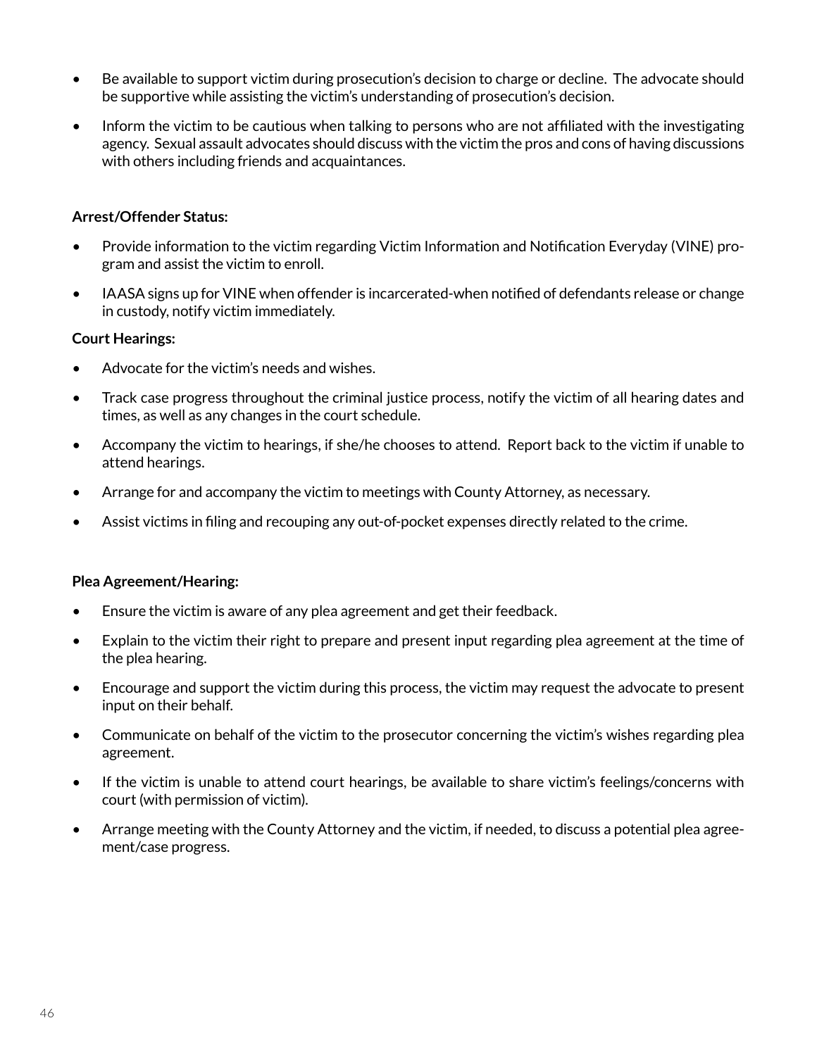- Be available to support victim during prosecution's decision to charge or decline. The advocate should be supportive while assisting the victim's understanding of prosecution's decision.
- Inform the victim to be cautious when talking to persons who are not affiliated with the investigating agency. Sexual assault advocates should discuss with the victim the pros and cons of having discussions with others including friends and acquaintances.

**Arrest/Offender Status:**

- Provide information to the victim regarding Victim Information and Notification Everyday (VINE) program and assist the victim to enroll.
- IAASA signs up for VINE when offender is incarcerated-when notified of defendants release or change in custody, notify victim immediately.

**Court Hearings:**

- Advocate for the victim's needs and wishes.
- Track case progress throughout the criminal justice process, notify the victim of all hearing dates and times, as well as any changes in the court schedule.
- Accompany the victim to hearings, if she/he chooses to attend. Report back to the victim if unable to attend hearings.
- Arrange for and accompany the victim to meetings with County Attorney, as necessary.
- Assist victims in filing and recouping any out-of-pocket expenses directly related to the crime.

**Plea Agreement/Hearing:**

- Ensure the victim is aware of any plea agreement and get their feedback.
- Explain to the victim their right to prepare and present input regarding plea agreement at the time of the plea hearing.
- Encourage and support the victim during this process, the victim may request the advocate to present input on their behalf.
- Communicate on behalf of the victim to the prosecutor concerning the victim's wishes regarding plea agreement.
- If the victim is unable to attend court hearings, be available to share victim's feelings/concerns with court (with permission of victim).
- Arrange meeting with the County Attorney and the victim, if needed, to discuss a potential plea agreement/case progress.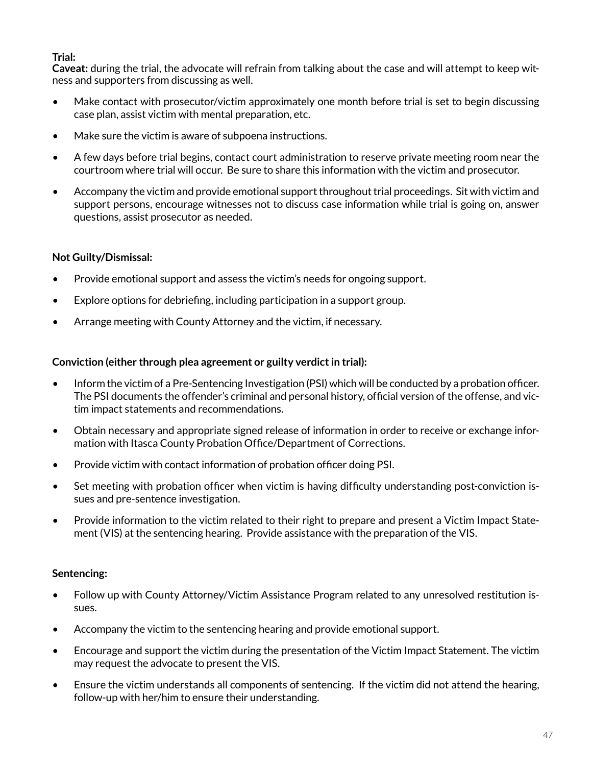**Trial:**

**Caveat:** during the trial, the advocate will refrain from talking about the case and will attempt to keep witness and supporters from discussing as well.

- Make contact with prosecutor/victim approximately one month before trial is set to begin discussing case plan, assist victim with mental preparation, etc.
- Make sure the victim is aware of subpoena instructions.
- A few days before trial begins, contact court administration to reserve private meeting room near the courtroom where trial will occur. Be sure to share this information with the victim and prosecutor.
- Accompany the victim and provide emotional support throughout trial proceedings. Sit with victim and support persons, encourage witnesses not to discuss case information while trial is going on, answer questions, assist prosecutor as needed.

**Not Guilty/Dismissal:**

- Provide emotional support and assess the victim's needs for ongoing support.
- Explore options for debriefing, including participation in a support group.
- Arrange meeting with County Attorney and the victim, if necessary.

**Conviction (either through plea agreement or guilty verdict in trial):**

- Inform the victim of a Pre-Sentencing Investigation (PSI) which will be conducted by a probation officer. The PSI documents the offender's criminal and personal history, official version of the offense, and victim impact statements and recommendations.
- Obtain necessary and appropriate signed release of information in order to receive or exchange information with Itasca County Probation Office/Department of Corrections.
- Provide victim with contact information of probation officer doing PSI.
- Set meeting with probation officer when victim is having difficulty understanding post-conviction issues and pre-sentence investigation.
- Provide information to the victim related to their right to prepare and present a Victim Impact Statement (VIS) at the sentencing hearing. Provide assistance with the preparation of the VIS.

**Sentencing:**

- Follow up with County Attorney/Victim Assistance Program related to any unresolved restitution issues.
- Accompany the victim to the sentencing hearing and provide emotional support.
- Encourage and support the victim during the presentation of the Victim Impact Statement. The victim may request the advocate to present the VIS.
- Ensure the victim understands all components of sentencing. If the victim did not attend the hearing, follow-up with her/him to ensure their understanding.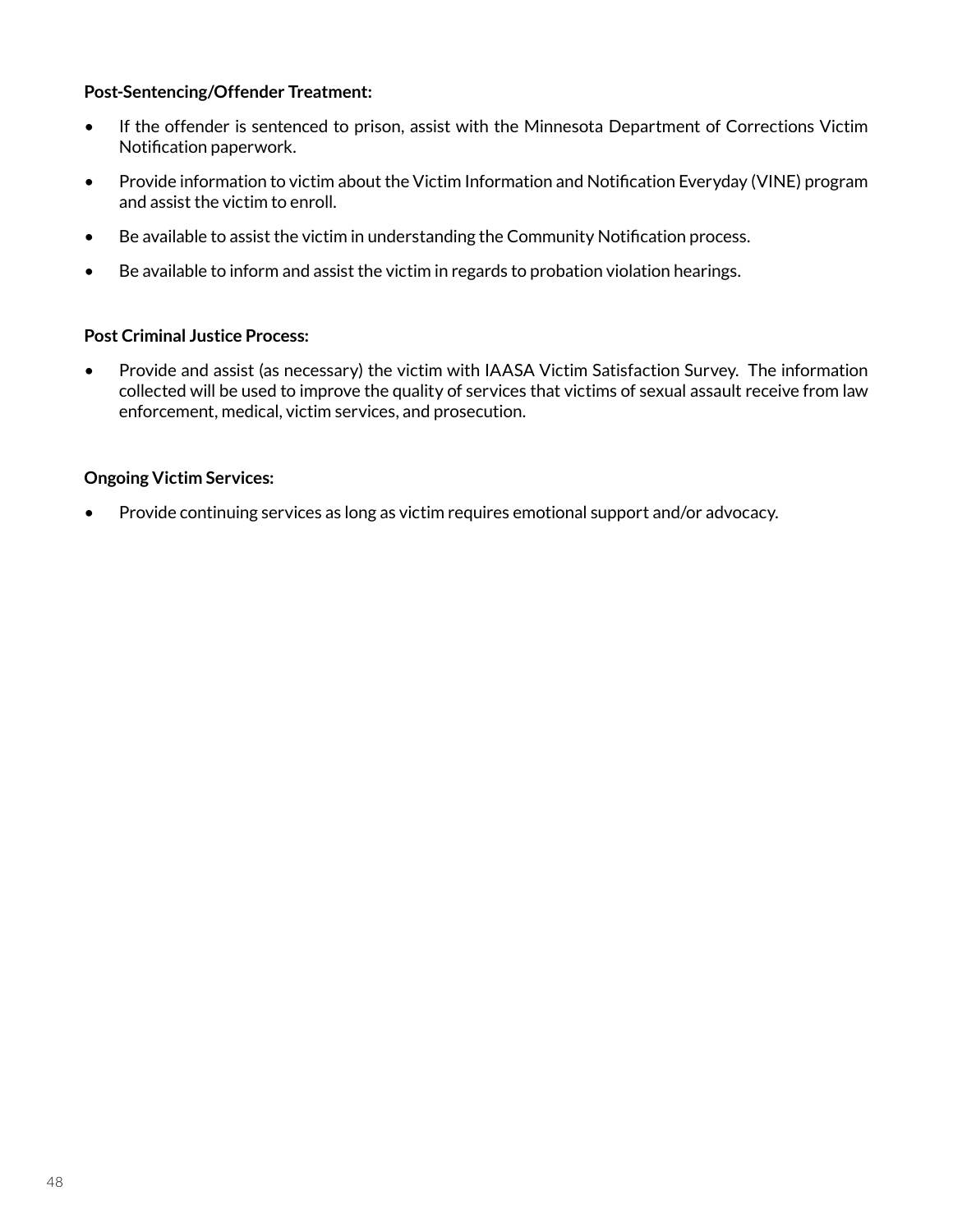**Post-Sentencing/Offender Treatment:**

- If the offender is sentenced to prison, assist with the Minnesota Department of Corrections Victim Notification paperwork.
- Provide information to victim about the Victim Information and Notification Everyday (VINE) program and assist the victim to enroll.
- Be available to assist the victim in understanding the Community Notification process.
- Be available to inform and assist the victim in regards to probation violation hearings.

**Post Criminal Justice Process:**

- Provide and assist (as necessary) the victim with IAASA Victim Satisfaction Survey. The information collected will be used to improve the quality of services that victims of sexual assault receive from law enforcement, medical, victim services, and prosecution.

**Ongoing Victim Services:**

- Provide continuing services as long as victim requires emotional support and/or advocacy.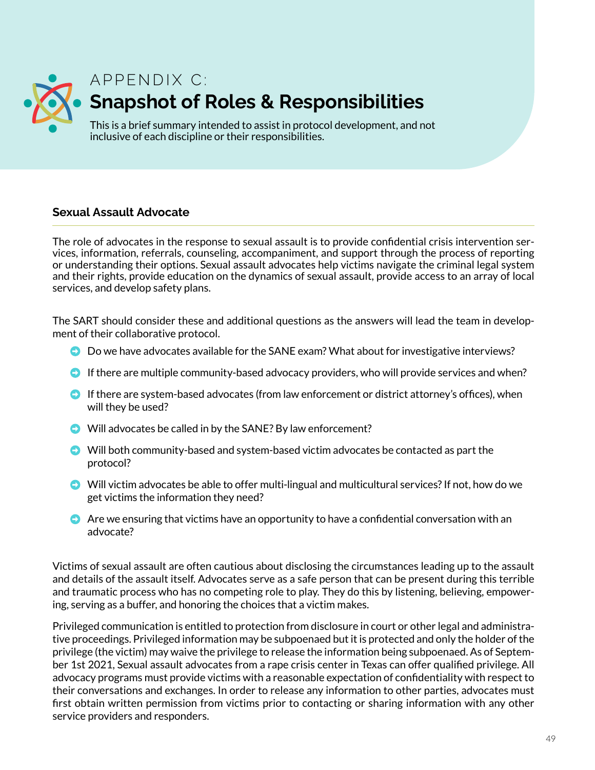# APPENDIX C:
# Snapshot of Roles & Responsibilities

This is a brief summary intended to assist in protocol development, and not inclusive of each discipline or their responsibilities.

## Sexual Assault Advocate

The role of advocates in the response to sexual assault is to provide confidential crisis intervention services, information, referrals, counseling, accompaniment, and support through the process of reporting or understanding their options. Sexual assault advocates help victims navigate the criminal legal system and their rights, provide education on the dynamics of sexual assault, provide access to an array of local services, and develop safety plans.

The SART should consider these and additional questions as the answers will lead the team in development of their collaborative protocol.

- Do we have advocates available for the SANE exam? What about for investigative interviews?
- If there are multiple community-based advocacy providers, who will provide services and when?
- If there are system-based advocates (from law enforcement or district attorney's offices), when will they be used?
- Will advocates be called in by the SANE? By law enforcement?
- Will both community-based and system-based victim advocates be contacted as part the protocol?
- Will victim advocates be able to offer multi-lingual and multicultural services? If not, how do we get victims the information they need?
- Are we ensuring that victims have an opportunity to have a confidential conversation with an advocate?

Victims of sexual assault are often cautious about disclosing the circumstances leading up to the assault and details of the assault itself. Advocates serve as a safe person that can be present during this terrible and traumatic process who has no competing role to play. They do this by listening, believing, empowering, serving as a buffer, and honoring the choices that a victim makes.

Privileged communication is entitled to protection from disclosure in court or other legal and administrative proceedings. Privileged information may be subpoenaed but it is protected and only the holder of the privilege (the victim) may waive the privilege to release the information being subpoenaed. As of September 1st 2021, Sexual assault advocates from a rape crisis center in Texas can offer qualified privilege. All advocacy programs must provide victims with a reasonable expectation of confidentiality with respect to their conversations and exchanges. In order to release any information to other parties, advocates must first obtain written permission from victims prior to contacting or sharing information with any other service providers and responders.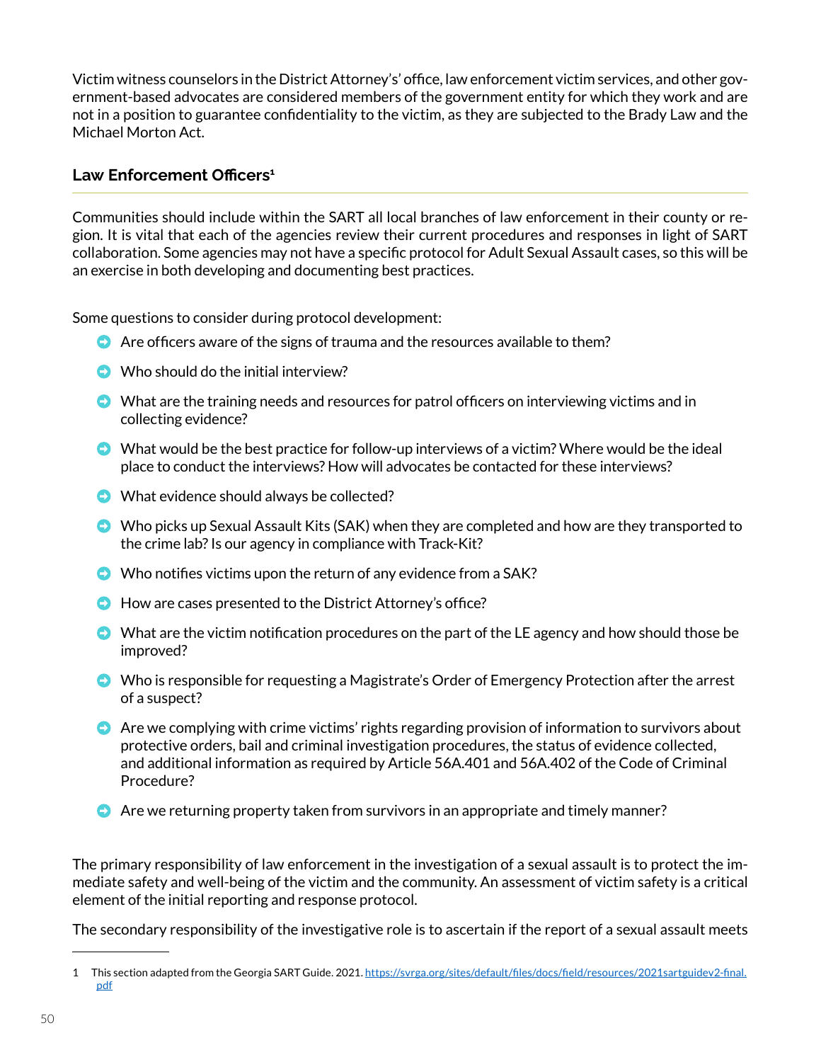Victim witness counselors in the District Attorney's' office, law enforcement victim services, and other government-based advocates are considered members of the government entity for which they work and are not in a position to guarantee confidentiality to the victim, as they are subjected to the Brady Law and the Michael Morton Act.

### Law Enforcement Officers[1]

Communities should include within the SART all local branches of law enforcement in their county or region. It is vital that each of the agencies review their current procedures and responses in light of SART collaboration. Some agencies may not have a specific protocol for Adult Sexual Assault cases, so this will be an exercise in both developing and documenting best practices.

Some questions to consider during protocol development:

- Are officers aware of the signs of trauma and the resources available to them?
- Who should do the initial interview?
- What are the training needs and resources for patrol officers on interviewing victims and in collecting evidence?
- What would be the best practice for follow-up interviews of a victim? Where would be the ideal place to conduct the interviews? How will advocates be contacted for these interviews?
- What evidence should always be collected?
- Who picks up Sexual Assault Kits (SAK) when they are completed and how are they transported to the crime lab? Is our agency in compliance with Track-Kit?
- Who notifies victims upon the return of any evidence from a SAK?
- How are cases presented to the District Attorney's office?
- What are the victim notification procedures on the part of the LE agency and how should those be improved?
- Who is responsible for requesting a Magistrate's Order of Emergency Protection after the arrest of a suspect?
- Are we complying with crime victims' rights regarding provision of information to survivors about protective orders, bail and criminal investigation procedures, the status of evidence collected, and additional information as required by Article 56A.401 and 56A.402 of the Code of Criminal Procedure?
- Are we returning property taken from survivors in an appropriate and timely manner?

The primary responsibility of law enforcement in the investigation of a sexual assault is to protect the immediate safety and well-being of the victim and the community. An assessment of victim safety is a critical element of the initial reporting and response protocol.

The secondary responsibility of the investigative role is to ascertain if the report of a sexual assault meets

---

1 This section adapted from the Georgia SART Guide. 2021. https://svrga.org/sites/default/files/docs/field/resources/2021sartguidev2-final.pdf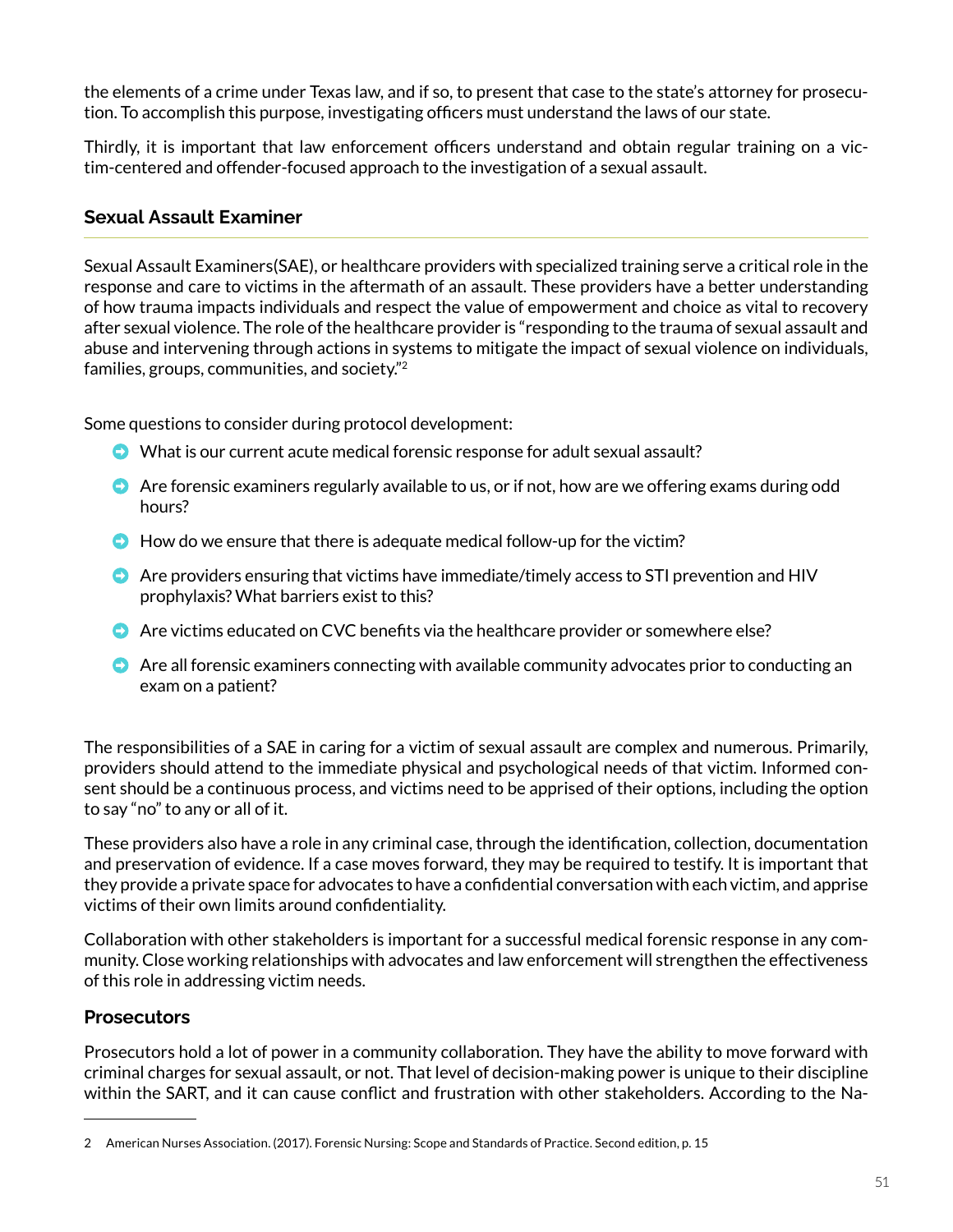the elements of a crime under Texas law, and if so, to present that case to the state's attorney for prosecution. To accomplish this purpose, investigating officers must understand the laws of our state.

Thirdly, it is important that law enforcement officers understand and obtain regular training on a victim-centered and offender-focused approach to the investigation of a sexual assault.

### Sexual Assault Examiner

Sexual Assault Examiners(SAE), or healthcare providers with specialized training serve a critical role in the response and care to victims in the aftermath of an assault. These providers have a better understanding of how trauma impacts individuals and respect the value of empowerment and choice as vital to recovery after sexual violence. The role of the healthcare provider is "responding to the trauma of sexual assault and abuse and intervening through actions in systems to mitigate the impact of sexual violence on individuals, families, groups, communities, and society."[2]

Some questions to consider during protocol development:

- What is our current acute medical forensic response for adult sexual assault?
- Are forensic examiners regularly available to us, or if not, how are we offering exams during odd hours?
- How do we ensure that there is adequate medical follow-up for the victim?
- Are providers ensuring that victims have immediate/timely access to STI prevention and HIV prophylaxis? What barriers exist to this?
- Are victims educated on CVC benefits via the healthcare provider or somewhere else?
- Are all forensic examiners connecting with available community advocates prior to conducting an exam on a patient?

The responsibilities of a SAE in caring for a victim of sexual assault are complex and numerous. Primarily, providers should attend to the immediate physical and psychological needs of that victim. Informed consent should be a continuous process, and victims need to be apprised of their options, including the option to say "no" to any or all of it.

These providers also have a role in any criminal case, through the identification, collection, documentation and preservation of evidence. If a case moves forward, they may be required to testify. It is important that they provide a private space for advocates to have a confidential conversation with each victim, and apprise victims of their own limits around confidentiality.

Collaboration with other stakeholders is important for a successful medical forensic response in any community. Close working relationships with advocates and law enforcement will strengthen the effectiveness of this role in addressing victim needs.

### Prosecutors

Prosecutors hold a lot of power in a community collaboration. They have the ability to move forward with criminal charges for sexual assault, or not. That level of decision-making power is unique to their discipline within the SART, and it can cause conflict and frustration with other stakeholders. According to the Na-

---

2 American Nurses Association. (2017). Forensic Nursing: Scope and Standards of Practice. Second edition, p. 15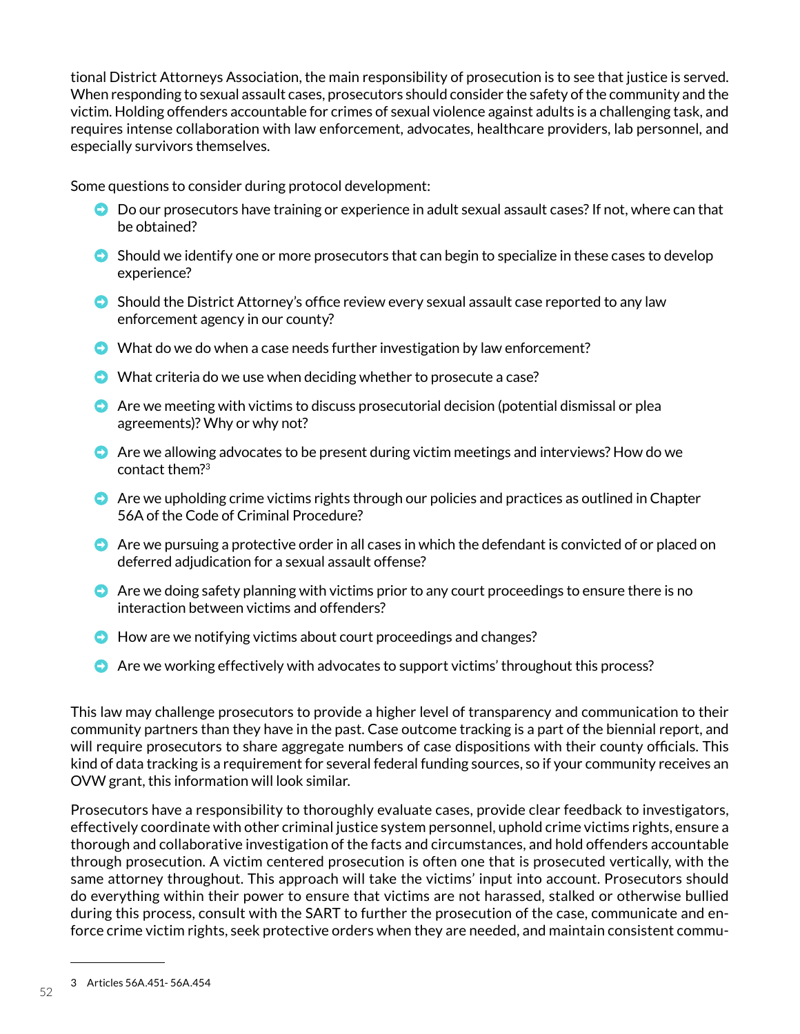tional District Attorneys Association, the main responsibility of prosecution is to see that justice is served. When responding to sexual assault cases, prosecutors should consider the safety of the community and the victim. Holding offenders accountable for crimes of sexual violence against adults is a challenging task, and requires intense collaboration with law enforcement, advocates, healthcare providers, lab personnel, and especially survivors themselves.

Some questions to consider during protocol development:

- Do our prosecutors have training or experience in adult sexual assault cases? If not, where can that be obtained?
- Should we identify one or more prosecutors that can begin to specialize in these cases to develop experience?
- Should the District Attorney's office review every sexual assault case reported to any law enforcement agency in our county?
- What do we do when a case needs further investigation by law enforcement?
- What criteria do we use when deciding whether to prosecute a case?
- Are we meeting with victims to discuss prosecutorial decision (potential dismissal or plea agreements)? Why or why not?
- Are we allowing advocates to be present during victim meetings and interviews? How do we contact them?[3]
- Are we upholding crime victims rights through our policies and practices as outlined in Chapter 56A of the Code of Criminal Procedure?
- Are we pursuing a protective order in all cases in which the defendant is convicted of or placed on deferred adjudication for a sexual assault offense?
- Are we doing safety planning with victims prior to any court proceedings to ensure there is no interaction between victims and offenders?
- How are we notifying victims about court proceedings and changes?
- Are we working effectively with advocates to support victims' throughout this process?

This law may challenge prosecutors to provide a higher level of transparency and communication to their community partners than they have in the past. Case outcome tracking is a part of the biennial report, and will require prosecutors to share aggregate numbers of case dispositions with their county officials. This kind of data tracking is a requirement for several federal funding sources, so if your community receives an OVW grant, this information will look similar.

Prosecutors have a responsibility to thoroughly evaluate cases, provide clear feedback to investigators, effectively coordinate with other criminal justice system personnel, uphold crime victims rights, ensure a thorough and collaborative investigation of the facts and circumstances, and hold offenders accountable through prosecution. A victim centered prosecution is often one that is prosecuted vertically, with the same attorney throughout. This approach will take the victims' input into account. Prosecutors should do everything within their power to ensure that victims are not harassed, stalked or otherwise bullied during this process, consult with the SART to further the prosecution of the case, communicate and enforce crime victim rights, seek protective orders when they are needed, and maintain consistent commu-

---

3 Articles 56A.451- 56A.454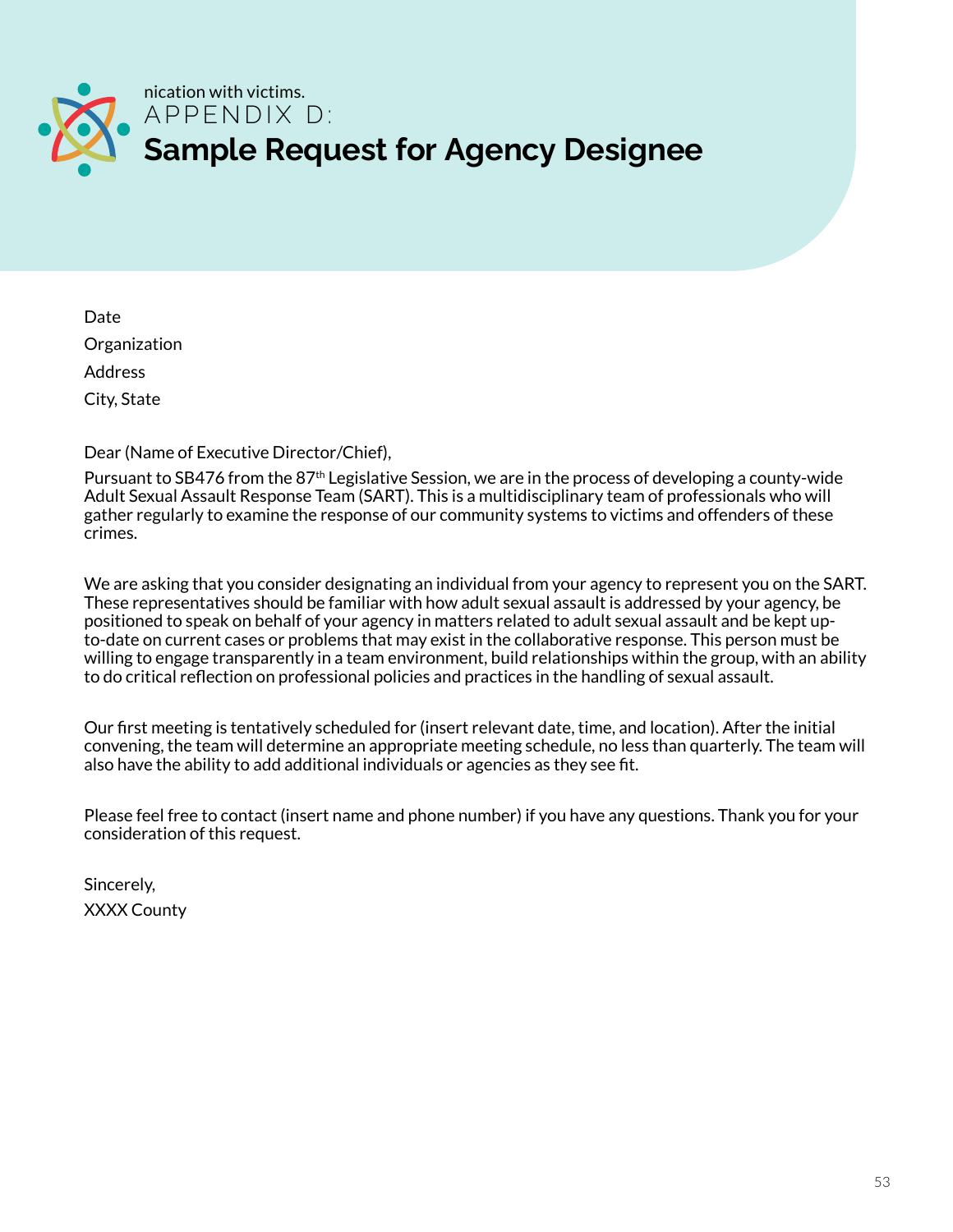nication with victims.

# APPENDIX D:
# Sample Request for Agency Designee

Date

Organization

Address

City, State

Dear (Name of Executive Director/Chief),

Pursuant to SB476 from the 87th Legislative Session, we are in the process of developing a county-wide Adult Sexual Assault Response Team (SART). This is a multidisciplinary team of professionals who will gather regularly to examine the response of our community systems to victims and offenders of these crimes.

We are asking that you consider designating an individual from your agency to represent you on the SART. These representatives should be familiar with how adult sexual assault is addressed by your agency, be positioned to speak on behalf of your agency in matters related to adult sexual assault and be kept up-to-date on current cases or problems that may exist in the collaborative response. This person must be willing to engage transparently in a team environment, build relationships within the group, with an ability to do critical reflection on professional policies and practices in the handling of sexual assault.

Our first meeting is tentatively scheduled for (insert relevant date, time, and location). After the initial convening, the team will determine an appropriate meeting schedule, no less than quarterly. The team will also have the ability to add additional individuals or agencies as they see fit.

Please feel free to contact (insert name and phone number) if you have any questions. Thank you for your consideration of this request.

Sincerely,

XXXX County